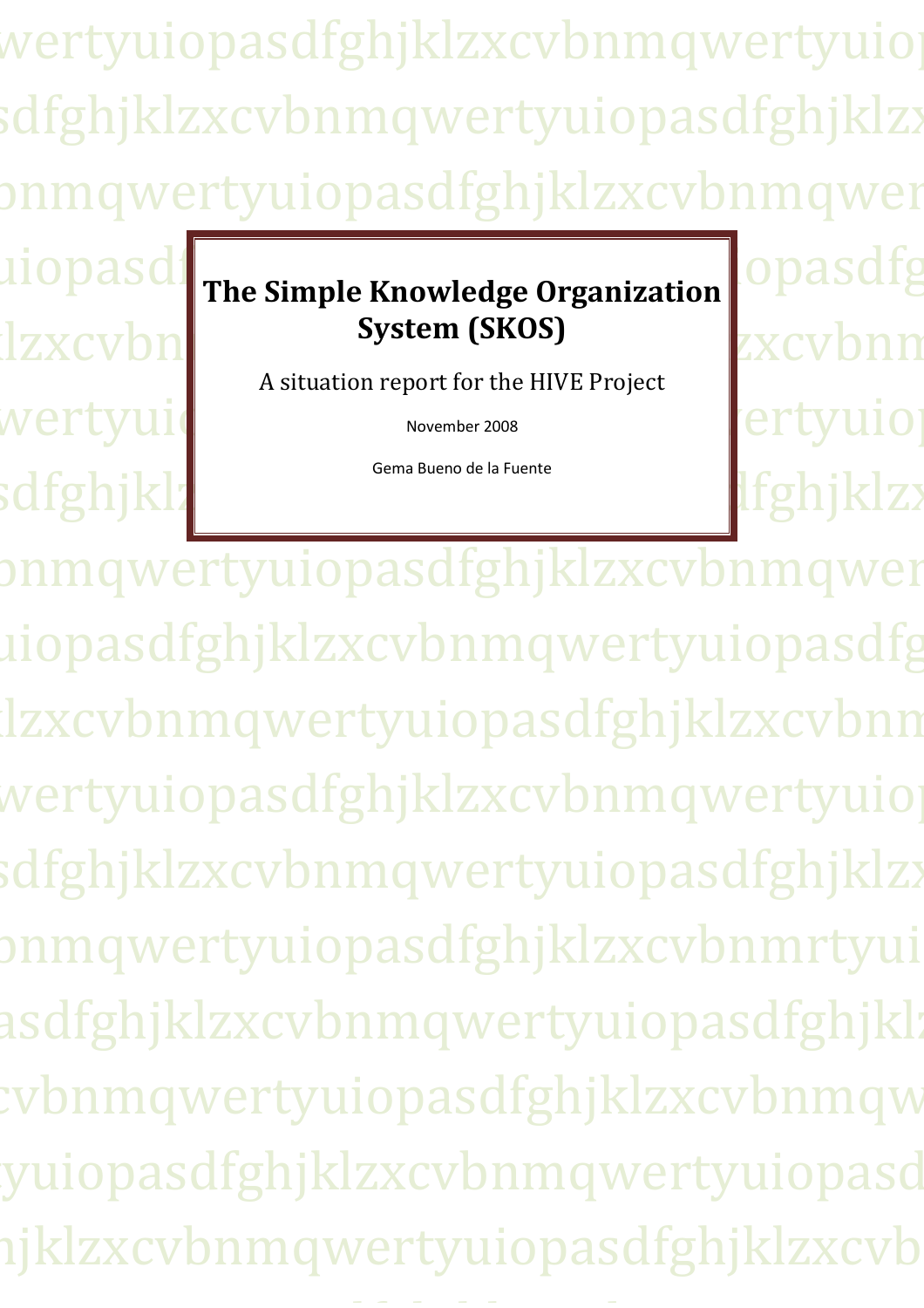# The Simple Knowledge Organization System (SKOS)

A situation report for the HIVE Project

November 2008

Gema Bueno de la Fuente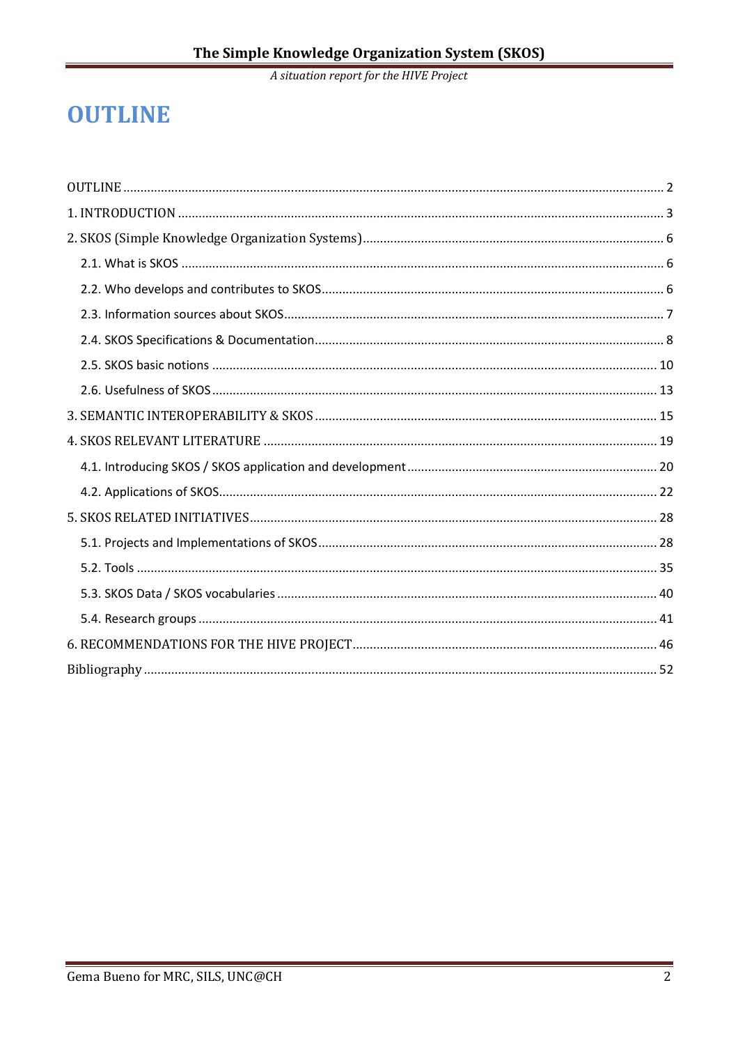# OUTLINE

OUTLINE ..... 2
1. INTRODUCTION ..... 3
2. SKOS (Simple Knowledge Organization Systems) ..... 6
  2.1. What is SKOS ..... 6
  2.2. Who develops and contributes to SKOS ..... 6
  2.3. Information sources about SKOS ..... 7
  2.4. SKOS Specifications & Documentation ..... 8
  2.5. SKOS basic notions ..... 10
  2.6. Usefulness of SKOS ..... 13
3. SEMANTIC INTEROPERABILITY & SKOS ..... 15
4. SKOS RELEVANT LITERATURE ..... 19
  4.1. Introducing SKOS / SKOS application and development ..... 20
  4.2. Applications of SKOS ..... 22
5. SKOS RELATED INITIATIVES ..... 28
  5.1. Projects and Implementations of SKOS ..... 28
  5.2. Tools ..... 35
  5.3. SKOS Data / SKOS vocabularies ..... 40
  5.4. Research groups ..... 41
6. RECOMMENDATIONS FOR THE HIVE PROJECT ..... 46
Bibliography ..... 52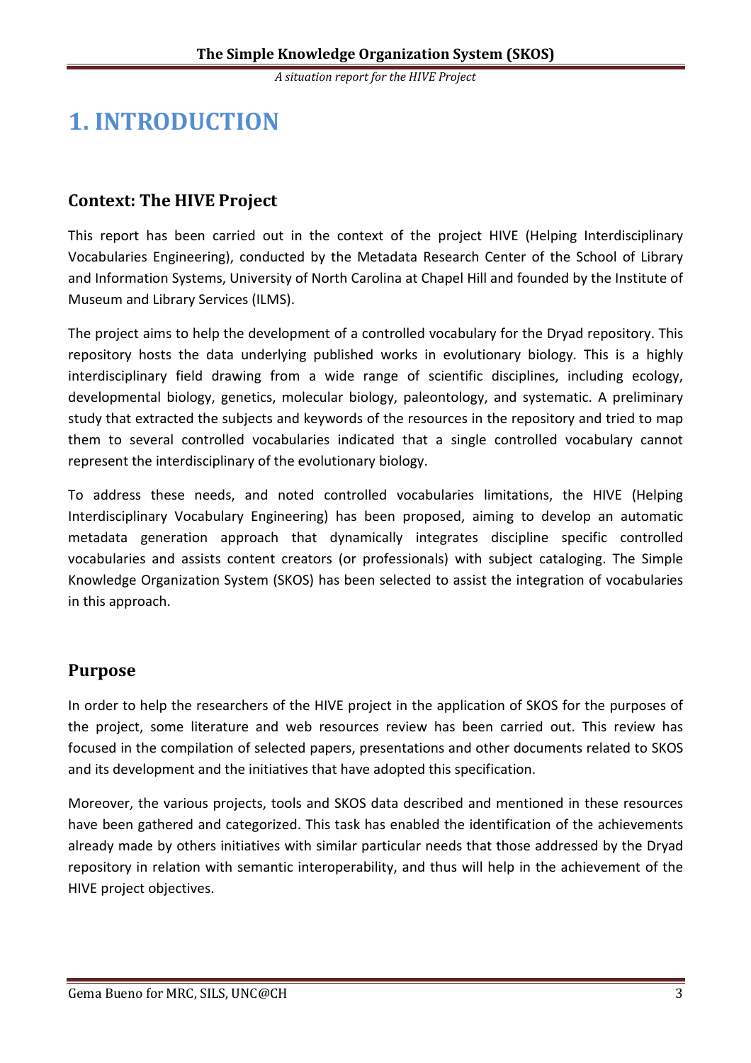# 1. INTRODUCTION

## Context: The HIVE Project

This report has been carried out in the context of the project HIVE (Helping Interdisciplinary Vocabularies Engineering), conducted by the Metadata Research Center of the School of Library and Information Systems, University of North Carolina at Chapel Hill and founded by the Institute of Museum and Library Services (ILMS).

The project aims to help the development of a controlled vocabulary for the Dryad repository. This repository hosts the data underlying published works in evolutionary biology. This is a highly interdisciplinary field drawing from a wide range of scientific disciplines, including ecology, developmental biology, genetics, molecular biology, paleontology, and systematic. A preliminary study that extracted the subjects and keywords of the resources in the repository and tried to map them to several controlled vocabularies indicated that a single controlled vocabulary cannot represent the interdisciplinary of the evolutionary biology.

To address these needs, and noted controlled vocabularies limitations, the HIVE (Helping Interdisciplinary Vocabulary Engineering) has been proposed, aiming to develop an automatic metadata generation approach that dynamically integrates discipline specific controlled vocabularies and assists content creators (or professionals) with subject cataloging. The Simple Knowledge Organization System (SKOS) has been selected to assist the integration of vocabularies in this approach.

## Purpose

In order to help the researchers of the HIVE project in the application of SKOS for the purposes of the project, some literature and web resources review has been carried out. This review has focused in the compilation of selected papers, presentations and other documents related to SKOS and its development and the initiatives that have adopted this specification.

Moreover, the various projects, tools and SKOS data described and mentioned in these resources have been gathered and categorized. This task has enabled the identification of the achievements already made by others initiatives with similar particular needs that those addressed by the Dryad repository in relation with semantic interoperability, and thus will help in the achievement of the HIVE project objectives.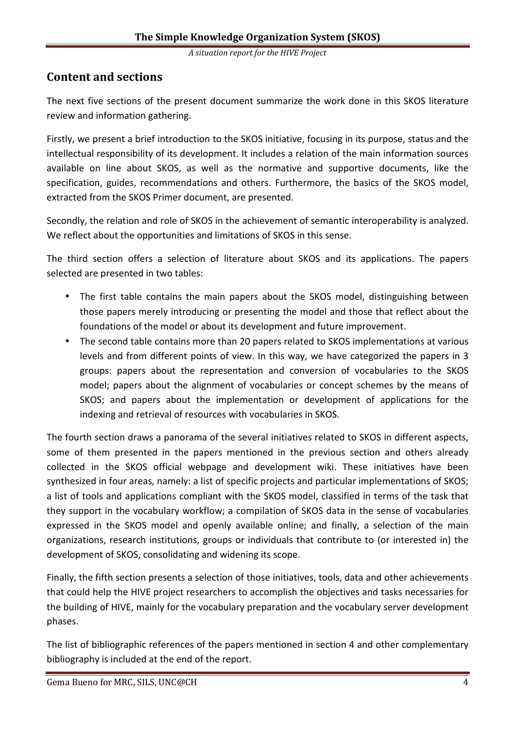## Content and sections

The next five sections of the present document summarize the work done in this SKOS literature review and information gathering.

Firstly, we present a brief introduction to the SKOS initiative, focusing in its purpose, status and the intellectual responsibility of its development. It includes a relation of the main information sources available on line about SKOS, as well as the normative and supportive documents, like the specification, guides, recommendations and others. Furthermore, the basics of the SKOS model, extracted from the SKOS Primer document, are presented.

Secondly, the relation and role of SKOS in the achievement of semantic interoperability is analyzed. We reflect about the opportunities and limitations of SKOS in this sense.

The third section offers a selection of literature about SKOS and its applications. The papers selected are presented in two tables:

- The first table contains the main papers about the SKOS model, distinguishing between those papers merely introducing or presenting the model and those that reflect about the foundations of the model or about its development and future improvement.
- The second table contains more than 20 papers related to SKOS implementations at various levels and from different points of view. In this way, we have categorized the papers in 3 groups: papers about the representation and conversion of vocabularies to the SKOS model; papers about the alignment of vocabularies or concept schemes by the means of SKOS; and papers about the implementation or development of applications for the indexing and retrieval of resources with vocabularies in SKOS.

The fourth section draws a panorama of the several initiatives related to SKOS in different aspects, some of them presented in the papers mentioned in the previous section and others already collected in the SKOS official webpage and development wiki. These initiatives have been synthesized in four areas, namely: a list of specific projects and particular implementations of SKOS; a list of tools and applications compliant with the SKOS model, classified in terms of the task that they support in the vocabulary workflow; a compilation of SKOS data in the sense of vocabularies expressed in the SKOS model and openly available online; and finally, a selection of the main organizations, research institutions, groups or individuals that contribute to (or interested in) the development of SKOS, consolidating and widening its scope.

Finally, the fifth section presents a selection of those initiatives, tools, data and other achievements that could help the HIVE project researchers to accomplish the objectives and tasks necessaries for the building of HIVE, mainly for the vocabulary preparation and the vocabulary server development phases.

The list of bibliographic references of the papers mentioned in section 4 and other complementary bibliography is included at the end of the report.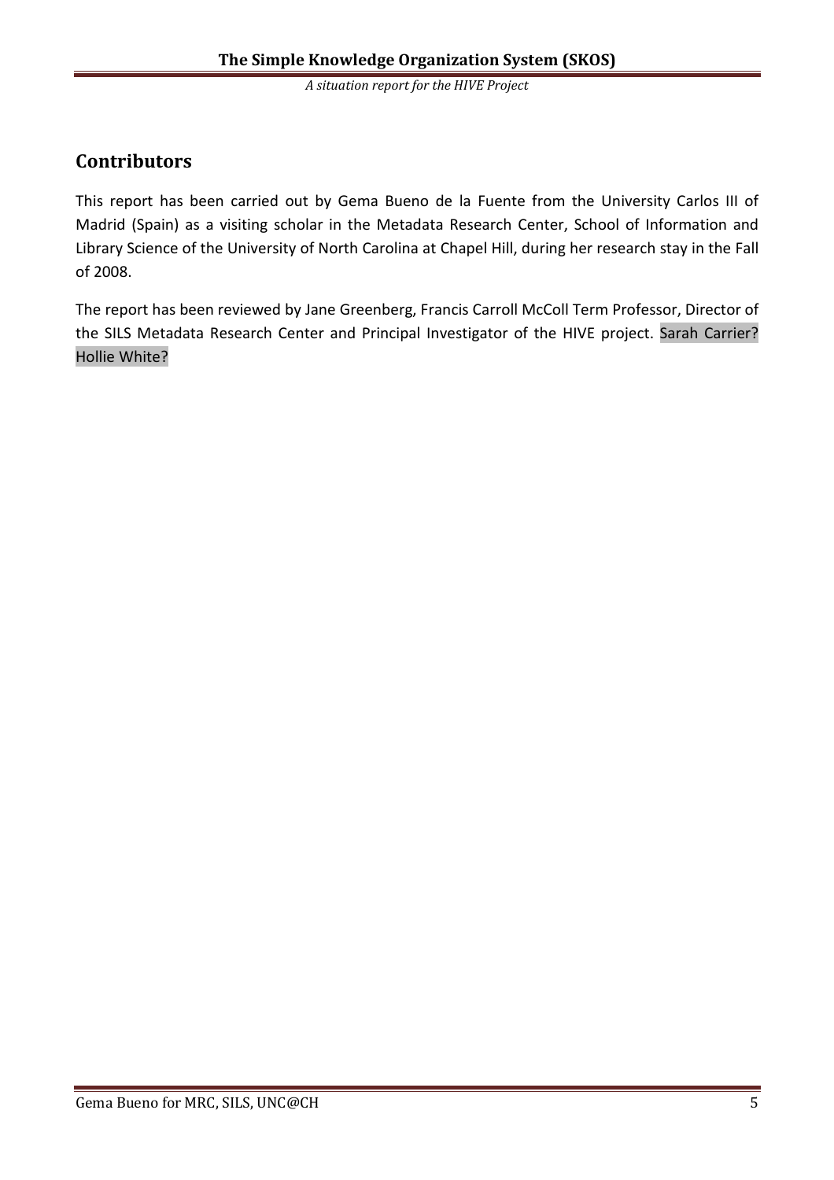## Contributors

This report has been carried out by Gema Bueno de la Fuente from the University Carlos III of Madrid (Spain) as a visiting scholar in the Metadata Research Center, School of Information and Library Science of the University of North Carolina at Chapel Hill, during her research stay in the Fall of 2008.

The report has been reviewed by Jane Greenberg, Francis Carroll McColl Term Professor, Director of the SILS Metadata Research Center and Principal Investigator of the HIVE project. Sarah Carrier? Hollie White?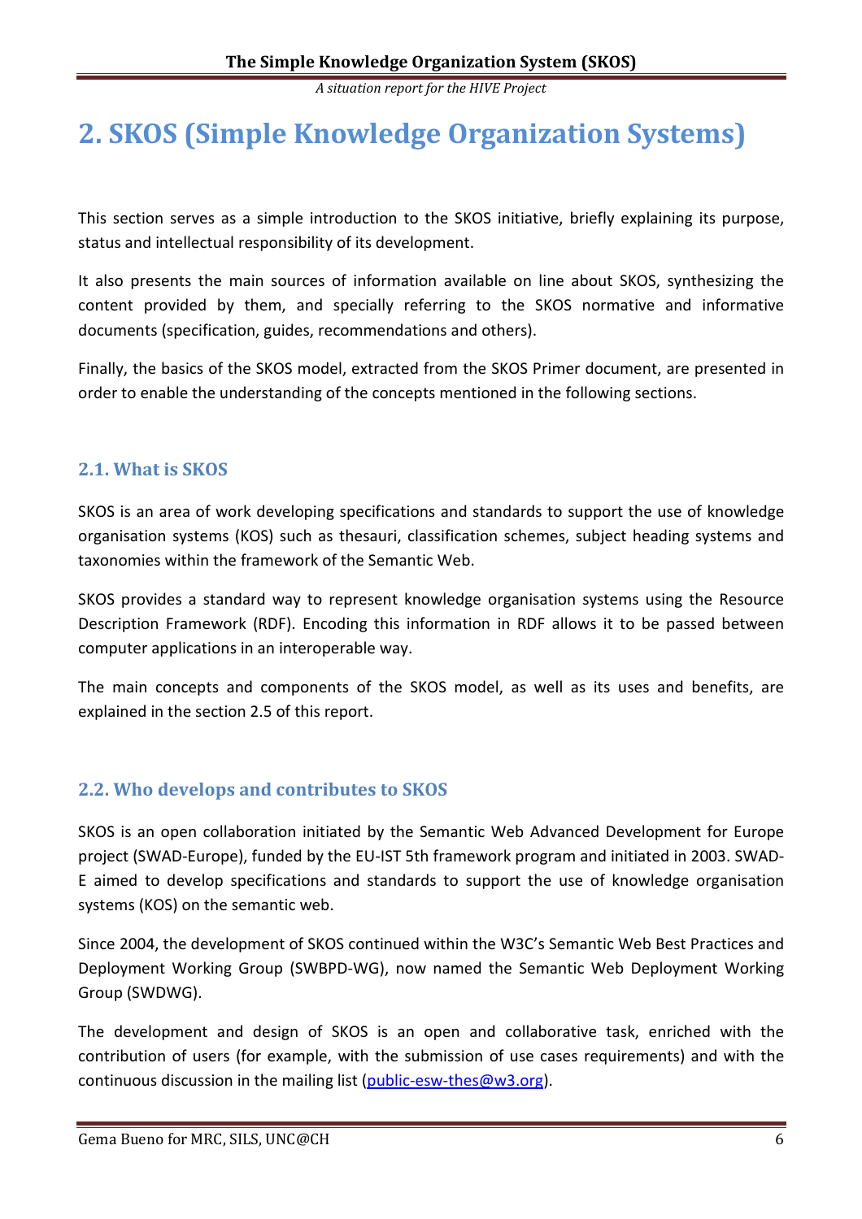# 2. SKOS (Simple Knowledge Organization Systems)

This section serves as a simple introduction to the SKOS initiative, briefly explaining its purpose, status and intellectual responsibility of its development.

It also presents the main sources of information available on line about SKOS, synthesizing the content provided by them, and specially referring to the SKOS normative and informative documents (specification, guides, recommendations and others).

Finally, the basics of the SKOS model, extracted from the SKOS Primer document, are presented in order to enable the understanding of the concepts mentioned in the following sections.

## 2.1. What is SKOS

SKOS is an area of work developing specifications and standards to support the use of knowledge organisation systems (KOS) such as thesauri, classification schemes, subject heading systems and taxonomies within the framework of the Semantic Web.

SKOS provides a standard way to represent knowledge organisation systems using the Resource Description Framework (RDF). Encoding this information in RDF allows it to be passed between computer applications in an interoperable way.

The main concepts and components of the SKOS model, as well as its uses and benefits, are explained in the section 2.5 of this report.

## 2.2. Who develops and contributes to SKOS

SKOS is an open collaboration initiated by the Semantic Web Advanced Development for Europe project (SWAD-Europe), funded by the EU-IST 5th framework program and initiated in 2003. SWAD-E aimed to develop specifications and standards to support the use of knowledge organisation systems (KOS) on the semantic web.

Since 2004, the development of SKOS continued within the W3C's Semantic Web Best Practices and Deployment Working Group (SWBPD-WG), now named the Semantic Web Deployment Working Group (SWDWG).

The development and design of SKOS is an open and collaborative task, enriched with the contribution of users (for example, with the submission of use cases requirements) and with the continuous discussion in the mailing list (public-esw-thes@w3.org).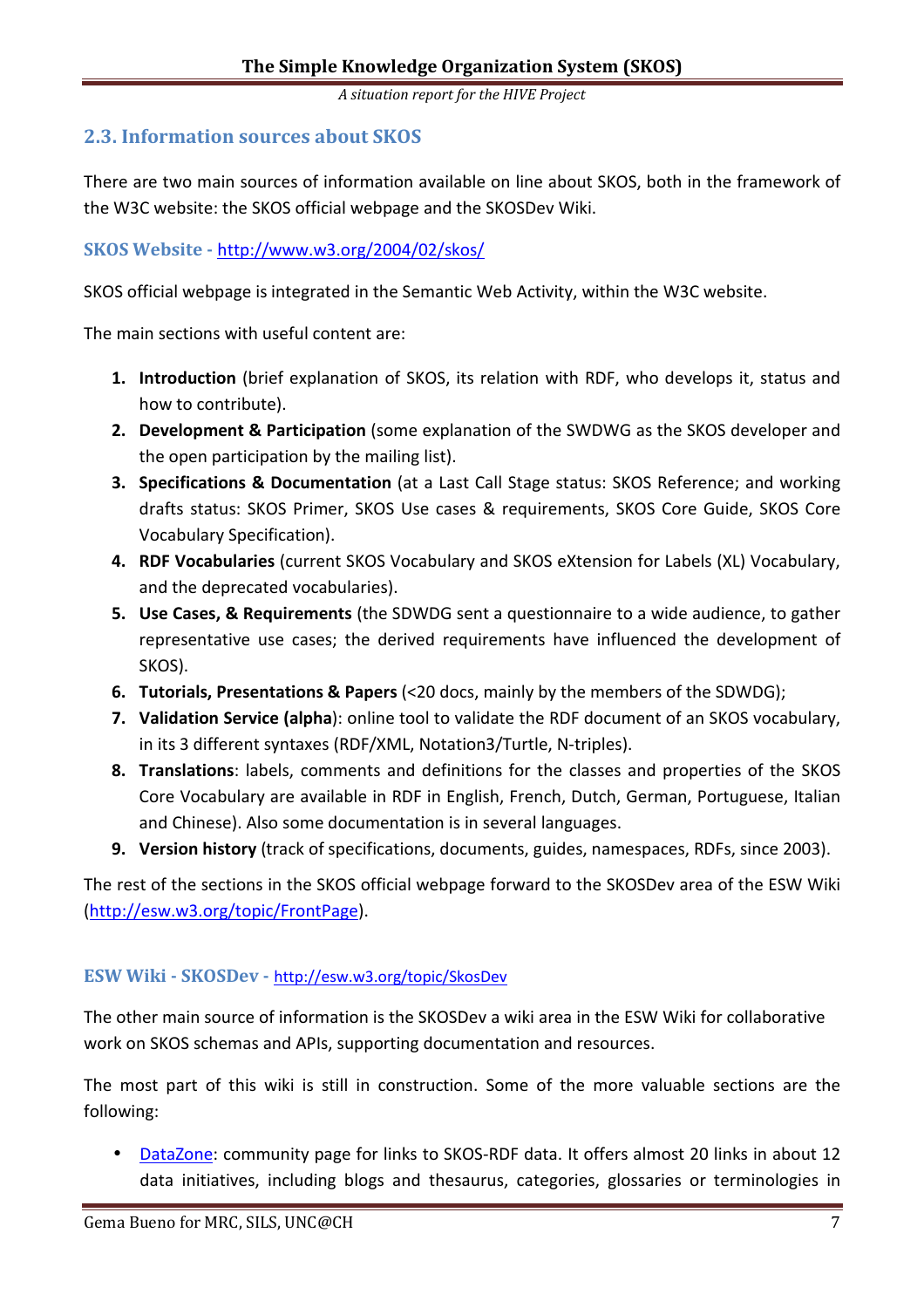## 2.3. Information sources about SKOS

There are two main sources of information available on line about SKOS, both in the framework of the W3C website: the SKOS official webpage and the SKOSDev Wiki.

### SKOS Website - http://www.w3.org/2004/02/skos/

SKOS official webpage is integrated in the Semantic Web Activity, within the W3C website.

The main sections with useful content are:

1. **Introduction** (brief explanation of SKOS, its relation with RDF, who develops it, status and how to contribute).
2. **Development & Participation** (some explanation of the SWDWG as the SKOS developer and the open participation by the mailing list).
3. **Specifications & Documentation** (at a Last Call Stage status: SKOS Reference; and working drafts status: SKOS Primer, SKOS Use cases & requirements, SKOS Core Guide, SKOS Core Vocabulary Specification).
4. **RDF Vocabularies** (current SKOS Vocabulary and SKOS eXtension for Labels (XL) Vocabulary, and the deprecated vocabularies).
5. **Use Cases, & Requirements** (the SDWDG sent a questionnaire to a wide audience, to gather representative use cases; the derived requirements have influenced the development of SKOS).
6. **Tutorials, Presentations & Papers** (<20 docs, mainly by the members of the SDWDG);
7. **Validation Service (alpha**): online tool to validate the RDF document of an SKOS vocabulary, in its 3 different syntaxes (RDF/XML, Notation3/Turtle, N-triples).
8. **Translations**: labels, comments and definitions for the classes and properties of the SKOS Core Vocabulary are available in RDF in English, French, Dutch, German, Portuguese, Italian and Chinese). Also some documentation is in several languages.
9. **Version history** (track of specifications, documents, guides, namespaces, RDFs, since 2003).

The rest of the sections in the SKOS official webpage forward to the SKOSDev area of the ESW Wiki (http://esw.w3.org/topic/FrontPage).

### ESW Wiki - SKOSDev - http://esw.w3.org/topic/SkosDev

The other main source of information is the SKOSDev a wiki area in the ESW Wiki for collaborative work on SKOS schemas and APIs, supporting documentation and resources.

The most part of this wiki is still in construction. Some of the more valuable sections are the following:

- DataZone: community page for links to SKOS-RDF data. It offers almost 20 links in about 12 data initiatives, including blogs and thesaurus, categories, glossaries or terminologies in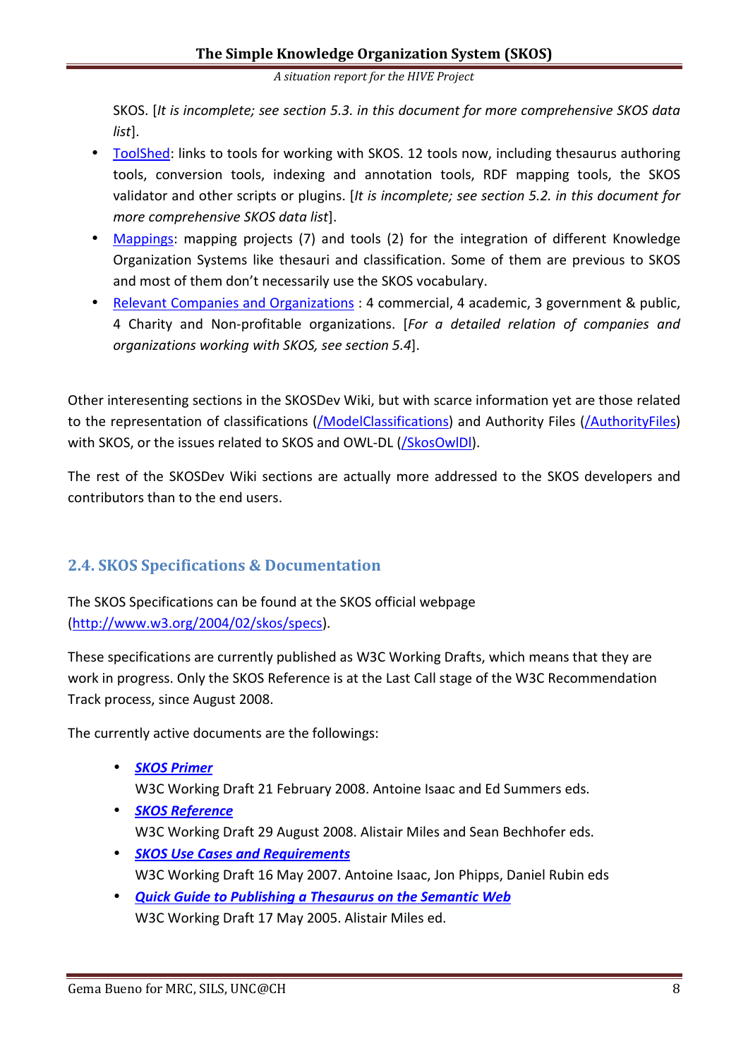SKOS. [*It is incomplete; see section 5.3. in this document for more comprehensive SKOS data list*].

- ToolShed: links to tools for working with SKOS. 12 tools now, including thesaurus authoring tools, conversion tools, indexing and annotation tools, RDF mapping tools, the SKOS validator and other scripts or plugins. [*It is incomplete; see section 5.2. in this document for more comprehensive SKOS data list*].
- Mappings: mapping projects (7) and tools (2) for the integration of different Knowledge Organization Systems like thesauri and classification. Some of them are previous to SKOS and most of them don't necessarily use the SKOS vocabulary.
- Relevant Companies and Organizations : 4 commercial, 4 academic, 3 government & public, 4 Charity and Non-profitable organizations. [*For a detailed relation of companies and organizations working with SKOS, see section 5.4*].

Other interesenting sections in the SKOSDev Wiki, but with scarce information yet are those related to the representation of classifications (/ModelClassifications) and Authority Files (/AuthorityFiles) with SKOS, or the issues related to SKOS and OWL-DL (/SkosOwlDl).

The rest of the SKOSDev Wiki sections are actually more addressed to the SKOS developers and contributors than to the end users.

## 2.4. SKOS Specifications & Documentation

The SKOS Specifications can be found at the SKOS official webpage (http://www.w3.org/2004/02/skos/specs).

These specifications are currently published as W3C Working Drafts, which means that they are work in progress. Only the SKOS Reference is at the Last Call stage of the W3C Recommendation Track process, since August 2008.

The currently active documents are the followings:

- ***SKOS Primer***
  W3C Working Draft 21 February 2008. Antoine Isaac and Ed Summers eds.
- ***SKOS Reference***
  W3C Working Draft 29 August 2008. Alistair Miles and Sean Bechhofer eds.
- ***SKOS Use Cases and Requirements***
  W3C Working Draft 16 May 2007. Antoine Isaac, Jon Phipps, Daniel Rubin eds
- ***Quick Guide to Publishing a Thesaurus on the Semantic Web***
  W3C Working Draft 17 May 2005. Alistair Miles ed.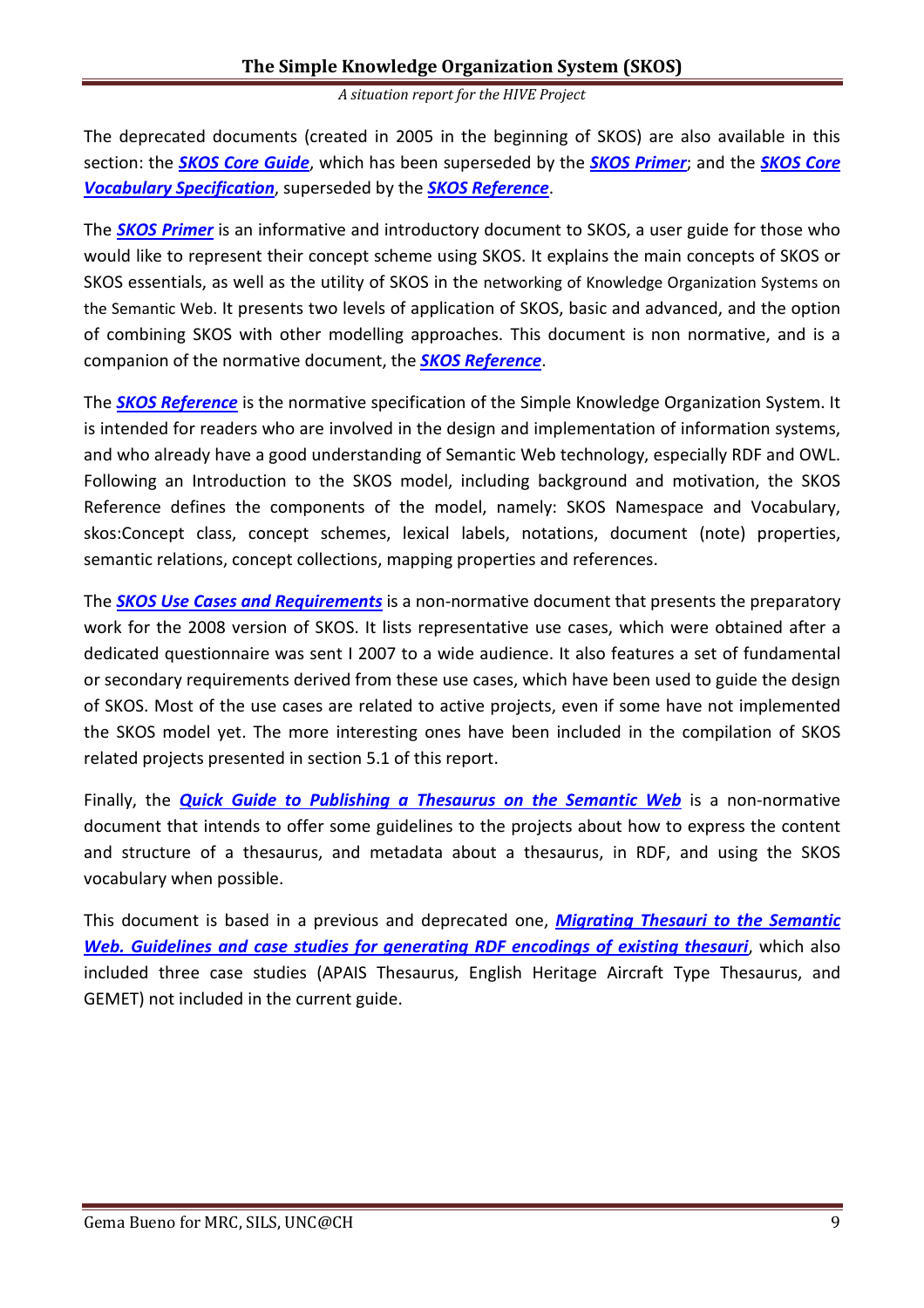The deprecated documents (created in 2005 in the beginning of SKOS) are also available in this section: the ***SKOS Core Guide***, which has been superseded by the ***SKOS Primer***; and the ***SKOS Core Vocabulary Specification***, superseded by the ***SKOS Reference***.

The ***SKOS Primer*** is an informative and introductory document to SKOS, a user guide for those who would like to represent their concept scheme using SKOS. It explains the main concepts of SKOS or SKOS essentials, as well as the utility of SKOS in the networking of Knowledge Organization Systems on the Semantic Web. It presents two levels of application of SKOS, basic and advanced, and the option of combining SKOS with other modelling approaches. This document is non normative, and is a companion of the normative document, the ***SKOS Reference***.

The ***SKOS Reference*** is the normative specification of the Simple Knowledge Organization System. It is intended for readers who are involved in the design and implementation of information systems, and who already have a good understanding of Semantic Web technology, especially RDF and OWL. Following an Introduction to the SKOS model, including background and motivation, the SKOS Reference defines the components of the model, namely: SKOS Namespace and Vocabulary, skos:Concept class, concept schemes, lexical labels, notations, document (note) properties, semantic relations, concept collections, mapping properties and references.

The ***SKOS Use Cases and Requirements*** is a non-normative document that presents the preparatory work for the 2008 version of SKOS. It lists representative use cases, which were obtained after a dedicated questionnaire was sent I 2007 to a wide audience. It also features a set of fundamental or secondary requirements derived from these use cases, which have been used to guide the design of SKOS. Most of the use cases are related to active projects, even if some have not implemented the SKOS model yet. The more interesting ones have been included in the compilation of SKOS related projects presented in section 5.1 of this report.

Finally, the ***Quick Guide to Publishing a Thesaurus on the Semantic Web*** is a non-normative document that intends to offer some guidelines to the projects about how to express the content and structure of a thesaurus, and metadata about a thesaurus, in RDF, and using the SKOS vocabulary when possible.

This document is based in a previous and deprecated one, ***Migrating Thesauri to the Semantic Web. Guidelines and case studies for generating RDF encodings of existing thesauri***, which also included three case studies (APAIS Thesaurus, English Heritage Aircraft Type Thesaurus, and GEMET) not included in the current guide.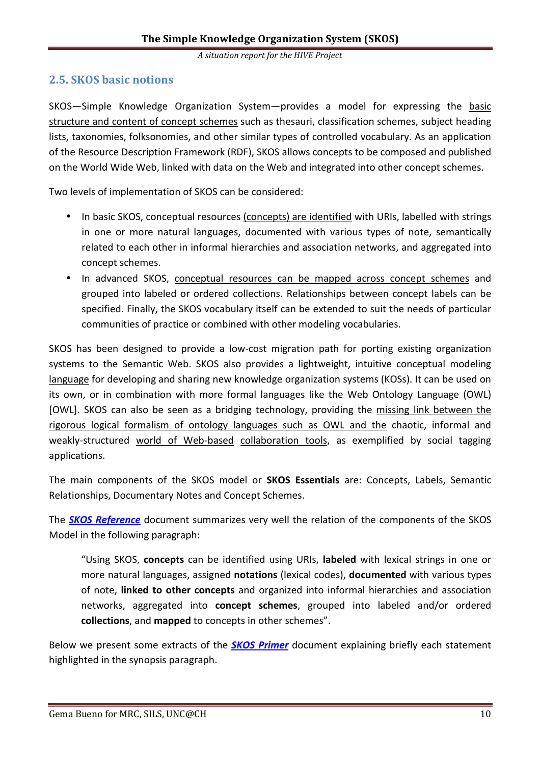## 2.5. SKOS basic notions

SKOS—Simple Knowledge Organization System—provides a model for expressing the basic structure and content of concept schemes such as thesauri, classification schemes, subject heading lists, taxonomies, folksonomies, and other similar types of controlled vocabulary. As an application of the Resource Description Framework (RDF), SKOS allows concepts to be composed and published on the World Wide Web, linked with data on the Web and integrated into other concept schemes.

Two levels of implementation of SKOS can be considered:

- In basic SKOS, conceptual resources (concepts) are identified with URIs, labelled with strings in one or more natural languages, documented with various types of note, semantically related to each other in informal hierarchies and association networks, and aggregated into concept schemes.
- In advanced SKOS, conceptual resources can be mapped across concept schemes and grouped into labeled or ordered collections. Relationships between concept labels can be specified. Finally, the SKOS vocabulary itself can be extended to suit the needs of particular communities of practice or combined with other modeling vocabularies.

SKOS has been designed to provide a low-cost migration path for porting existing organization systems to the Semantic Web. SKOS also provides a lightweight, intuitive conceptual modeling language for developing and sharing new knowledge organization systems (KOSs). It can be used on its own, or in combination with more formal languages like the Web Ontology Language (OWL) [OWL]. SKOS can also be seen as a bridging technology, providing the missing link between the rigorous logical formalism of ontology languages such as OWL and the chaotic, informal and weakly-structured world of Web-based collaboration tools, as exemplified by social tagging applications.

The main components of the SKOS model or **SKOS Essentials** are: Concepts, Labels, Semantic Relationships, Documentary Notes and Concept Schemes.

The ***SKOS Reference*** document summarizes very well the relation of the components of the SKOS Model in the following paragraph:

> "Using SKOS, **concepts** can be identified using URIs, **labeled** with lexical strings in one or more natural languages, assigned **notations** (lexical codes), **documented** with various types of note, **linked to other concepts** and organized into informal hierarchies and association networks, aggregated into **concept schemes**, grouped into labeled and/or ordered **collections**, and **mapped** to concepts in other schemes".

Below we present some extracts of the ***SKOS Primer*** document explaining briefly each statement highlighted in the synopsis paragraph.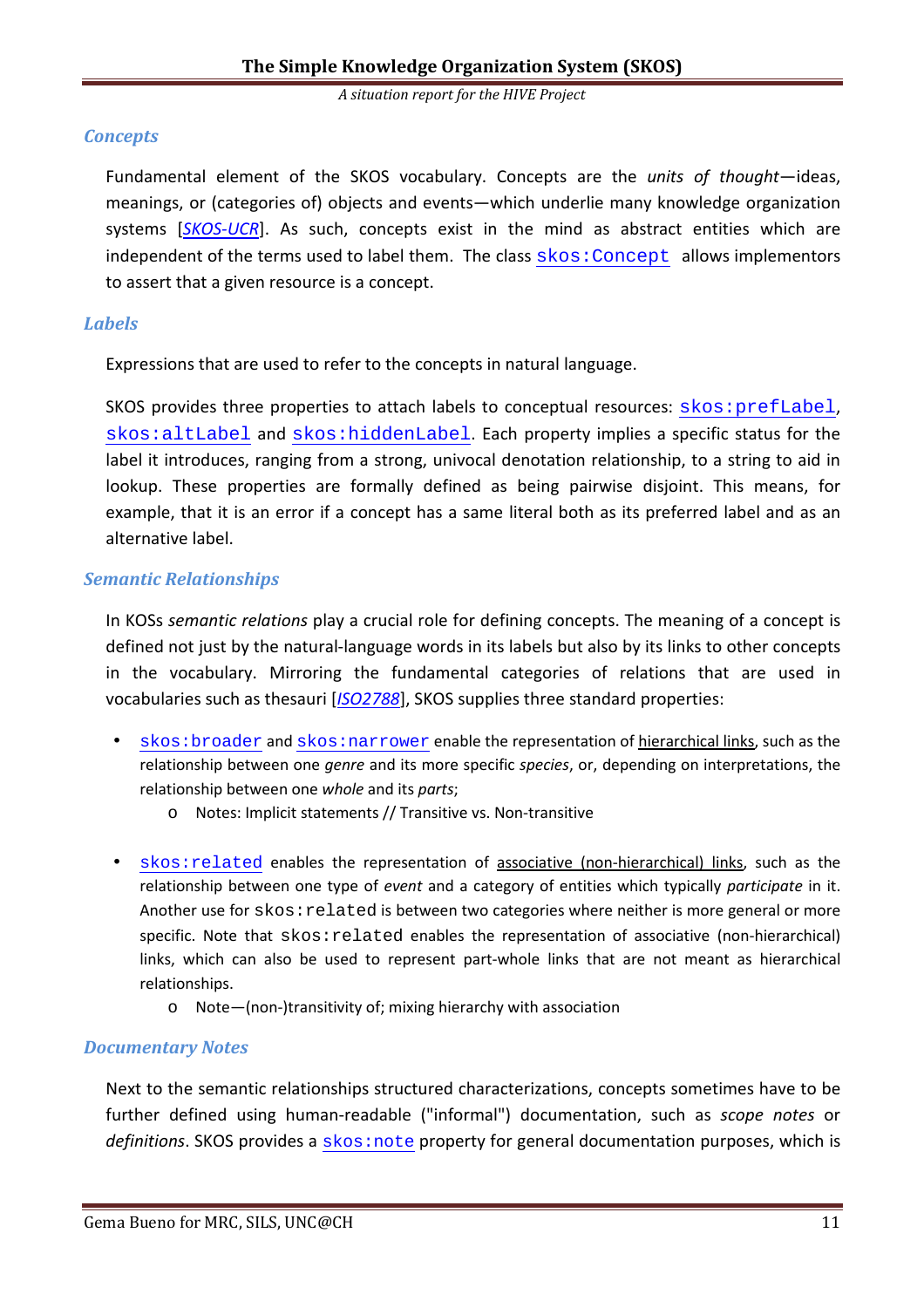### *Concepts*

Fundamental element of the SKOS vocabulary. Concepts are the *units of thought*—ideas, meanings, or (categories of) objects and events—which underlie many knowledge organization systems [*SKOS-UCR*]. As such, concepts exist in the mind as abstract entities which are independent of the terms used to label them. The class `skos:Concept` allows implementors to assert that a given resource is a concept.

### *Labels*

Expressions that are used to refer to the concepts in natural language.

SKOS provides three properties to attach labels to conceptual resources: `skos:prefLabel`, `skos:altLabel` and `skos:hiddenLabel`. Each property implies a specific status for the label it introduces, ranging from a strong, univocal denotation relationship, to a string to aid in lookup. These properties are formally defined as being pairwise disjoint. This means, for example, that it is an error if a concept has a same literal both as its preferred label and as an alternative label.

### *Semantic Relationships*

In KOSs *semantic relations* play a crucial role for defining concepts. The meaning of a concept is defined not just by the natural-language words in its labels but also by its links to other concepts in the vocabulary. Mirroring the fundamental categories of relations that are used in vocabularies such as thesauri [*ISO2788*], SKOS supplies three standard properties:

- `skos:broader` and `skos:narrower` enable the representation of hierarchical links, such as the relationship between one *genre* and its more specific *species*, or, depending on interpretations, the relationship between one *whole* and its *parts*;
    - Notes: Implicit statements // Transitive vs. Non-transitive

- `skos:related` enables the representation of associative (non-hierarchical) links, such as the relationship between one type of *event* and a category of entities which typically *participate* in it. Another use for `skos:related` is between two categories where neither is more general or more specific. Note that `skos:related` enables the representation of associative (non-hierarchical) links, which can also be used to represent part-whole links that are not meant as hierarchical relationships.
    - Note—(non-)transitivity of; mixing hierarchy with association

### *Documentary Notes*

Next to the semantic relationships structured characterizations, concepts sometimes have to be further defined using human-readable ("informal") documentation, such as *scope notes* or *definitions*. SKOS provides a `skos:note` property for general documentation purposes, which is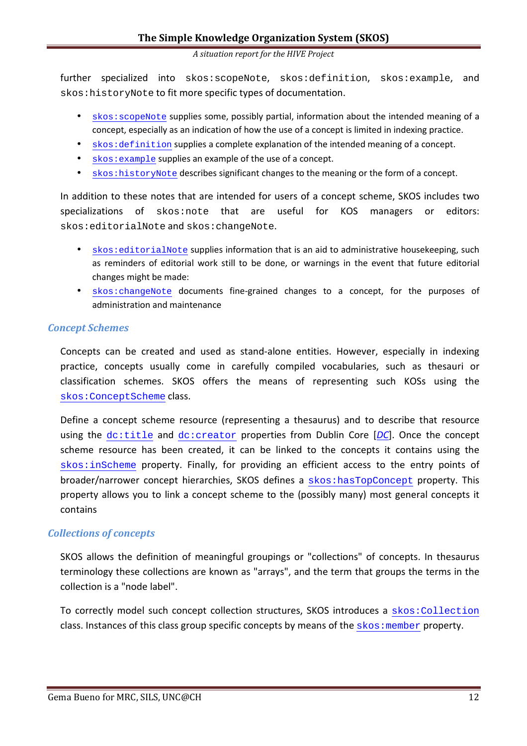further specialized into `skos:scopeNote`, `skos:definition`, `skos:example`, and `skos:historyNote` to fit more specific types of documentation.

- `skos:scopeNote` supplies some, possibly partial, information about the intended meaning of a concept, especially as an indication of how the use of a concept is limited in indexing practice.
- `skos:definition` supplies a complete explanation of the intended meaning of a concept.
- `skos:example` supplies an example of the use of a concept.
- `skos:historyNote` describes significant changes to the meaning or the form of a concept.

In addition to these notes that are intended for users of a concept scheme, SKOS includes two specializations of `skos:note` that are useful for KOS managers or editors: `skos:editorialNote` and `skos:changeNote`.

- `skos:editorialNote` supplies information that is an aid to administrative housekeeping, such as reminders of editorial work still to be done, or warnings in the event that future editorial changes might be made:
- `skos:changeNote` documents fine-grained changes to a concept, for the purposes of administration and maintenance

### *Concept Schemes*

Concepts can be created and used as stand-alone entities. However, especially in indexing practice, concepts usually come in carefully compiled vocabularies, such as thesauri or classification schemes. SKOS offers the means of representing such KOSs using the `skos:ConceptScheme` class.

Define a concept scheme resource (representing a thesaurus) and to describe that resource using the `dc:title` and `dc:creator` properties from Dublin Core [*DC*]. Once the concept scheme resource has been created, it can be linked to the concepts it contains using the `skos:inScheme` property. Finally, for providing an efficient access to the entry points of broader/narrower concept hierarchies, SKOS defines a `skos:hasTopConcept` property. This property allows you to link a concept scheme to the (possibly many) most general concepts it contains

### *Collections of concepts*

SKOS allows the definition of meaningful groupings or "collections" of concepts. In thesaurus terminology these collections are known as "arrays", and the term that groups the terms in the collection is a "node label".

To correctly model such concept collection structures, SKOS introduces a `skos:Collection` class. Instances of this class group specific concepts by means of the `skos:member` property.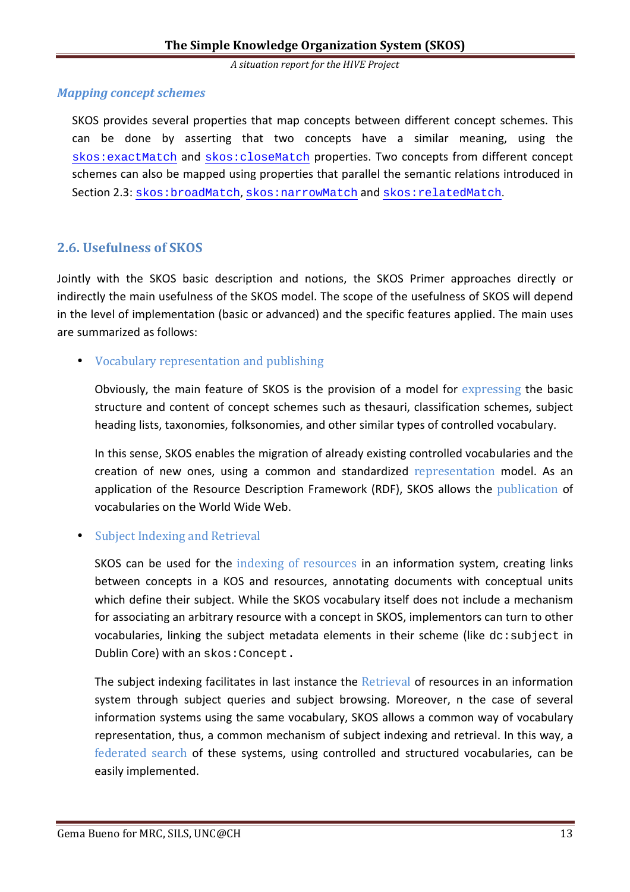### *Mapping concept schemes*

SKOS provides several properties that map concepts between different concept schemes. This can be done by asserting that two concepts have a similar meaning, using the `skos:exactMatch` and `skos:closeMatch` properties. Two concepts from different concept schemes can also be mapped using properties that parallel the semantic relations introduced in Section 2.3: `skos:broadMatch`, `skos:narrowMatch` and `skos:relatedMatch`.

## 2.6. Usefulness of SKOS

Jointly with the SKOS basic description and notions, the SKOS Primer approaches directly or indirectly the main usefulness of the SKOS model. The scope of the usefulness of SKOS will depend in the level of implementation (basic or advanced) and the specific features applied. The main uses are summarized as follows:

- Vocabulary representation and publishing

  Obviously, the main feature of SKOS is the provision of a model for expressing the basic structure and content of concept schemes such as thesauri, classification schemes, subject heading lists, taxonomies, folksonomies, and other similar types of controlled vocabulary.

  In this sense, SKOS enables the migration of already existing controlled vocabularies and the creation of new ones, using a common and standardized representation model. As an application of the Resource Description Framework (RDF), SKOS allows the publication of vocabularies on the World Wide Web.

- Subject Indexing and Retrieval

  SKOS can be used for the indexing of resources in an information system, creating links between concepts in a KOS and resources, annotating documents with conceptual units which define their subject. While the SKOS vocabulary itself does not include a mechanism for associating an arbitrary resource with a concept in SKOS, implementors can turn to other vocabularies, linking the subject metadata elements in their scheme (like `dc:subject` in Dublin Core) with an `skos:Concept`.

  The subject indexing facilitates in last instance the Retrieval of resources in an information system through subject queries and subject browsing. Moreover, n the case of several information systems using the same vocabulary, SKOS allows a common way of vocabulary representation, thus, a common mechanism of subject indexing and retrieval. In this way, a federated search of these systems, using controlled and structured vocabularies, can be easily implemented.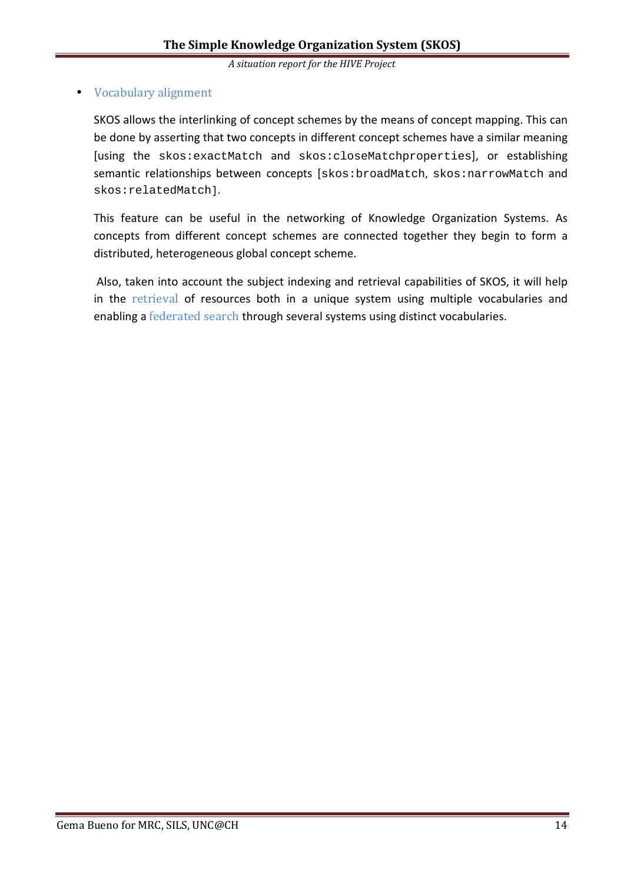- Vocabulary alignment

  SKOS allows the interlinking of concept schemes by the means of concept mapping. This can be done by asserting that two concepts in different concept schemes have a similar meaning [using the `skos:exactMatch` and `skos:closeMatchproperties`], or establishing semantic relationships between concepts [`skos:broadMatch`, `skos:narrowMatch` and `skos:relatedMatch`].

  This feature can be useful in the networking of Knowledge Organization Systems. As concepts from different concept schemes are connected together they begin to form a distributed, heterogeneous global concept scheme.

  Also, taken into account the subject indexing and retrieval capabilities of SKOS, it will help in the retrieval of resources both in a unique system using multiple vocabularies and enabling a federated search through several systems using distinct vocabularies.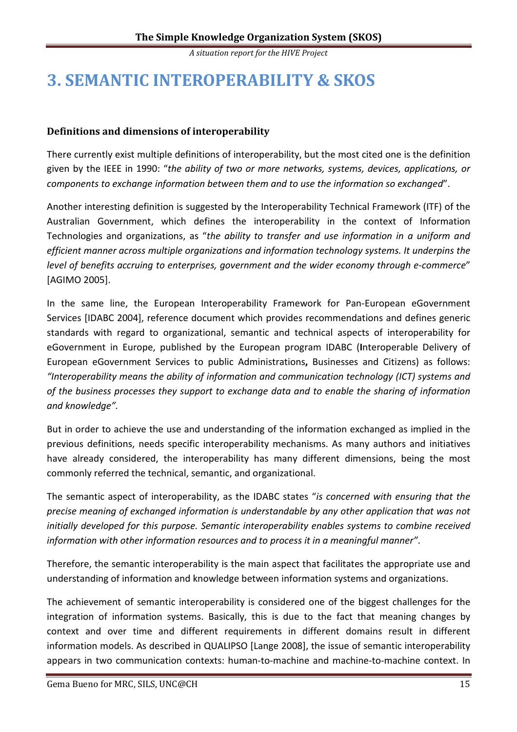# 3. SEMANTIC INTEROPERABILITY & SKOS

### Definitions and dimensions of interoperability

There currently exist multiple definitions of interoperability, but the most cited one is the definition given by the IEEE in 1990: "*the ability of two or more networks, systems, devices, applications, or components to exchange information between them and to use the information so exchanged*".

Another interesting definition is suggested by the Interoperability Technical Framework (ITF) of the Australian Government, which defines the interoperability in the context of Information Technologies and organizations, as "*the ability to transfer and use information in a uniform and efficient manner across multiple organizations and information technology systems. It underpins the level of benefits accruing to enterprises, government and the wider economy through e-commerce*" [AGIMO 2005].

In the same line, the European Interoperability Framework for Pan-European eGovernment Services [IDABC 2004], reference document which provides recommendations and defines generic standards with regard to organizational, semantic and technical aspects of interoperability for eGovernment in Europe, published by the European program IDABC (**I**nteroperable Delivery of European eGovernment Services to public Administrations**,** Businesses and Citizens) as follows: *"Interoperability means the ability of information and communication technology (ICT) systems and of the business processes they support to exchange data and to enable the sharing of information and knowledge".*

But in order to achieve the use and understanding of the information exchanged as implied in the previous definitions, needs specific interoperability mechanisms. As many authors and initiatives have already considered, the interoperability has many different dimensions, being the most commonly referred the technical, semantic, and organizational.

The semantic aspect of interoperability, as the IDABC states "*is concerned with ensuring that the precise meaning of exchanged information is understandable by any other application that was not initially developed for this purpose. Semantic interoperability enables systems to combine received information with other information resources and to process it in a meaningful manner"*.

Therefore, the semantic interoperability is the main aspect that facilitates the appropriate use and understanding of information and knowledge between information systems and organizations.

The achievement of semantic interoperability is considered one of the biggest challenges for the integration of information systems. Basically, this is due to the fact that meaning changes by context and over time and different requirements in different domains result in different information models. As described in QUALIPSO [Lange 2008], the issue of semantic interoperability appears in two communication contexts: human-to-machine and machine-to-machine context. In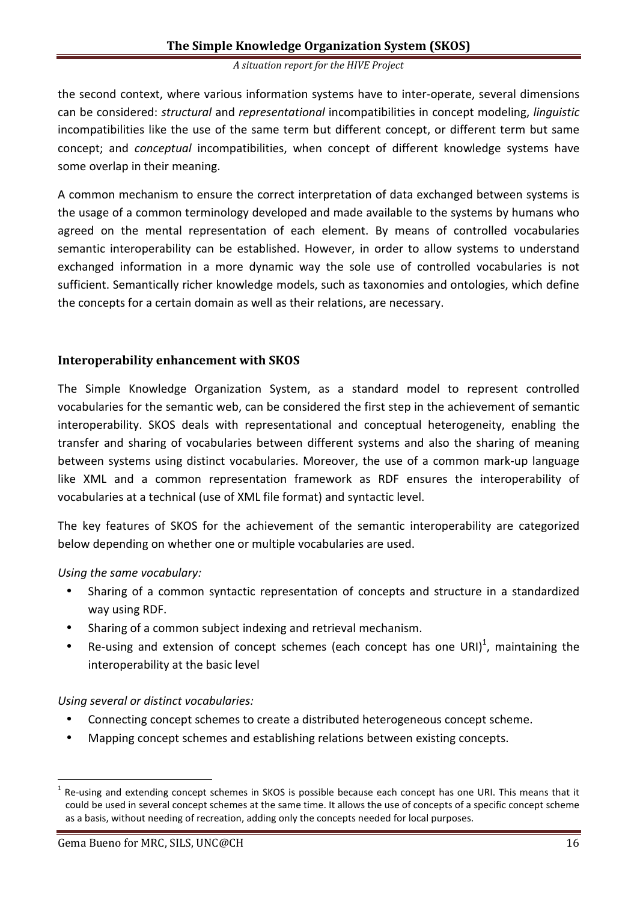the second context, where various information systems have to inter-operate, several dimensions can be considered: *structural* and *representational* incompatibilities in concept modeling, *linguistic* incompatibilities like the use of the same term but different concept, or different term but same concept; and *conceptual* incompatibilities, when concept of different knowledge systems have some overlap in their meaning.

A common mechanism to ensure the correct interpretation of data exchanged between systems is the usage of a common terminology developed and made available to the systems by humans who agreed on the mental representation of each element. By means of controlled vocabularies semantic interoperability can be established. However, in order to allow systems to understand exchanged information in a more dynamic way the sole use of controlled vocabularies is not sufficient. Semantically richer knowledge models, such as taxonomies and ontologies, which define the concepts for a certain domain as well as their relations, are necessary.

### Interoperability enhancement with SKOS

The Simple Knowledge Organization System, as a standard model to represent controlled vocabularies for the semantic web, can be considered the first step in the achievement of semantic interoperability. SKOS deals with representational and conceptual heterogeneity, enabling the transfer and sharing of vocabularies between different systems and also the sharing of meaning between systems using distinct vocabularies. Moreover, the use of a common mark-up language like XML and a common representation framework as RDF ensures the interoperability of vocabularies at a technical (use of XML file format) and syntactic level.

The key features of SKOS for the achievement of the semantic interoperability are categorized below depending on whether one or multiple vocabularies are used.

*Using the same vocabulary:*

- Sharing of a common syntactic representation of concepts and structure in a standardized way using RDF.
- Sharing of a common subject indexing and retrieval mechanism.
- Re-using and extension of concept schemes (each concept has one URI)[1], maintaining the interoperability at the basic level

*Using several or distinct vocabularies:*

- Connecting concept schemes to create a distributed heterogeneous concept scheme.
- Mapping concept schemes and establishing relations between existing concepts.

---

[1] Re-using and extending concept schemes in SKOS is possible because each concept has one URI. This means that it could be used in several concept schemes at the same time. It allows the use of concepts of a specific concept scheme as a basis, without needing of recreation, adding only the concepts needed for local purposes.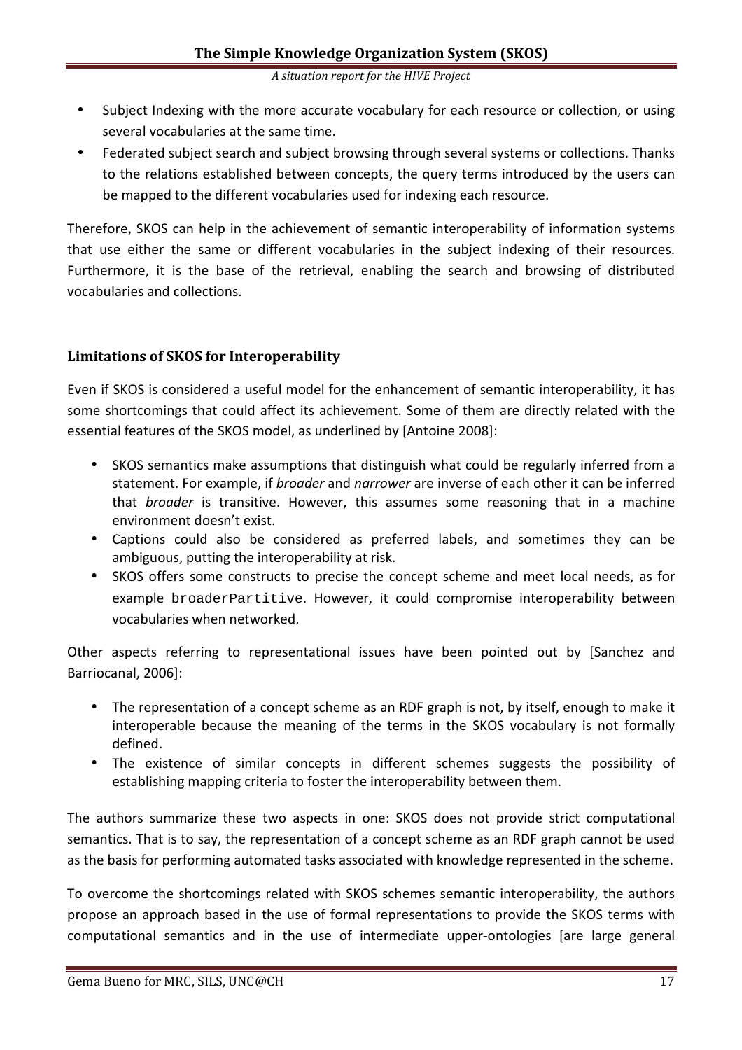- Subject Indexing with the more accurate vocabulary for each resource or collection, or using several vocabularies at the same time.
- Federated subject search and subject browsing through several systems or collections. Thanks to the relations established between concepts, the query terms introduced by the users can be mapped to the different vocabularies used for indexing each resource.

Therefore, SKOS can help in the achievement of semantic interoperability of information systems that use either the same or different vocabularies in the subject indexing of their resources. Furthermore, it is the base of the retrieval, enabling the search and browsing of distributed vocabularies and collections.

### Limitations of SKOS for Interoperability

Even if SKOS is considered a useful model for the enhancement of semantic interoperability, it has some shortcomings that could affect its achievement. Some of them are directly related with the essential features of the SKOS model, as underlined by [Antoine 2008]:

- SKOS semantics make assumptions that distinguish what could be regularly inferred from a statement. For example, if *broader* and *narrower* are inverse of each other it can be inferred that *broader* is transitive. However, this assumes some reasoning that in a machine environment doesn't exist.
- Captions could also be considered as preferred labels, and sometimes they can be ambiguous, putting the interoperability at risk.
- SKOS offers some constructs to precise the concept scheme and meet local needs, as for example `broaderPartitive`. However, it could compromise interoperability between vocabularies when networked.

Other aspects referring to representational issues have been pointed out by [Sanchez and Barriocanal, 2006]:

- The representation of a concept scheme as an RDF graph is not, by itself, enough to make it interoperable because the meaning of the terms in the SKOS vocabulary is not formally defined.
- The existence of similar concepts in different schemes suggests the possibility of establishing mapping criteria to foster the interoperability between them.

The authors summarize these two aspects in one: SKOS does not provide strict computational semantics. That is to say, the representation of a concept scheme as an RDF graph cannot be used as the basis for performing automated tasks associated with knowledge represented in the scheme.

To overcome the shortcomings related with SKOS schemes semantic interoperability, the authors propose an approach based in the use of formal representations to provide the SKOS terms with computational semantics and in the use of intermediate upper-ontologies [are large general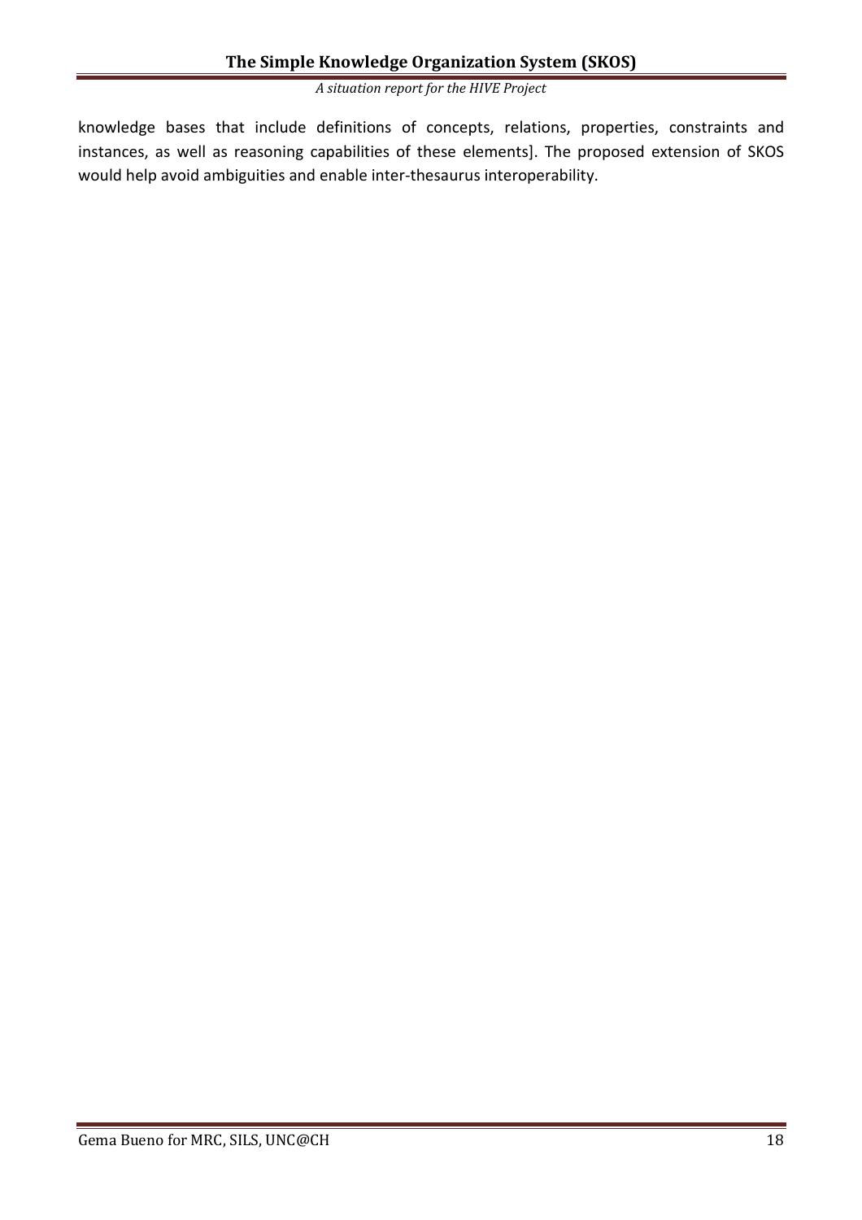knowledge bases that include definitions of concepts, relations, properties, constraints and instances, as well as reasoning capabilities of these elements]. The proposed extension of SKOS would help avoid ambiguities and enable inter-thesaurus interoperability.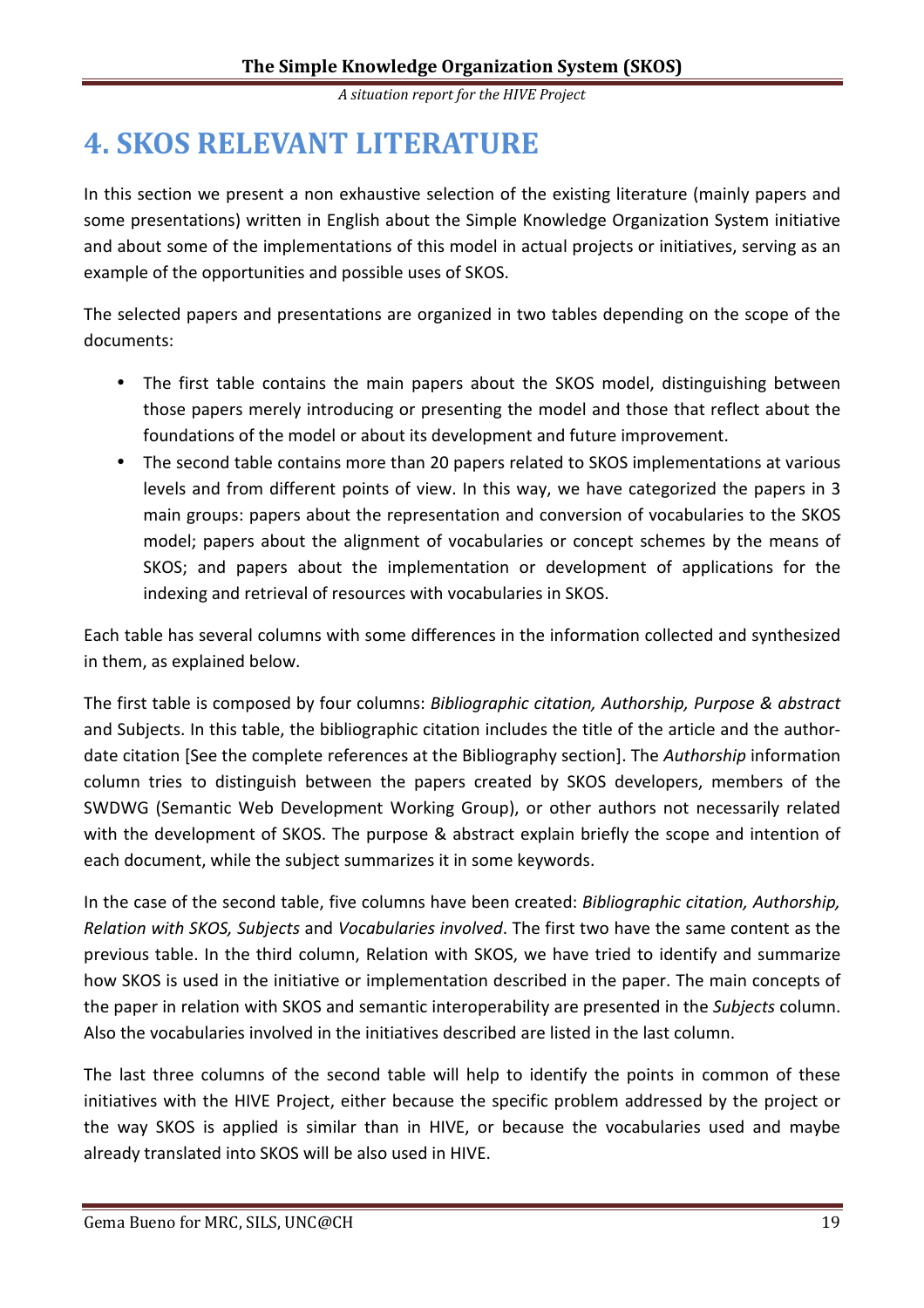# 4. SKOS RELEVANT LITERATURE

In this section we present a non exhaustive selection of the existing literature (mainly papers and some presentations) written in English about the Simple Knowledge Organization System initiative and about some of the implementations of this model in actual projects or initiatives, serving as an example of the opportunities and possible uses of SKOS.

The selected papers and presentations are organized in two tables depending on the scope of the documents:

- The first table contains the main papers about the SKOS model, distinguishing between those papers merely introducing or presenting the model and those that reflect about the foundations of the model or about its development and future improvement.
- The second table contains more than 20 papers related to SKOS implementations at various levels and from different points of view. In this way, we have categorized the papers in 3 main groups: papers about the representation and conversion of vocabularies to the SKOS model; papers about the alignment of vocabularies or concept schemes by the means of SKOS; and papers about the implementation or development of applications for the indexing and retrieval of resources with vocabularies in SKOS.

Each table has several columns with some differences in the information collected and synthesized in them, as explained below.

The first table is composed by four columns: *Bibliographic citation, Authorship, Purpose & abstract* and Subjects. In this table, the bibliographic citation includes the title of the article and the author-date citation [See the complete references at the Bibliography section]. The *Authorship* information column tries to distinguish between the papers created by SKOS developers, members of the SWDWG (Semantic Web Development Working Group), or other authors not necessarily related with the development of SKOS. The purpose & abstract explain briefly the scope and intention of each document, while the subject summarizes it in some keywords.

In the case of the second table, five columns have been created: *Bibliographic citation, Authorship, Relation with SKOS, Subjects* and *Vocabularies involved*. The first two have the same content as the previous table. In the third column, Relation with SKOS, we have tried to identify and summarize how SKOS is used in the initiative or implementation described in the paper. The main concepts of the paper in relation with SKOS and semantic interoperability are presented in the *Subjects* column. Also the vocabularies involved in the initiatives described are listed in the last column.

The last three columns of the second table will help to identify the points in common of these initiatives with the HIVE Project, either because the specific problem addressed by the project or the way SKOS is applied is similar than in HIVE, or because the vocabularies used and maybe already translated into SKOS will be also used in HIVE.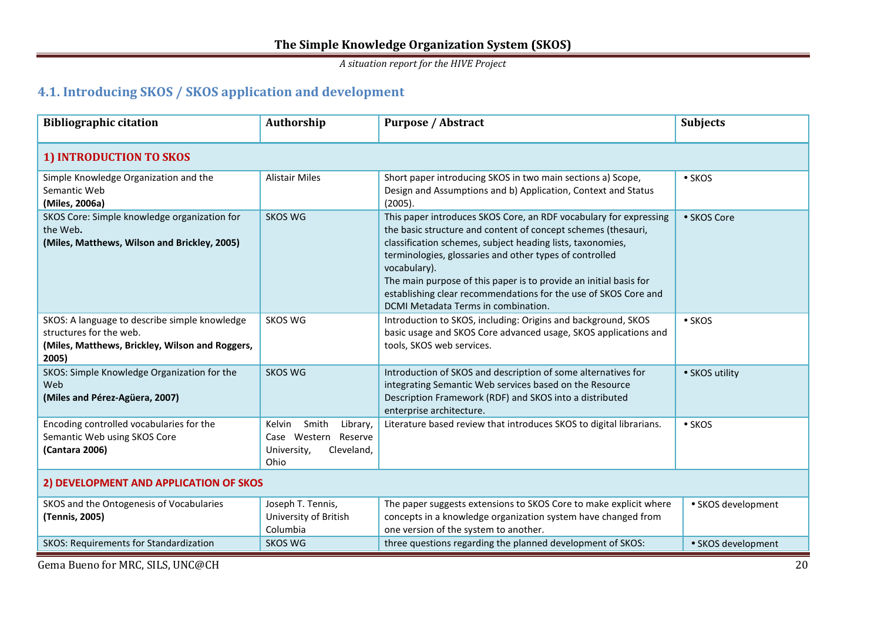## 4.1. Introducing SKOS / SKOS application and development

| Bibliographic citation | Authorship | Purpose / Abstract | Subjects |
|---|---|---|---|
| **1) INTRODUCTION TO SKOS** | | | |
| Simple Knowledge Organization and the Semantic Web **(Miles, 2006a)** | Alistair Miles | Short paper introducing SKOS in two main sections a) Scope, Design and Assumptions and b) Application, Context and Status (2005). | • SKOS |
| SKOS Core: Simple knowledge organization for the Web**.** **(Miles, Matthews, Wilson and Brickley, 2005)** | SKOS WG | This paper introduces SKOS Core, an RDF vocabulary for expressing the basic structure and content of concept schemes (thesauri, classification schemes, subject heading lists, taxonomies, terminologies, glossaries and other types of controlled vocabulary). The main purpose of this paper is to provide an initial basis for establishing clear recommendations for the use of SKOS Core and DCMI Metadata Terms in combination. | • SKOS Core |
| SKOS: A language to describe simple knowledge structures for the web. **(Miles, Matthews, Brickley, Wilson and Roggers, 2005)** | SKOS WG | Introduction to SKOS, including: Origins and background, SKOS basic usage and SKOS Core advanced usage, SKOS applications and tools, SKOS web services. | • SKOS |
| SKOS: Simple Knowledge Organization for the Web **(Miles and Pérez-Agüera, 2007)** | SKOS WG | Introduction of SKOS and description of some alternatives for integrating Semantic Web services based on the Resource Description Framework (RDF) and SKOS into a distributed enterprise architecture. | • SKOS utility |
| Encoding controlled vocabularies for the Semantic Web using SKOS Core **(Cantara 2006)** | Kelvin Smith Library, Case Western Reserve University, Cleveland, Ohio | Literature based review that introduces SKOS to digital librarians. | • SKOS |
| **2) DEVELOPMENT AND APPLICATION OF SKOS** | | | |
| SKOS and the Ontogenesis of Vocabularies **(Tennis, 2005)** | Joseph T. Tennis, University of British Columbia | The paper suggests extensions to SKOS Core to make explicit where concepts in a knowledge organization system have changed from one version of the system to another. | • SKOS development |
| SKOS: Requirements for Standardization | SKOS WG | three questions regarding the planned development of SKOS: | • SKOS development |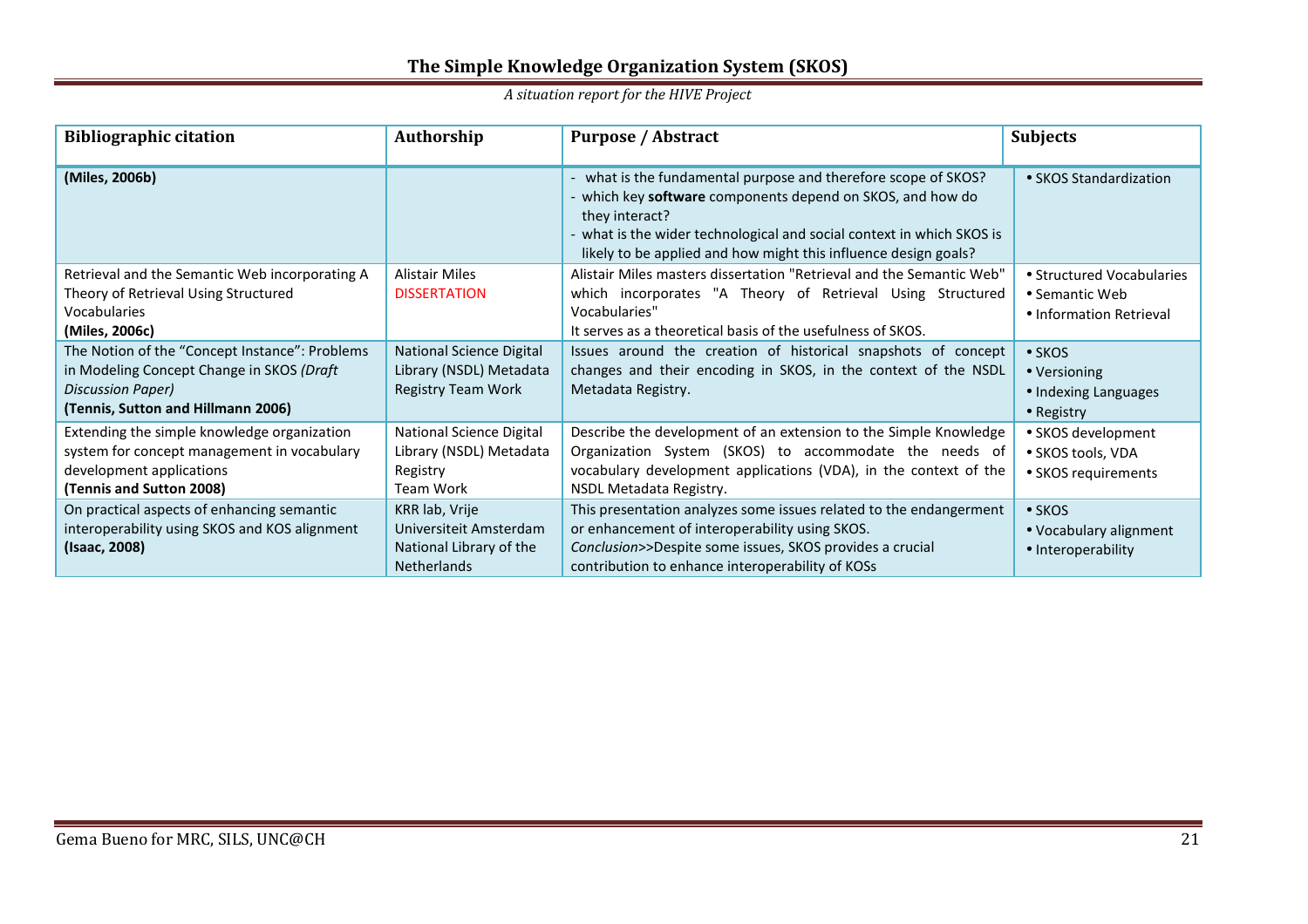| Bibliographic citation | Authorship | Purpose / Abstract | Subjects |
|---|---|---|---|
| **(Miles, 2006b)** | | - what is the fundamental purpose and therefore scope of SKOS?<br>- which key **software** components depend on SKOS, and how do they interact?<br>- what is the wider technological and social context in which SKOS is likely to be applied and how might this influence design goals? | • SKOS Standardization |
| Retrieval and the Semantic Web incorporating A Theory of Retrieval Using Structured Vocabularies<br>**(Miles, 2006c)** | Alistair Miles<br>DISSERTATION | Alistair Miles masters dissertation "Retrieval and the Semantic Web" which incorporates "A Theory of Retrieval Using Structured Vocabularies"<br>It serves as a theoretical basis of the usefulness of SKOS. | • Structured Vocabularies<br>• Semantic Web<br>• Information Retrieval |
| The Notion of the "Concept Instance": Problems in Modeling Concept Change in SKOS *(Draft Discussion Paper)*<br>**(Tennis, Sutton and Hillmann 2006)** | National Science Digital Library (NSDL) Metadata Registry Team Work | Issues around the creation of historical snapshots of concept changes and their encoding in SKOS, in the context of the NSDL Metadata Registry. | • SKOS<br>• Versioning<br>• Indexing Languages<br>• Registry |
| Extending the simple knowledge organization system for concept management in vocabulary development applications<br>**(Tennis and Sutton 2008)** | National Science Digital Library (NSDL) Metadata Registry<br>Team Work | Describe the development of an extension to the Simple Knowledge Organization System (SKOS) to accommodate the needs of vocabulary development applications (VDA), in the context of the NSDL Metadata Registry. | • SKOS development<br>• SKOS tools, VDA<br>• SKOS requirements |
| On practical aspects of enhancing semantic interoperability using SKOS and KOS alignment<br>**(Isaac, 2008)** | KRR lab, Vrije Universiteit Amsterdam<br>National Library of the Netherlands | This presentation analyzes some issues related to the endangerment or enhancement of interoperability using SKOS.<br>*Conclusion*>>Despite some issues, SKOS provides a crucial contribution to enhance interoperability of KOSs | • SKOS<br>• Vocabulary alignment<br>• Interoperability |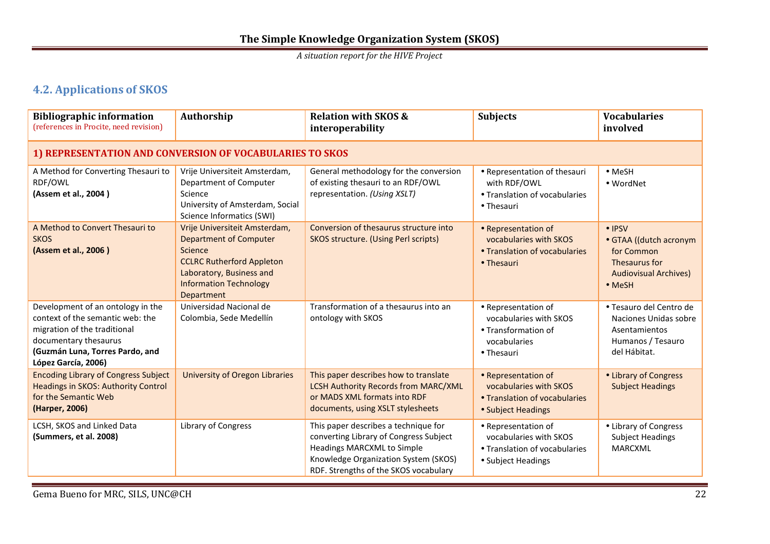## 4.2. Applications of SKOS

| **Bibliographic information** (references in Procite, need revision) | **Authorship** | **Relation with SKOS & interoperability** | **Subjects** | **Vocabularies involved** |
|---|---|---|---|---|
| **1) REPRESENTATION AND CONVERSION OF VOCABULARIES TO SKOS** | | | | |
| A Method for Converting Thesauri to RDF/OWL **(Assem et al., 2004 )** | Vrije Universiteit Amsterdam, Department of Computer Science<br>University of Amsterdam, Social Science Informatics (SWI) | General methodology for the conversion of existing thesauri to an RDF/OWL representation. *(Using XSLT)* | • Representation of thesauri with RDF/OWL<br>• Translation of vocabularies<br>• Thesauri | • MeSH<br>• WordNet |
| A Method to Convert Thesauri to SKOS **(Assem et al., 2006 )** | Vrije Universiteit Amsterdam, Department of Computer Science<br>CCLRC Rutherford Appleton Laboratory, Business and Information Technology Department | Conversion of thesaurus structure into SKOS structure. (Using Perl scripts) | • Representation of vocabularies with SKOS<br>• Translation of vocabularies<br>• Thesauri | • IPSV<br>• GTAA ((dutch acronym for Common Thesaurus for Audiovisual Archives)<br>• MeSH |
| Development of an ontology in the context of the semantic web: the migration of the traditional documentary thesaurus **(Guzmán Luna, Torres Pardo, and López García, 2006)** | Universidad Nacional de Colombia, Sede Medellín | Transformation of a thesaurus into an ontology with SKOS | • Representation of vocabularies with SKOS<br>• Transformation of vocabularies<br>• Thesauri | • Tesauro del Centro de Naciones Unidas sobre Asentamientos Humanos / Tesauro del Hábitat. |
| Encoding Library of Congress Subject Headings in SKOS: Authority Control for the Semantic Web **(Harper, 2006)** | University of Oregon Libraries | This paper describes how to translate LCSH Authority Records from MARC/XML or MADS XML formats into RDF documents, using XSLT stylesheets | • Representation of vocabularies with SKOS<br>• Translation of vocabularies<br>• Subject Headings | • Library of Congress Subject Headings |
| LCSH, SKOS and Linked Data **(Summers, et al. 2008)** | Library of Congress | This paper describes a technique for converting Library of Congress Subject Headings MARCXML to Simple Knowledge Organization System (SKOS) RDF. Strengths of the SKOS vocabulary | • Representation of vocabularies with SKOS<br>• Translation of vocabularies<br>• Subject Headings | • Library of Congress Subject Headings MARCXML |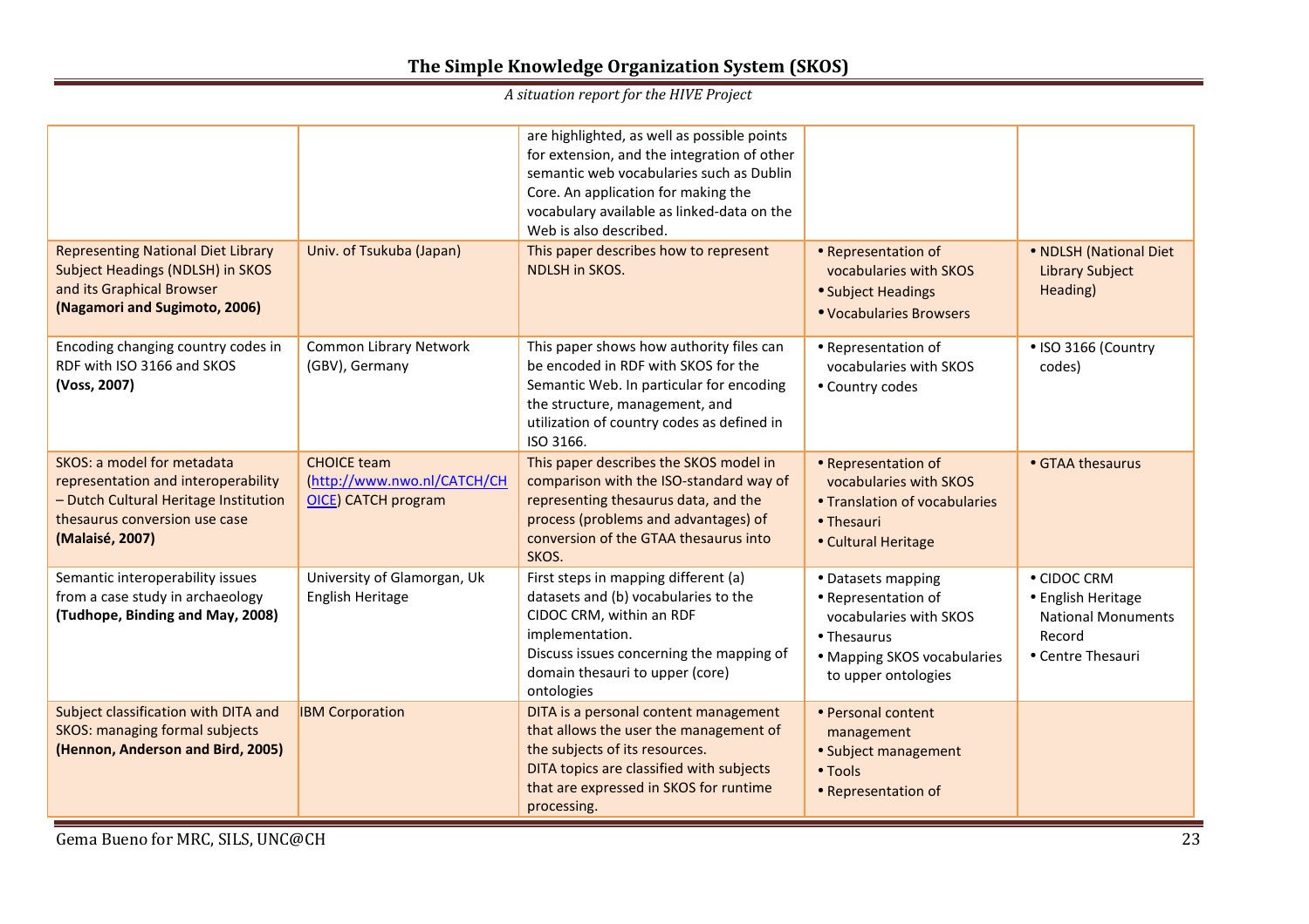| | | | | |
|---|---|---|---|---|
| | | are highlighted, as well as possible points for extension, and the integration of other semantic web vocabularies such as Dublin Core. An application for making the vocabulary available as linked-data on the Web is also described. | | |
| Representing National Diet Library Subject Headings (NDLSH) in SKOS and its Graphical Browser **(Nagamori and Sugimoto, 2006)** | Univ. of Tsukuba (Japan) | This paper describes how to represent NDLSH in SKOS. | • Representation of vocabularies with SKOS<br>• Subject Headings<br>• Vocabularies Browsers | • NDLSH (National Diet Library Subject Heading) |
| Encoding changing country codes in RDF with ISO 3166 and SKOS **(Voss, 2007)** | Common Library Network (GBV), Germany | This paper shows how authority files can be encoded in RDF with SKOS for the Semantic Web. In particular for encoding the structure, management, and utilization of country codes as defined in ISO 3166. | • Representation of vocabularies with SKOS<br>• Country codes | • ISO 3166 (Country codes) |
| SKOS: a model for metadata representation and interoperability – Dutch Cultural Heritage Institution thesaurus conversion use case **(Malaisé, 2007)** | CHOICE team (http://www.nwo.nl/CATCH/CHOICE) CATCH program | This paper describes the SKOS model in comparison with the ISO-standard way of representing thesaurus data, and the process (problems and advantages) of conversion of the GTAA thesaurus into SKOS. | • Representation of vocabularies with SKOS<br>• Translation of vocabularies<br>• Thesauri<br>• Cultural Heritage | • GTAA thesaurus |
| Semantic interoperability issues from a case study in archaeology **(Tudhope, Binding and May, 2008)** | University of Glamorgan, Uk English Heritage | First steps in mapping different (a) datasets and (b) vocabularies to the CIDOC CRM, within an RDF implementation.<br>Discuss issues concerning the mapping of domain thesauri to upper (core) ontologies | • Datasets mapping<br>• Representation of vocabularies with SKOS<br>• Thesaurus<br>• Mapping SKOS vocabularies to upper ontologies | • CIDOC CRM<br>• English Heritage National Monuments Record<br>• Centre Thesauri |
| Subject classification with DITA and SKOS: managing formal subjects **(Hennon, Anderson and Bird, 2005)** | IBM Corporation | DITA is a personal content management that allows the user the management of the subjects of its resources.<br>DITA topics are classified with subjects that are expressed in SKOS for runtime processing. | • Personal content management<br>• Subject management<br>• Tools<br>• Representation of | |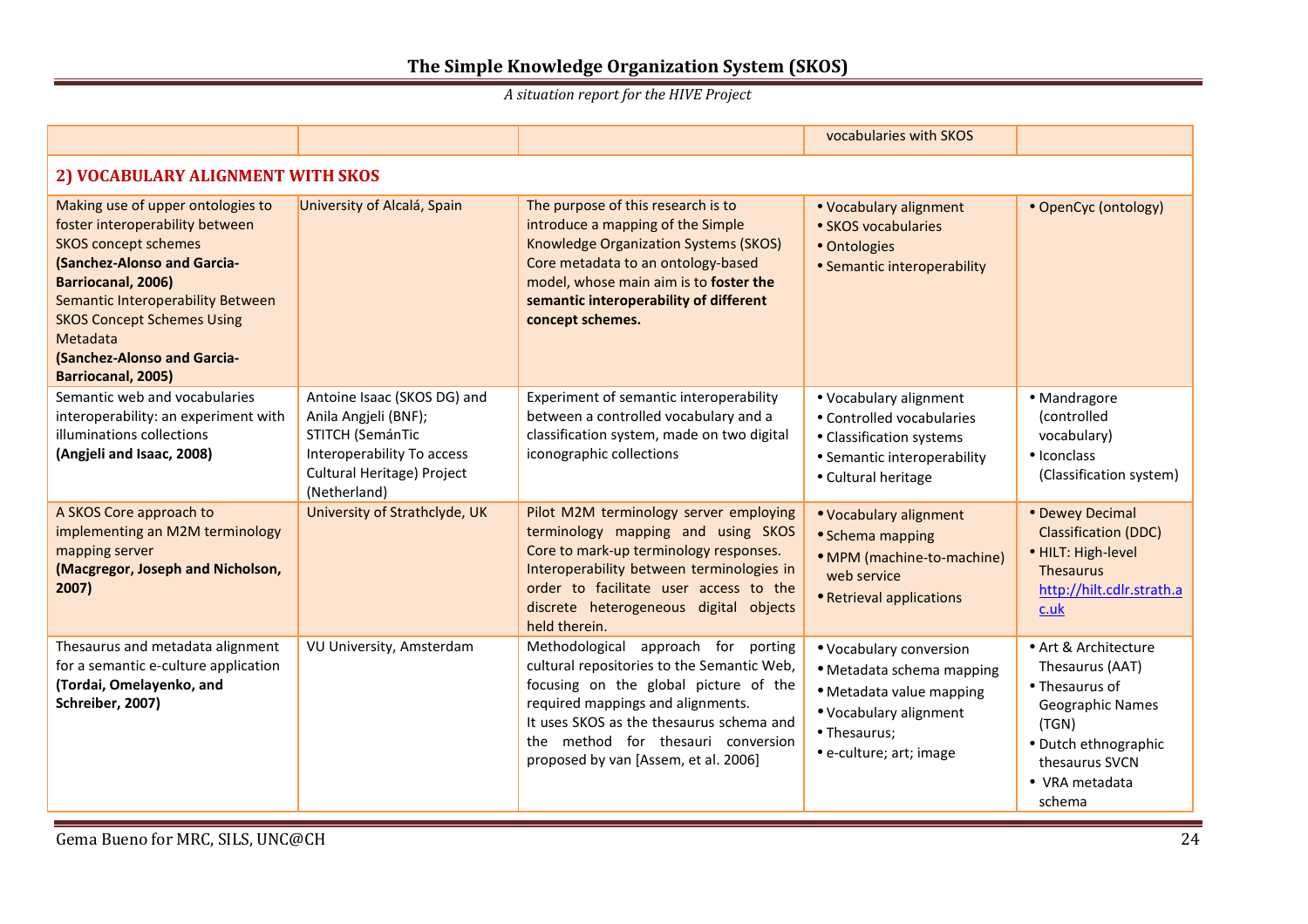| | | | vocabularies with SKOS | |
|---|---|---|---|---|
| **2) VOCABULARY ALIGNMENT WITH SKOS** | | | | |
| Making use of upper ontologies to foster interoperability between SKOS concept schemes **(Sanchez-Alonso and Garcia-Barriocanal, 2006)** Semantic Interoperability Between SKOS Concept Schemes Using Metadata **(Sanchez-Alonso and Garcia-Barriocanal, 2005)** | University of Alcalá, Spain | The purpose of this research is to introduce a mapping of the Simple Knowledge Organization Systems (SKOS) Core metadata to an ontology-based model, whose main aim is to **foster the semantic interoperability of different concept schemes.** | • Vocabulary alignment<br>• SKOS vocabularies<br>• Ontologies<br>• Semantic interoperability | • OpenCyc (ontology) |
| Semantic web and vocabularies interoperability: an experiment with illuminations collections **(Angjeli and Isaac, 2008)** | Antoine Isaac (SKOS DG) and Anila Angjeli (BNF); STITCH (SemánTic Interoperability To access Cultural Heritage) Project (Netherland) | Experiment of semantic interoperability between a controlled vocabulary and a classification system, made on two digital iconographic collections | • Vocabulary alignment<br>• Controlled vocabularies<br>• Classification systems<br>• Semantic interoperability<br>• Cultural heritage | • Mandragore (controlled vocabulary)<br>• Iconclass (Classification system) |
| A SKOS Core approach to implementing an M2M terminology mapping server **(Macgregor, Joseph and Nicholson, 2007)** | University of Strathclyde, UK | Pilot M2M terminology server employing terminology mapping and using SKOS Core to mark-up terminology responses. Interoperability between terminologies in order to facilitate user access to the discrete heterogeneous digital objects held therein. | • Vocabulary alignment<br>• Schema mapping<br>• MPM (machine-to-machine) web service<br>• Retrieval applications | • Dewey Decimal Classification (DDC)<br>• HILT: High-level Thesaurus http://hilt.cdlr.strath.ac.uk |
| Thesaurus and metadata alignment for a semantic e-culture application **(Tordai, Omelayenko, and Schreiber, 2007)** | VU University, Amsterdam | Methodological approach for porting cultural repositories to the Semantic Web, focusing on the global picture of the required mappings and alignments. It uses SKOS as the thesaurus schema and the method for thesauri conversion proposed by van [Assem, et al. 2006] | • Vocabulary conversion<br>• Metadata schema mapping<br>• Metadata value mapping<br>• Vocabulary alignment<br>• Thesaurus;<br>• e-culture; art; image | • Art & Architecture Thesaurus (AAT)<br>• Thesaurus of Geographic Names (TGN)<br>• Dutch ethnographic thesaurus SVCN<br>• VRA metadata schema |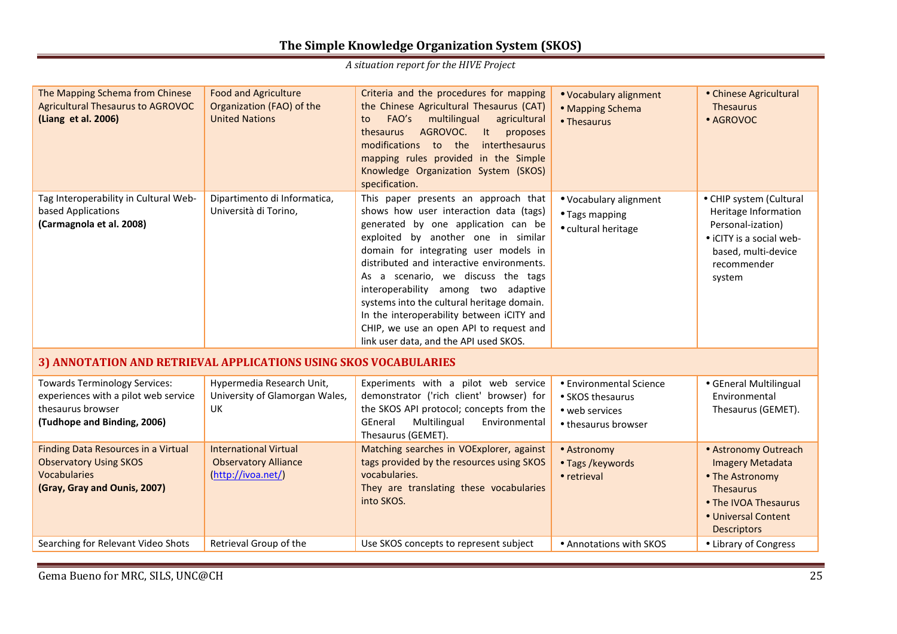| | | | | |
|---|---|---|---|---|
| The Mapping Schema from Chinese Agricultural Thesaurus to AGROVOC **(Liang et al. 2006)** | Food and Agriculture Organization (FAO) of the United Nations | Criteria and the procedures for mapping the Chinese Agricultural Thesaurus (CAT) to FAO's multilingual agricultural thesaurus AGROVOC. It proposes modifications to the interthesaurus mapping rules provided in the Simple Knowledge Organization System (SKOS) specification. | • Vocabulary alignment<br>• Mapping Schema<br>• Thesaurus | • Chinese Agricultural Thesaurus<br>• AGROVOC |
| Tag Interoperability in Cultural Web-based Applications **(Carmagnola et al. 2008)** | Dipartimento di Informatica, Università di Torino, | This paper presents an approach that shows how user interaction data (tags) generated by one application can be exploited by another one in similar domain for integrating user models in distributed and interactive environments. As a scenario, we discuss the tags interoperability among two adaptive systems into the cultural heritage domain. In the interoperability between iCITY and CHIP, we use an open API to request and link user data, and the API used SKOS. | • Vocabulary alignment<br>• Tags mapping<br>• cultural heritage | • CHIP system (Cultural Heritage Information Personal-ization)<br>• iCITY is a social web-based, multi-device recommender system |
| **3) ANNOTATION AND RETRIEVAL APPLICATIONS USING SKOS VOCABULARIES** | | | | |
| Towards Terminology Services: experiences with a pilot web service thesaurus browser **(Tudhope and Binding, 2006)** | Hypermedia Research Unit, University of Glamorgan Wales, UK | Experiments with a pilot web service demonstrator ('rich client' browser) for the SKOS API protocol; concepts from the GEneral Multilingual Environmental Thesaurus (GEMET). | • Environmental Science<br>• SKOS thesaurus<br>• web services<br>• thesaurus browser | • GEneral Multilingual Environmental Thesaurus (GEMET). |
| Finding Data Resources in a Virtual Observatory Using SKOS Vocabularies **(Gray, Gray and Ounis, 2007)** | International Virtual Observatory Alliance (http://ivoa.net/) | Matching searches in VOExplorer, against tags provided by the resources using SKOS vocabularies.<br>They are translating these vocabularies into SKOS. | • Astronomy<br>• Tags /keywords<br>• retrieval | • Astronomy Outreach Imagery Metadata<br>• The Astronomy Thesaurus<br>• The IVOA Thesaurus<br>• Universal Content Descriptors |
| Searching for Relevant Video Shots | Retrieval Group of the | Use SKOS concepts to represent subject | • Annotations with SKOS | • Library of Congress |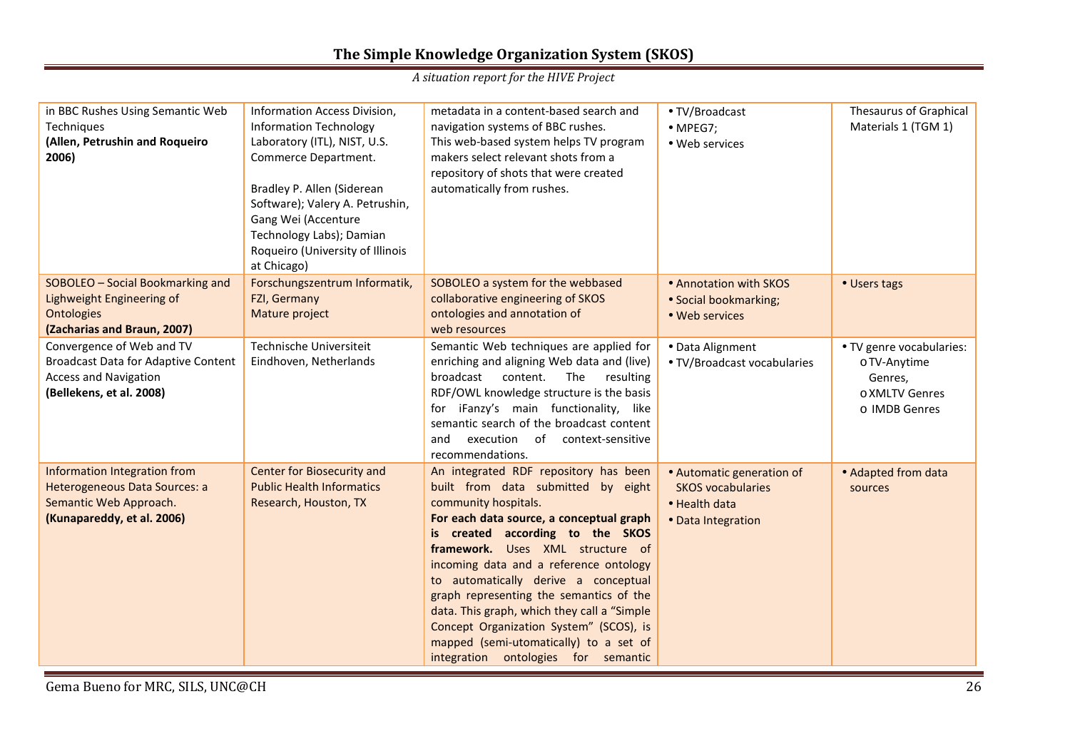| | | | | |
|---|---|---|---|---|
| in BBC Rushes Using Semantic Web Techniques **(Allen, Petrushin and Roqueiro 2006)** | Information Access Division, Information Technology Laboratory (ITL), NIST, U.S. Commerce Department.<br><br>Bradley P. Allen (Siderean Software); Valery A. Petrushin, Gang Wei (Accenture Technology Labs); Damian Roqueiro (University of Illinois at Chicago) | metadata in a content-based search and navigation systems of BBC rushes. This web-based system helps TV program makers select relevant shots from a repository of shots that were created automatically from rushes. | • TV/Broadcast<br>• MPEG7;<br>• Web services | Thesaurus of Graphical Materials 1 (TGM 1) |
| SOBOLEO – Social Bookmarking and Lighweight Engineering of Ontologies **(Zacharias and Braun, 2007)** | Forschungszentrum Informatik, FZI, Germany<br>Mature project | SOBOLEO a system for the webbased collaborative engineering of SKOS ontologies and annotation of web resources | • Annotation with SKOS<br>• Social bookmarking;<br>• Web services | • Users tags |
| Convergence of Web and TV Broadcast Data for Adaptive Content Access and Navigation **(Bellekens, et al. 2008)** | Technische Universiteit Eindhoven, Netherlands | Semantic Web techniques are applied for enriching and aligning Web data and (live) broadcast content. The resulting RDF/OWL knowledge structure is the basis for iFanzy's main functionality, like semantic search of the broadcast content and execution of context-sensitive recommendations. | • Data Alignment<br>• TV/Broadcast vocabularies | • TV genre vocabularies:<br>o TV-Anytime Genres,<br>o XMLTV Genres<br>o IMDB Genres |
| Information Integration from Heterogeneous Data Sources: a Semantic Web Approach. **(Kunapareddy, et al. 2006)** | Center for Biosecurity and Public Health Informatics Research, Houston, TX | An integrated RDF repository has been built from data submitted by eight community hospitals. **For each data source, a conceptual graph is created according to the SKOS framework.** Uses XML structure of incoming data and a reference ontology to automatically derive a conceptual graph representing the semantics of the data. This graph, which they call a "Simple Concept Organization System" (SCOS), is mapped (semi-utomatically) to a set of integration ontologies for semantic | • Automatic generation of SKOS vocabularies<br>• Health data<br>• Data Integration | • Adapted from data sources |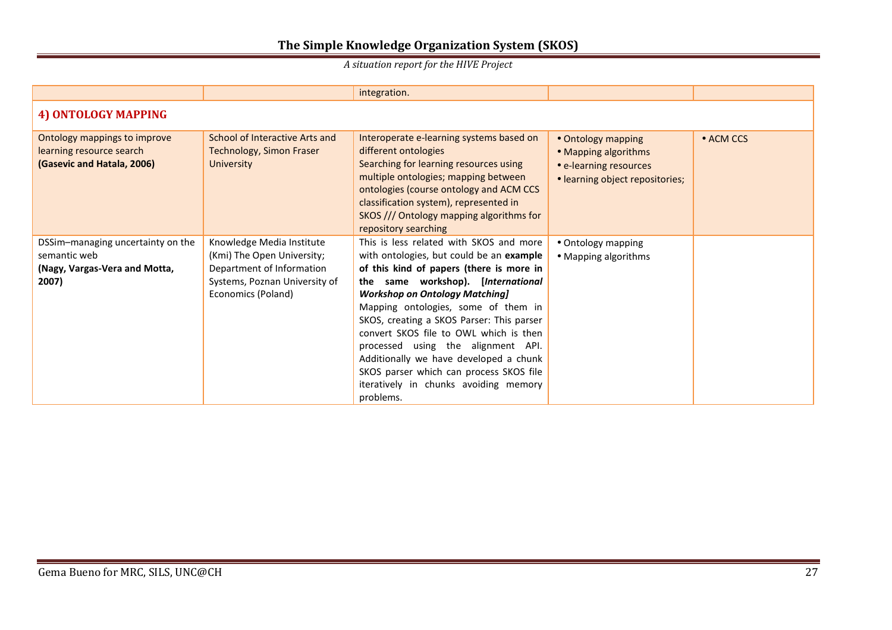| | | integration. | | |
|---|---|---|---|---|
| **4) ONTOLOGY MAPPING** | | | | |
| Ontology mappings to improve learning resource search **(Gasevic and Hatala, 2006)** | School of Interactive Arts and Technology, Simon Fraser University | Interoperate e-learning systems based on different ontologies<br>Searching for learning resources using multiple ontologies; mapping between ontologies (course ontology and ACM CCS classification system), represented in SKOS /// Ontology mapping algorithms for repository searching | • Ontology mapping<br>• Mapping algorithms<br>• e-learning resources<br>• learning object repositories; | • ACM CCS |
| DSSim–managing uncertainty on the semantic web **(Nagy, Vargas-Vera and Motta, 2007)** | Knowledge Media Institute (Kmi) The Open University; Department of Information Systems, Poznan University of Economics (Poland) | This is less related with SKOS and more with ontologies, but could be an **example of this kind of papers (there is more in the same workshop). [*International Workshop on Ontology Matching]***<br>Mapping ontologies, some of them in SKOS, creating a SKOS Parser: This parser convert SKOS file to OWL which is then processed using the alignment API. Additionally we have developed a chunk SKOS parser which can process SKOS file iteratively in chunks avoiding memory problems. | • Ontology mapping<br>• Mapping algorithms | |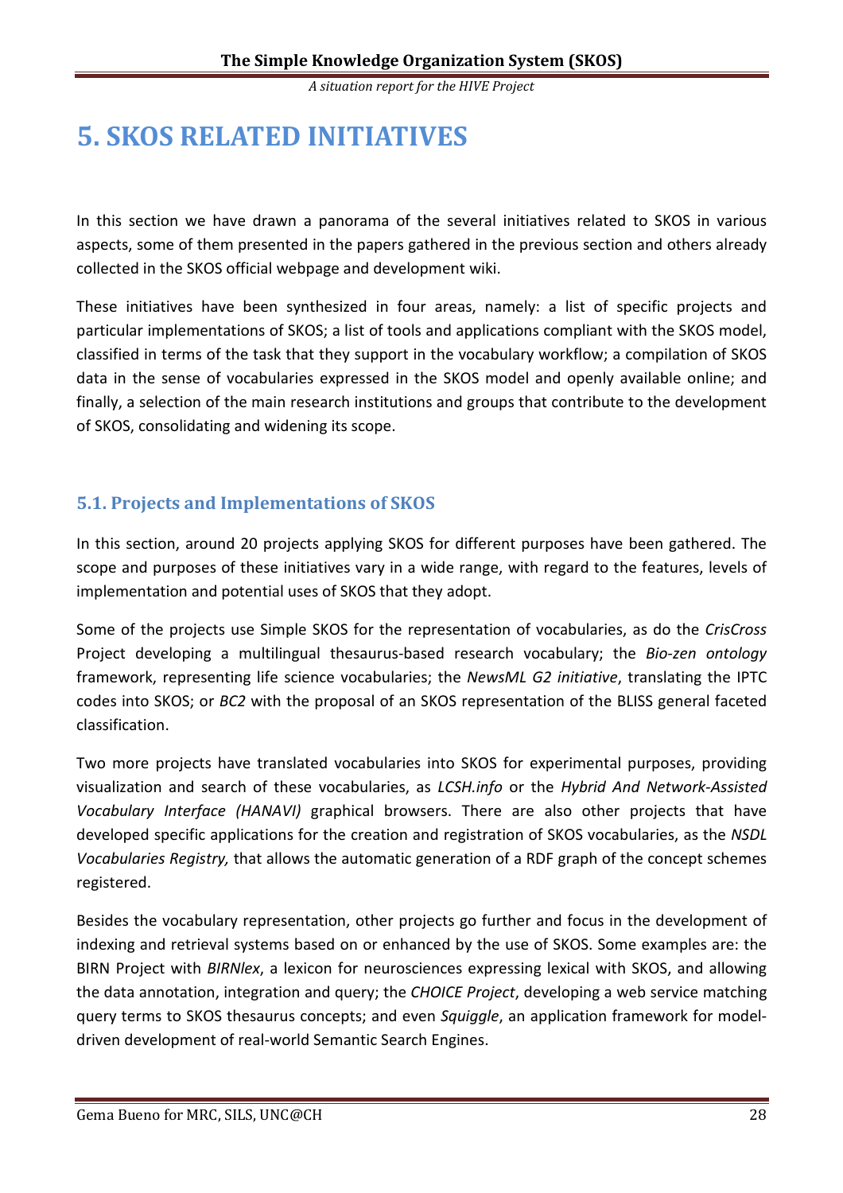# 5. SKOS RELATED INITIATIVES

In this section we have drawn a panorama of the several initiatives related to SKOS in various aspects, some of them presented in the papers gathered in the previous section and others already collected in the SKOS official webpage and development wiki.

These initiatives have been synthesized in four areas, namely: a list of specific projects and particular implementations of SKOS; a list of tools and applications compliant with the SKOS model, classified in terms of the task that they support in the vocabulary workflow; a compilation of SKOS data in the sense of vocabularies expressed in the SKOS model and openly available online; and finally, a selection of the main research institutions and groups that contribute to the development of SKOS, consolidating and widening its scope.

## 5.1. Projects and Implementations of SKOS

In this section, around 20 projects applying SKOS for different purposes have been gathered. The scope and purposes of these initiatives vary in a wide range, with regard to the features, levels of implementation and potential uses of SKOS that they adopt.

Some of the projects use Simple SKOS for the representation of vocabularies, as do the *CrisCross* Project developing a multilingual thesaurus-based research vocabulary; the *Bio-zen ontology* framework, representing life science vocabularies; the *NewsML G2 initiative*, translating the IPTC codes into SKOS; or *BC2* with the proposal of an SKOS representation of the BLISS general faceted classification.

Two more projects have translated vocabularies into SKOS for experimental purposes, providing visualization and search of these vocabularies, as *LCSH.info* or the *Hybrid And Network-Assisted Vocabulary Interface (HANAVI)* graphical browsers. There are also other projects that have developed specific applications for the creation and registration of SKOS vocabularies, as the *NSDL Vocabularies Registry,* that allows the automatic generation of a RDF graph of the concept schemes registered.

Besides the vocabulary representation, other projects go further and focus in the development of indexing and retrieval systems based on or enhanced by the use of SKOS. Some examples are: the BIRN Project with *BIRNlex*, a lexicon for neurosciences expressing lexical with SKOS, and allowing the data annotation, integration and query; the *CHOICE Project*, developing a web service matching query terms to SKOS thesaurus concepts; and even *Squiggle*, an application framework for model-driven development of real-world Semantic Search Engines.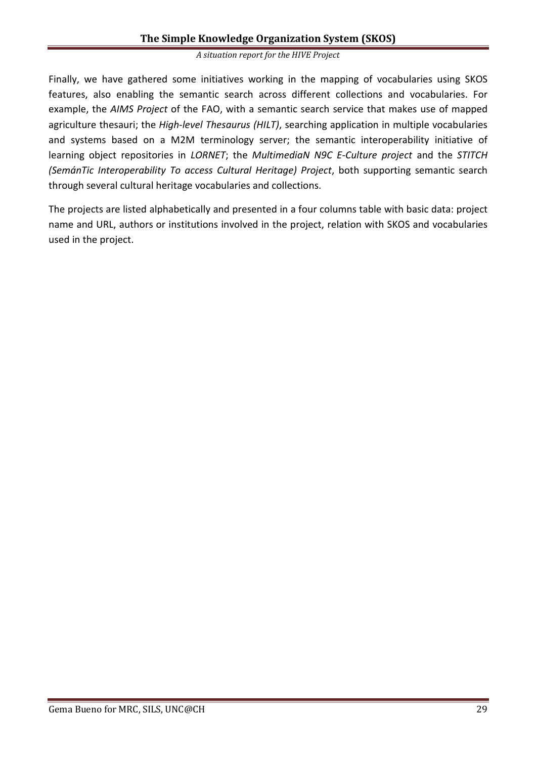Finally, we have gathered some initiatives working in the mapping of vocabularies using SKOS features, also enabling the semantic search across different collections and vocabularies. For example, the *AIMS Project* of the FAO, with a semantic search service that makes use of mapped agriculture thesauri; the *High-level Thesaurus (HILT)*, searching application in multiple vocabularies and systems based on a M2M terminology server; the semantic interoperability initiative of learning object repositories in *LORNET*; the *MultimediaN N9C E-Culture project* and the *STITCH (SemánTic Interoperability To access Cultural Heritage) Project*, both supporting semantic search through several cultural heritage vocabularies and collections.

The projects are listed alphabetically and presented in a four columns table with basic data: project name and URL, authors or institutions involved in the project, relation with SKOS and vocabularies used in the project.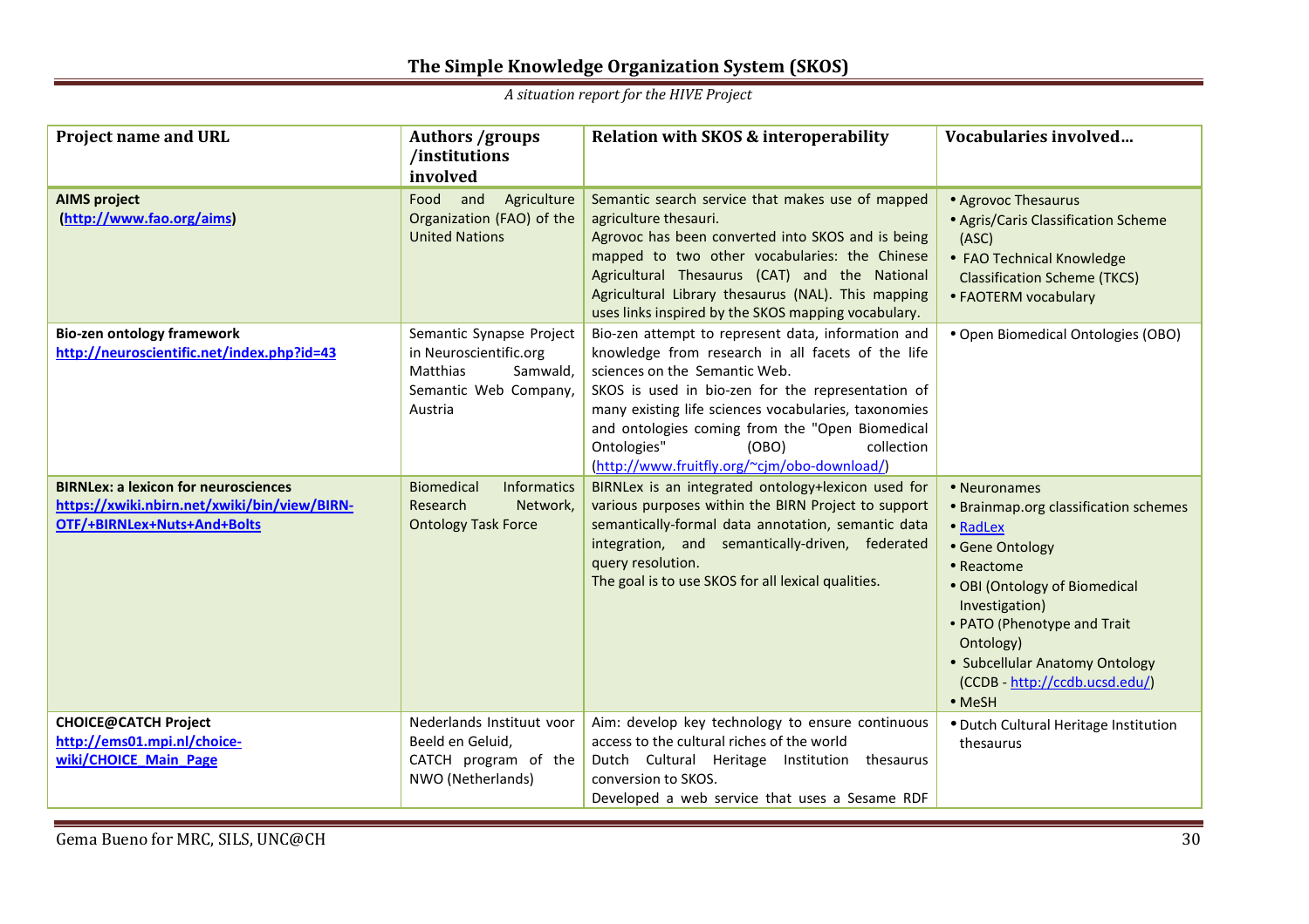| Project name and URL | Authors /groups /institutions involved | Relation with SKOS & interoperability | Vocabularies involved… |
|---|---|---|---|
| **AIMS project** **(http://www.fao.org/aims)** | Food and Agriculture Organization (FAO) of the United Nations | Semantic search service that makes use of mapped agriculture thesauri. Agrovoc has been converted into SKOS and is being mapped to two other vocabularies: the Chinese Agricultural Thesaurus (CAT) and the National Agricultural Library thesaurus (NAL). This mapping uses links inspired by the SKOS mapping vocabulary. | • Agrovoc Thesaurus<br>• Agris/Caris Classification Scheme (ASC)<br>• FAO Technical Knowledge Classification Scheme (TKCS)<br>• FAOTERM vocabulary |
| **Bio-zen ontology framework** **http://neuroscientific.net/index.php?id=43** | Semantic Synapse Project in Neuroscientific.org Matthias Samwald, Semantic Web Company, Austria | Bio-zen attempt to represent data, information and knowledge from research in all facets of the life sciences on the Semantic Web. SKOS is used in bio-zen for the representation of many existing life sciences vocabularies, taxonomies and ontologies coming from the "Open Biomedical Ontologies" (OBO) collection (http://www.fruitfly.org/~cjm/obo-download/) | • Open Biomedical Ontologies (OBO) |
| **BIRNLex: a lexicon for neurosciences** **https://xwiki.nbirn.net/xwiki/bin/view/BIRN-OTF/+BIRNLex+Nuts+And+Bolts** | Biomedical Informatics Research Network, Ontology Task Force | BIRNLex is an integrated ontology+lexicon used for various purposes within the BIRN Project to support semantically-formal data annotation, semantic data integration, and semantically-driven, federated query resolution. The goal is to use SKOS for all lexical qualities. | • Neuronames<br>• Brainmap.org classification schemes<br>• RadLex<br>• Gene Ontology<br>• Reactome<br>• OBI (Ontology of Biomedical Investigation)<br>• PATO (Phenotype and Trait Ontology)<br>• Subcellular Anatomy Ontology (CCDB - http://ccdb.ucsd.edu/)<br>• MeSH |
| **CHOICE@CATCH Project** **http://ems01.mpi.nl/choice-wiki/CHOICE_Main_Page** | Nederlands Instituut voor Beeld en Geluid, CATCH program of the NWO (Netherlands) | Aim: develop key technology to ensure continuous access to the cultural riches of the world Dutch Cultural Heritage Institution thesaurus conversion to SKOS. Developed a web service that uses a Sesame RDF | • Dutch Cultural Heritage Institution thesaurus |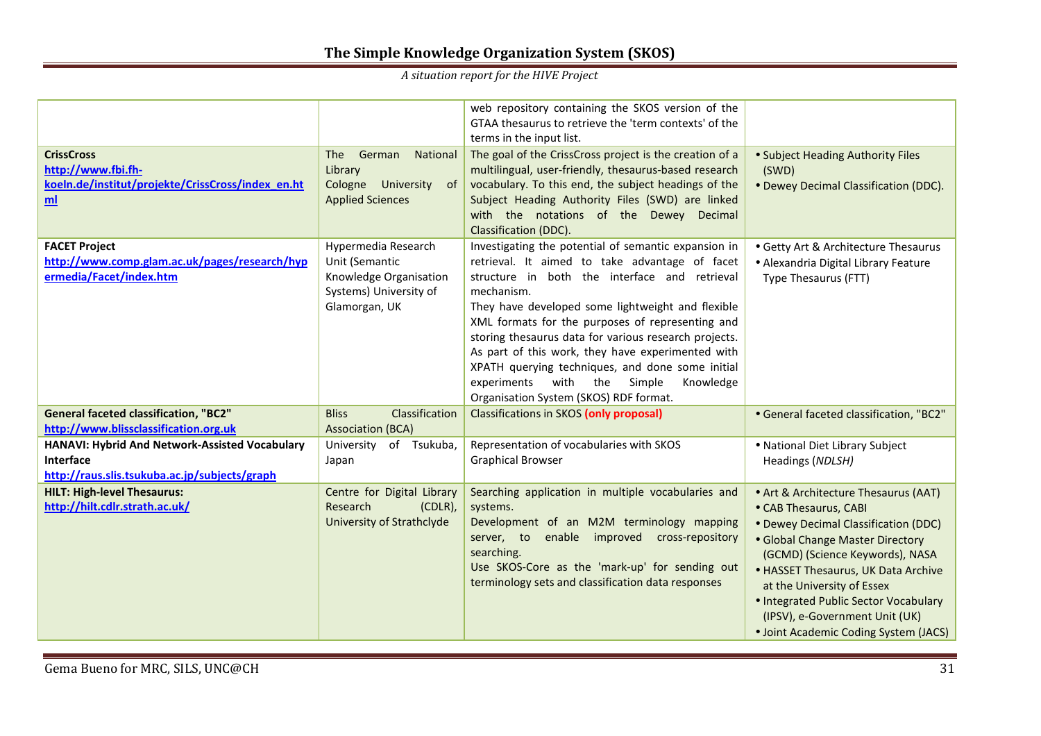| | | | |
|---|---|---|---|
| | | web repository containing the SKOS version of the GTAA thesaurus to retrieve the 'term contexts' of the terms in the input list. | |
| **CrissCross** [http://www.fbi.fh-koeln.de/institut/projekte/CrissCross/index_en.html](http://www.fbi.fh-koeln.de/institut/projekte/CrissCross/index_en.html) | The German National Library Cologne University of Applied Sciences | The goal of the CrissCross project is the creation of a multilingual, user-friendly, thesaurus-based research vocabulary. To this end, the subject headings of the Subject Heading Authority Files (SWD) are linked with the notations of the Dewey Decimal Classification (DDC). | • Subject Heading Authority Files (SWD) • Dewey Decimal Classification (DDC). |
| **FACET Project** [http://www.comp.glam.ac.uk/pages/research/hypermedia/Facet/index.htm](http://www.comp.glam.ac.uk/pages/research/hypermedia/Facet/index.htm) | Hypermedia Research Unit (Semantic Knowledge Organisation Systems) University of Glamorgan, UK | Investigating the potential of semantic expansion in retrieval. It aimed to take advantage of facet structure in both the interface and retrieval mechanism. They have developed some lightweight and flexible XML formats for the purposes of representing and storing thesaurus data for various research projects. As part of this work, they have experimented with XPATH querying techniques, and done some initial experiments with the Simple Knowledge Organisation System (SKOS) RDF format. | • Getty Art & Architecture Thesaurus • Alexandria Digital Library Feature Type Thesaurus (FTT) |
| **General faceted classification, "BC2"** [http://www.blissclassification.org.uk](http://www.blissclassification.org.uk) | Bliss Classification Association (BCA) | Classifications in SKOS **(only proposal)** | • General faceted classification, "BC2" |
| **HANAVI: Hybrid And Network-Assisted Vocabulary Interface** [http://raus.slis.tsukuba.ac.jp/subjects/graph](http://raus.slis.tsukuba.ac.jp/subjects/graph) | University of Tsukuba, Japan | Representation of vocabularies with SKOS Graphical Browser | • National Diet Library Subject Headings (*NDLSH)* |
| **HILT: High-level Thesaurus:** [http://hilt.cdlr.strath.ac.uk/](http://hilt.cdlr.strath.ac.uk/) | Centre for Digital Library Research (CDLR), University of Strathclyde | Searching application in multiple vocabularies and systems. Development of an M2M terminology mapping server, to enable improved cross-repository searching. Use SKOS-Core as the 'mark-up' for sending out terminology sets and classification data responses | • Art & Architecture Thesaurus (AAT) • CAB Thesaurus, CABI • Dewey Decimal Classification (DDC) • Global Change Master Directory (GCMD) (Science Keywords), NASA • HASSET Thesaurus, UK Data Archive at the University of Essex • Integrated Public Sector Vocabulary (IPSV), e-Government Unit (UK) • Joint Academic Coding System (JACS) |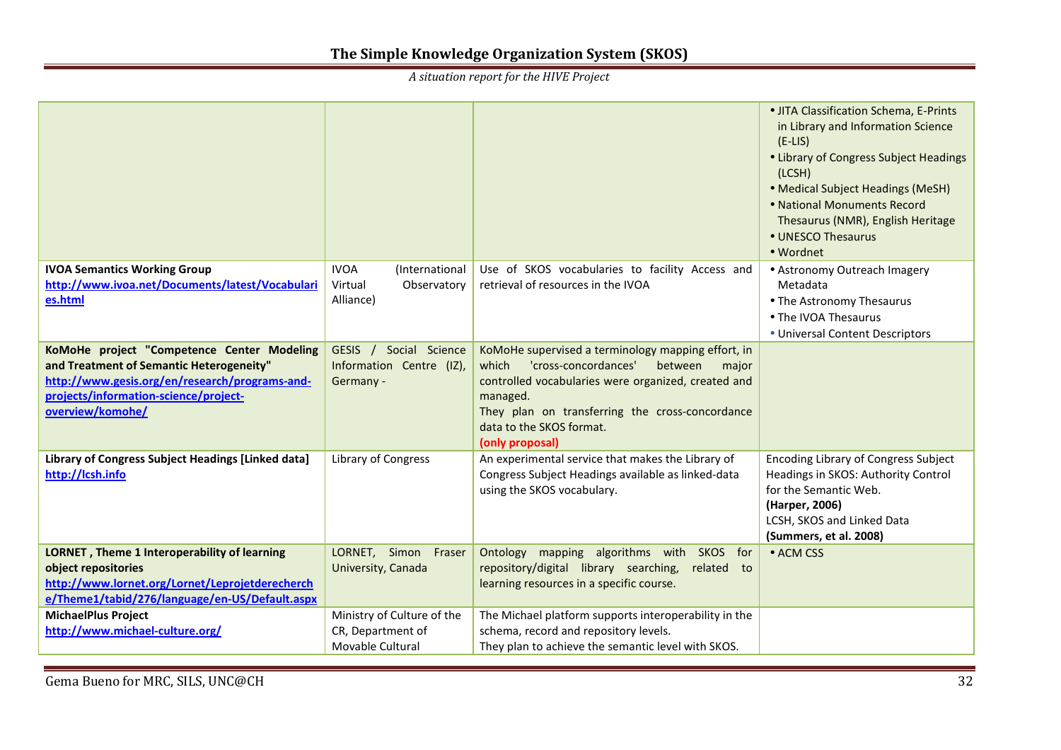| | | | |
|---|---|---|---|
| | | | • JITA Classification Schema, E-Prints in Library and Information Science (E-LIS)<br>• Library of Congress Subject Headings (LCSH)<br>• Medical Subject Headings (MeSH)<br>• National Monuments Record Thesaurus (NMR), English Heritage<br>• UNESCO Thesaurus<br>• Wordnet |
| **IVOA Semantics Working Group**<br>**http://www.ivoa.net/Documents/latest/Vocabularies.html** | IVOA (International Virtual Observatory Alliance) | Use of SKOS vocabularies to facility Access and retrieval of resources in the IVOA | • Astronomy Outreach Imagery Metadata<br>• The Astronomy Thesaurus<br>• The IVOA Thesaurus<br>• Universal Content Descriptors |
| **KoMoHe project "Competence Center Modeling and Treatment of Semantic Heterogeneity"**<br>**http://www.gesis.org/en/research/programs-and-projects/information-science/project-overview/komohe/** | GESIS / Social Science Information Centre (IZ), Germany - | KoMoHe supervised a terminology mapping effort, in which 'cross-concordances' between major controlled vocabularies were organized, created and managed.<br>They plan on transferring the cross-concordance data to the SKOS format.<br>**(only proposal)** | |
| **Library of Congress Subject Headings [Linked data]**<br>**http://lcsh.info** | Library of Congress | An experimental service that makes the Library of Congress Subject Headings available as linked-data using the SKOS vocabulary. | Encoding Library of Congress Subject Headings in SKOS: Authority Control for the Semantic Web.<br>**(Harper, 2006)**<br>LCSH, SKOS and Linked Data<br>**(Summers, et al. 2008)** |
| **LORNET , Theme 1 Interoperability of learning object repositories**<br>**http://www.lornet.org/Lornet/Leprojetderecherche/Theme1/tabid/276/language/en-US/Default.aspx** | LORNET, Simon Fraser University, Canada | Ontology mapping algorithms with SKOS for repository/digital library searching, related to learning resources in a specific course. | • ACM CSS |
| **MichaelPlus Project**<br>**http://www.michael-culture.org/** | Ministry of Culture of the CR, Department of Movable Cultural | The Michael platform supports interoperability in the schema, record and repository levels.<br>They plan to achieve the semantic level with SKOS. | |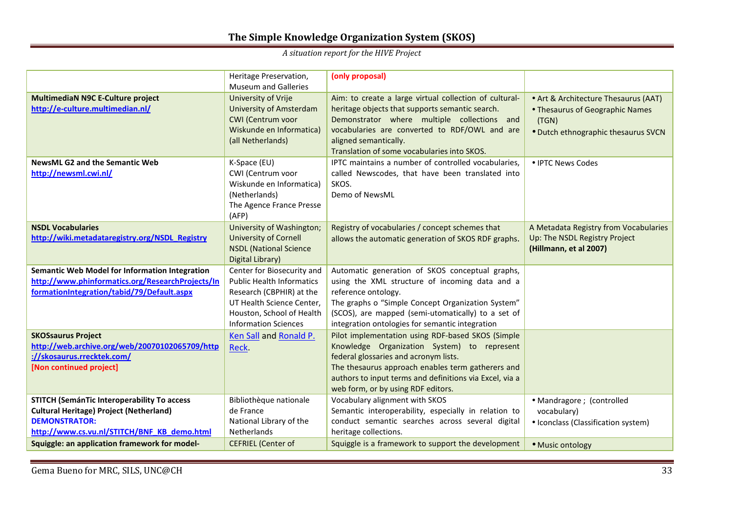| | | | |
|---|---|---|---|
| | Heritage Preservation, Museum and Galleries | **(only proposal)** | |
| **MultimediaN N9C E-Culture project** **http://e-culture.multimedian.nl/** | University of Vrije University of Amsterdam CWI (Centrum voor Wiskunde en Informatica) (all Netherlands) | Aim: to create a large virtual collection of cultural-heritage objects that supports semantic search. Demonstrator where multiple collections and vocabularies are converted to RDF/OWL and are aligned semantically. Translation of some vocabularies into SKOS. | • Art & Architecture Thesaurus (AAT) • Thesaurus of Geographic Names (TGN) • Dutch ethnographic thesaurus SVCN |
| **NewsML G2 and the Semantic Web** **http://newsml.cwi.nl/** | K-Space (EU) CWI (Centrum voor Wiskunde en Informatica) (Netherlands) The Agence France Presse (AFP) | IPTC maintains a number of controlled vocabularies, called Newscodes, that have been translated into SKOS. Demo of NewsML | • IPTC News Codes |
| **NSDL Vocabularies** **http://wiki.metadataregistry.org/NSDL_Registry** | University of Washington; University of Cornell NSDL (National Science Digital Library) | Registry of vocabularies / concept schemes that allows the automatic generation of SKOS RDF graphs. | A Metadata Registry from Vocabularies Up: The NSDL Registry Project **(Hillmann, et al 2007)** |
| **Semantic Web Model for Information Integration** **http://www.phinformatics.org/ResearchProjects/InformationIntegration/tabid/79/Default.aspx** | Center for Biosecurity and Public Health Informatics Research (CBPHIR) at the UT Health Science Center, Houston, School of Health Information Sciences | Automatic generation of SKOS conceptual graphs, using the XML structure of incoming data and a reference ontology. The graphs o "Simple Concept Organization System" (SCOS), are mapped (semi-utomatically) to a set of integration ontologies for semantic integration | |
| **SKOSsaurus Project** **http://web.archive.org/web/20070102065709/http://skosaurus.rrecktek.com/** **[Non continued project]** | Ken Sall and Ronald P. Reck. | Pilot implementation using RDF-based SKOS (Simple Knowledge Organization System) to represent federal glossaries and acronym lists. The thesaurus approach enables term gatherers and authors to input terms and definitions via Excel, via a web form, or by using RDF editors. | |
| **STITCH (SemánTic Interoperability To access Cultural Heritage) Project (Netherland)** **DEMONSTRATOR:** **http://www.cs.vu.nl/STITCH/BNF_KB_demo.html** | Bibliothèque nationale de France National Library of the Netherlands | Vocabulary alignment with SKOS Semantic interoperability, especially in relation to conduct semantic searches across several digital heritage collections. | • Mandragore ; (controlled vocabulary) • Iconclass (Classification system) |
| **Squiggle: an application framework for model-** | CEFRIEL (Center of | Squiggle is a framework to support the development | • Music ontology |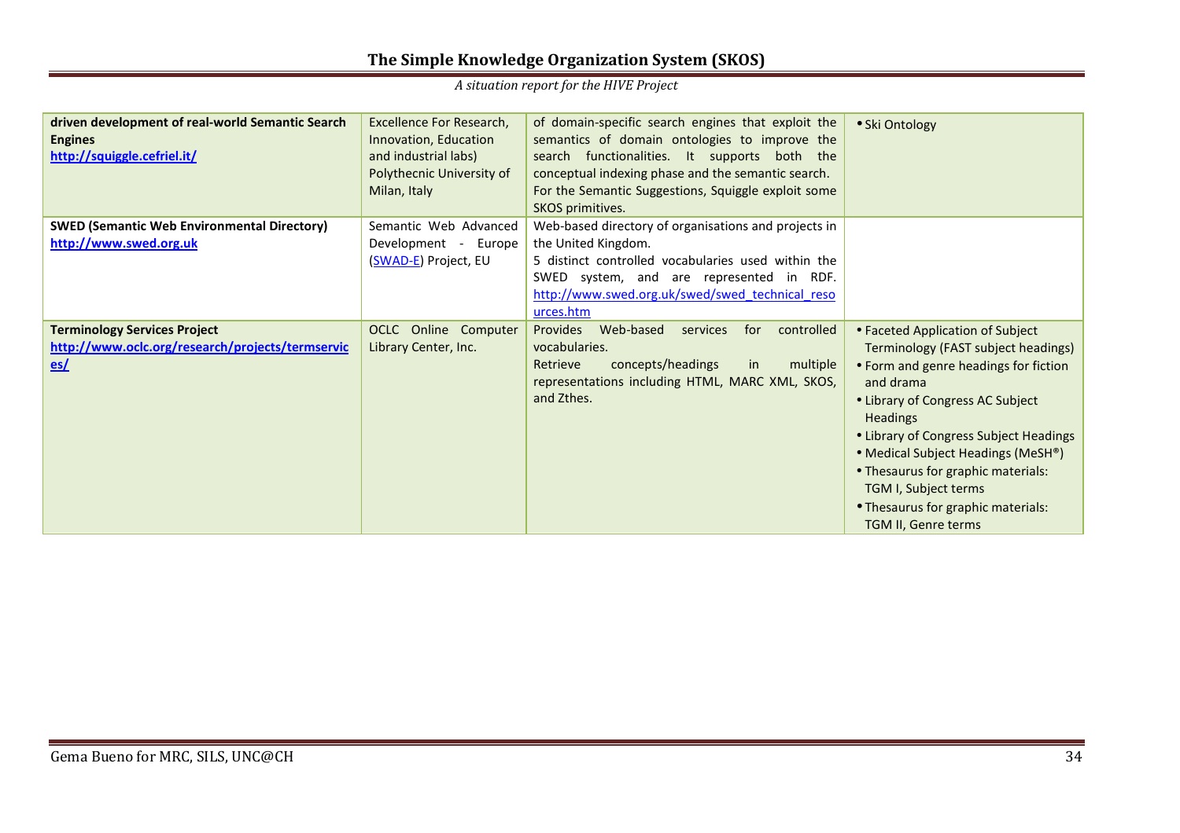| | | | |
|---|---|---|---|
| **driven development of real-world Semantic Search Engines** [http://squiggle.cefriel.it/](http://squiggle.cefriel.it/) | Excellence For Research, Innovation, Education and industrial labs) Polythecnic University of Milan, Italy | of domain-specific search engines that exploit the semantics of domain ontologies to improve the search functionalities. It supports both the conceptual indexing phase and the semantic search. For the Semantic Suggestions, Squiggle exploit some SKOS primitives. | • Ski Ontology |
| **SWED (Semantic Web Environmental Directory)** [http://www.swed.org.uk](http://www.swed.org.uk) | Semantic Web Advanced Development - Europe (SWAD-E) Project, EU | Web-based directory of organisations and projects in the United Kingdom. 5 distinct controlled vocabularies used within the SWED system, and are represented in RDF. [http://www.swed.org.uk/swed/swed_technical_resources.htm](http://www.swed.org.uk/swed/swed_technical_resources.htm) | |
| **Terminology Services Project** [http://www.oclc.org/research/projects/termservices/](http://www.oclc.org/research/projects/termservices/) | OCLC Online Computer Library Center, Inc. | Provides Web-based services for controlled vocabularies. Retrieve concepts/headings in multiple representations including HTML, MARC XML, SKOS, and Zthes. | • Faceted Application of Subject Terminology (FAST subject headings) • Form and genre headings for fiction and drama • Library of Congress AC Subject Headings • Library of Congress Subject Headings • Medical Subject Headings (MeSH®) • Thesaurus for graphic materials: TGM I, Subject terms • Thesaurus for graphic materials: TGM II, Genre terms |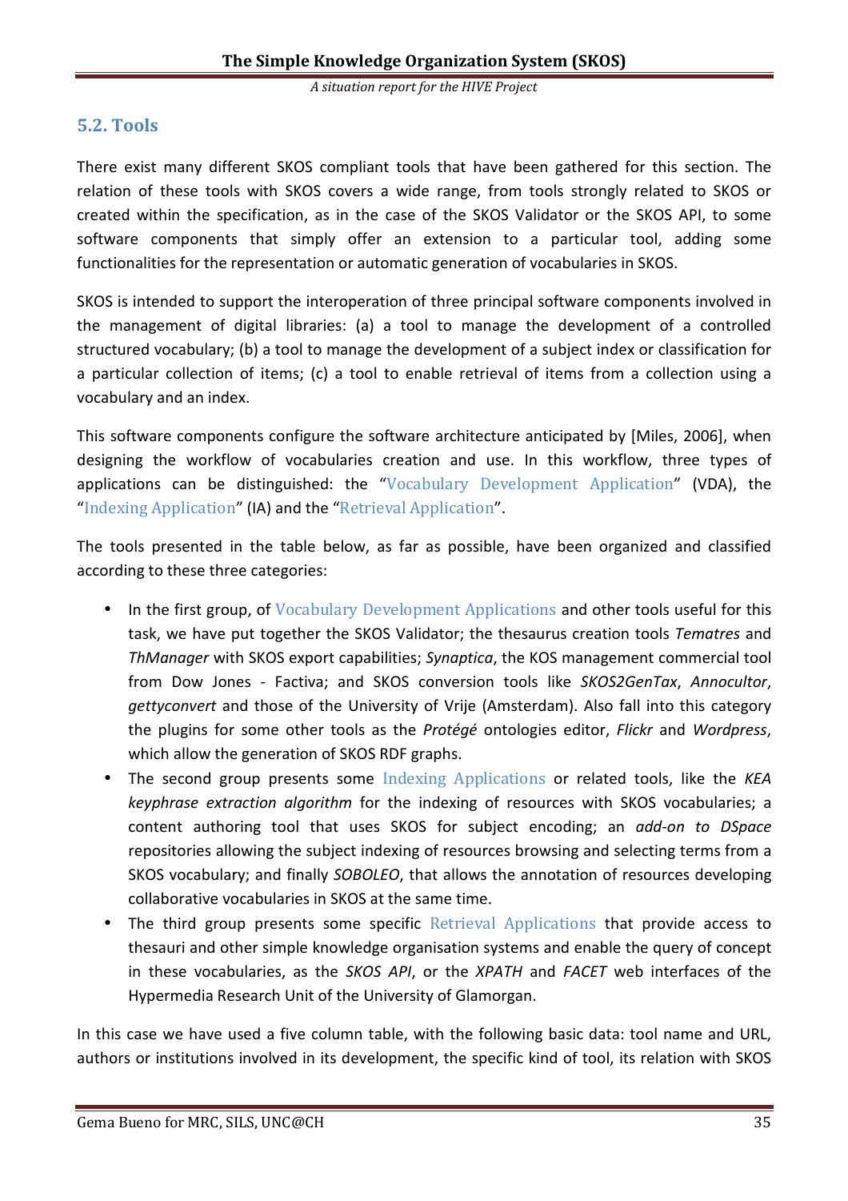## 5.2. Tools

There exist many different SKOS compliant tools that have been gathered for this section. The relation of these tools with SKOS covers a wide range, from tools strongly related to SKOS or created within the specification, as in the case of the SKOS Validator or the SKOS API, to some software components that simply offer an extension to a particular tool, adding some functionalities for the representation or automatic generation of vocabularies in SKOS.

SKOS is intended to support the interoperation of three principal software components involved in the management of digital libraries: (a) a tool to manage the development of a controlled structured vocabulary; (b) a tool to manage the development of a subject index or classification for a particular collection of items; (c) a tool to enable retrieval of items from a collection using a vocabulary and an index.

This software components configure the software architecture anticipated by [Miles, 2006], when designing the workflow of vocabularies creation and use. In this workflow, three types of applications can be distinguished: the "Vocabulary Development Application" (VDA), the "Indexing Application" (IA) and the "Retrieval Application".

The tools presented in the table below, as far as possible, have been organized and classified according to these three categories:

- In the first group, of Vocabulary Development Applications and other tools useful for this task, we have put together the SKOS Validator; the thesaurus creation tools *Tematres* and *ThManager* with SKOS export capabilities; *Synaptica*, the KOS management commercial tool from Dow Jones - Factiva; and SKOS conversion tools like *SKOS2GenTax*, *Annocultor*, *gettyconvert* and those of the University of Vrije (Amsterdam). Also fall into this category the plugins for some other tools as the *Protégé* ontologies editor, *Flickr* and *Wordpress*, which allow the generation of SKOS RDF graphs.
- The second group presents some Indexing Applications or related tools, like the *KEA keyphrase extraction algorithm* for the indexing of resources with SKOS vocabularies; a content authoring tool that uses SKOS for subject encoding; an *add-on to DSpace* repositories allowing the subject indexing of resources browsing and selecting terms from a SKOS vocabulary; and finally *SOBOLEO*, that allows the annotation of resources developing collaborative vocabularies in SKOS at the same time.
- The third group presents some specific Retrieval Applications that provide access to thesauri and other simple knowledge organisation systems and enable the query of concept in these vocabularies, as the *SKOS API*, or the *XPATH* and *FACET* web interfaces of the Hypermedia Research Unit of the University of Glamorgan.

In this case we have used a five column table, with the following basic data: tool name and URL, authors or institutions involved in its development, the specific kind of tool, its relation with SKOS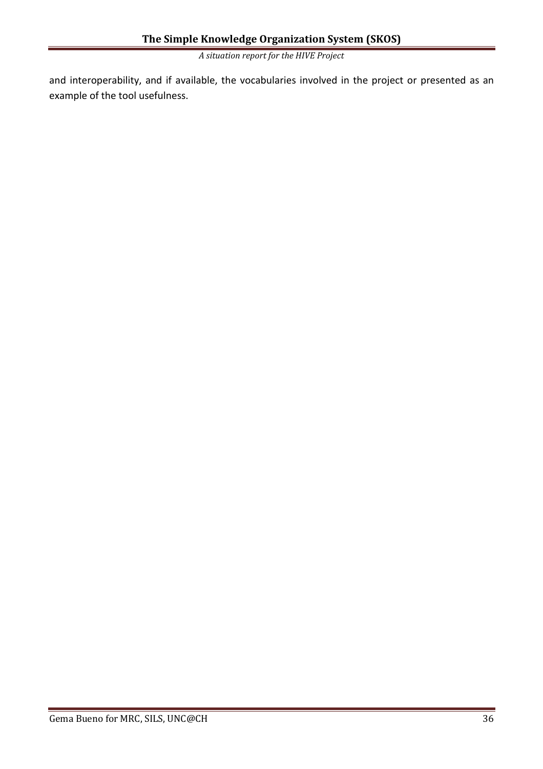and interoperability, and if available, the vocabularies involved in the project or presented as an example of the tool usefulness.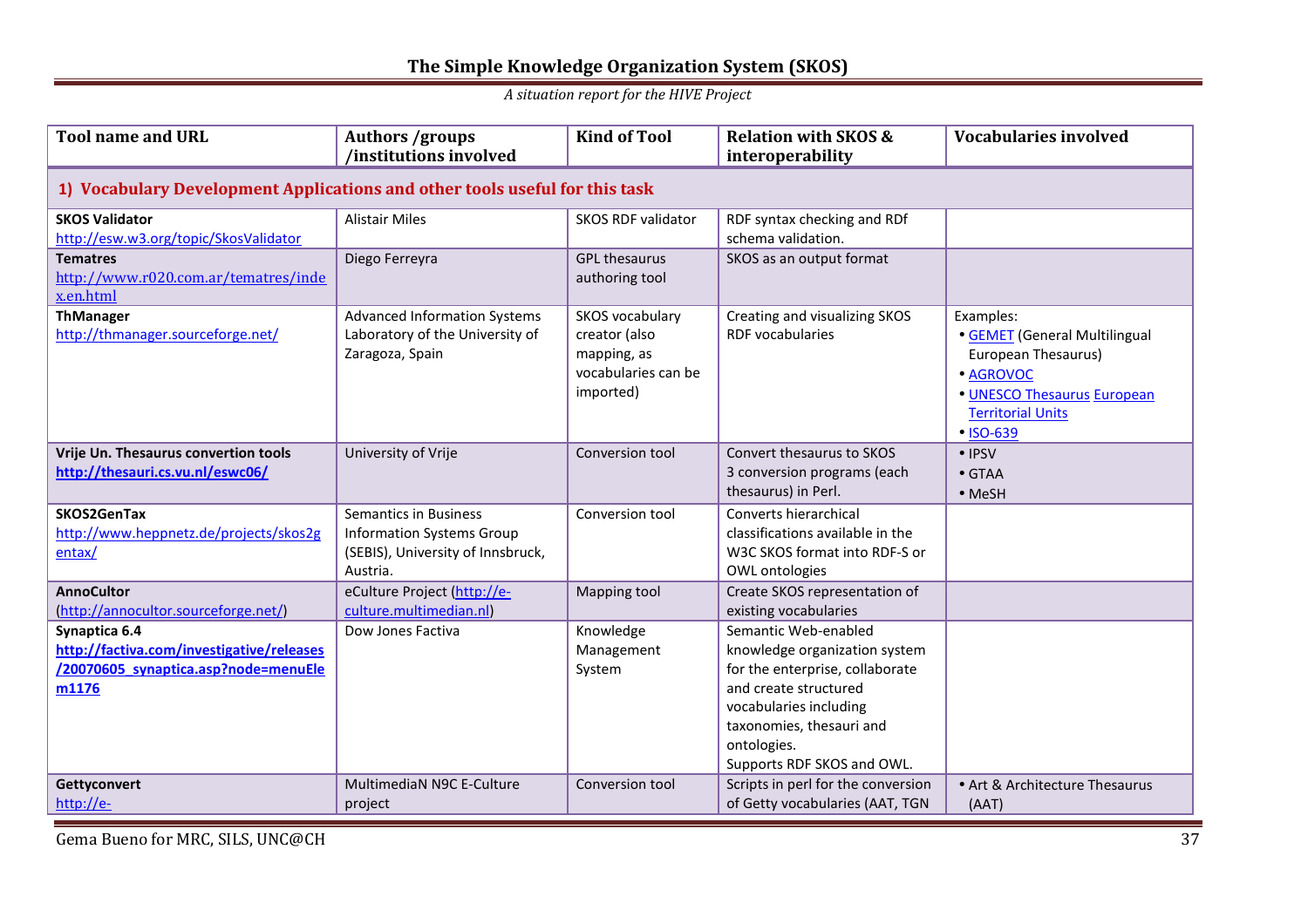| Tool name and URL | Authors /groups /institutions involved | Kind of Tool | Relation with SKOS & interoperability | Vocabularies involved |
|---|---|---|---|---|
| **1) Vocabulary Development Applications and other tools useful for this task** | | | | |
| **SKOS Validator** http://esw.w3.org/topic/SkosValidator | Alistair Miles | SKOS RDF validator | RDF syntax checking and RDf schema validation. | |
| **Tematres** http://www.r020.com.ar/tematres/index.en.html | Diego Ferreyra | GPL thesaurus authoring tool | SKOS as an output format | |
| **ThManager** http://thmanager.sourceforge.net/ | Advanced Information Systems Laboratory of the University of Zaragoza, Spain | SKOS vocabulary creator (also mapping, as vocabularies can be imported) | Creating and visualizing SKOS RDF vocabularies | Examples:<br>• GEMET (General Multilingual European Thesaurus)<br>• AGROVOC<br>• UNESCO Thesaurus European Territorial Units<br>• ISO-639 |
| **Vrije Un. Thesaurus convertion tools** **http://thesauri.cs.vu.nl/eswc06/** | University of Vrije | Conversion tool | Convert thesaurus to SKOS<br>3 conversion programs (each thesaurus) in Perl. | • IPSV<br>• GTAA<br>• MeSH |
| **SKOS2GenTax** http://www.heppnetz.de/projects/skos2gentax/ | Semantics in Business Information Systems Group (SEBIS), University of Innsbruck, Austria. | Conversion tool | Converts hierarchical classifications available in the W3C SKOS format into RDF-S or OWL ontologies | |
| **AnnoCultor** (http://annocultor.sourceforge.net/) | eCulture Project (http://e-culture.multimedian.nl) | Mapping tool | Create SKOS representation of existing vocabularies | |
| **Synaptica 6.4** **http://factiva.com/investigative/releases/20070605_synaptica.asp?node=menuElem1176** | Dow Jones Factiva | Knowledge Management System | Semantic Web-enabled knowledge organization system for the enterprise, collaborate and create structured vocabularies including taxonomies, thesauri and ontologies.<br>Supports RDF SKOS and OWL. | |
| **Gettyconvert** http://e- | MultimediaN N9C E-Culture project | Conversion tool | Scripts in perl for the conversion of Getty vocabularies (AAT, TGN | • Art & Architecture Thesaurus (AAT) |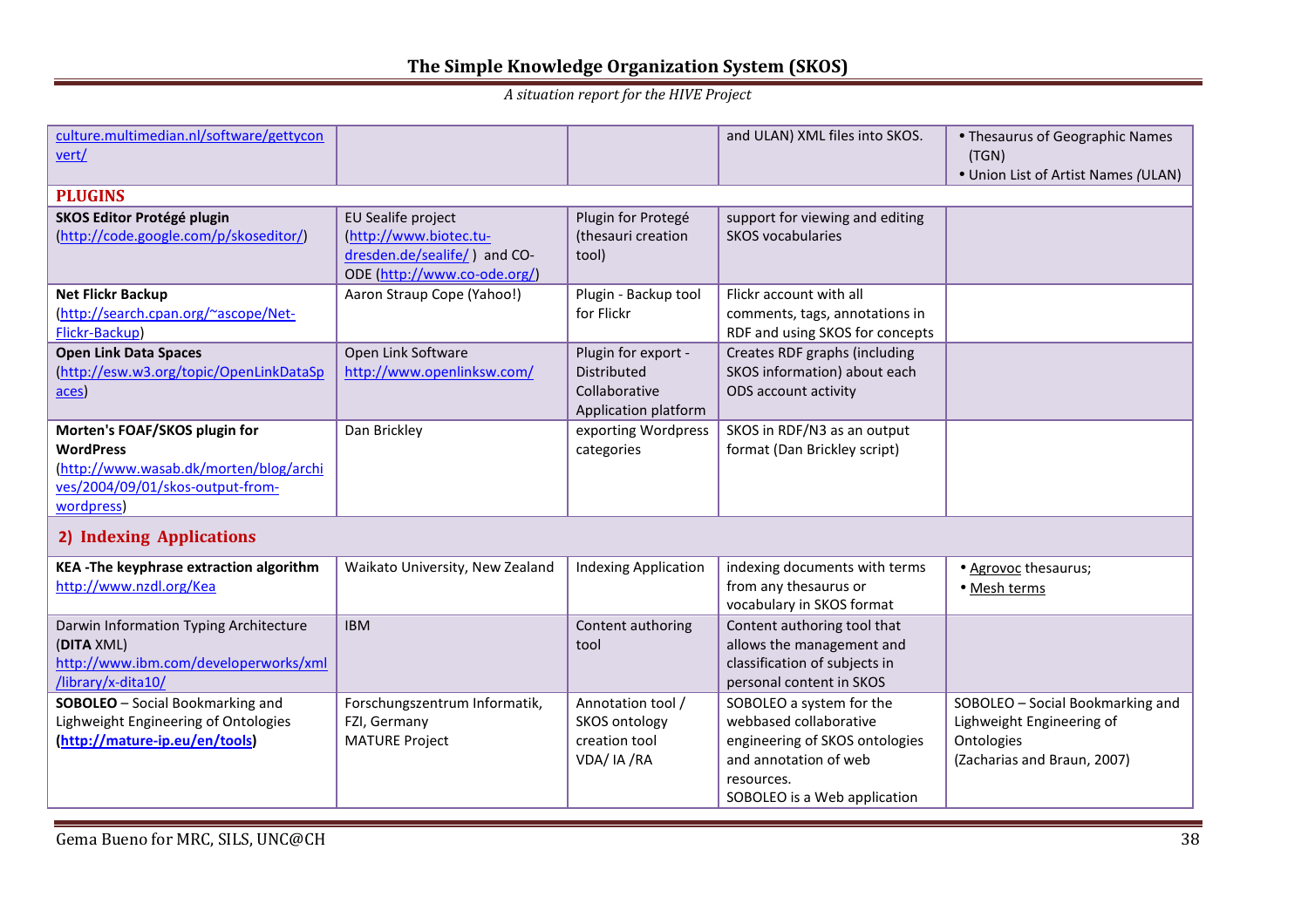| | | | | |
|---|---|---|---|---|
| culture.multimedian.nl/software/gettyconvert/ | | | and ULAN) XML files into SKOS. | • Thesaurus of Geographic Names (TGN)<br>• Union List of Artist Names (ULAN) |
| **PLUGINS** | | | | |
| **SKOS Editor Protégé plugin** (http://code.google.com/p/skoseditor/) | EU Sealife project (http://www.biotec.tu-dresden.de/sealife/ ) and CO-ODE (http://www.co-ode.org/) | Plugin for Protegé (thesauri creation tool) | support for viewing and editing SKOS vocabularies | |
| **Net Flickr Backup** (http://search.cpan.org/~ascope/Net-Flickr-Backup) | Aaron Straup Cope (Yahoo!) | Plugin - Backup tool for Flickr | Flickr account with all comments, tags, annotations in RDF and using SKOS for concepts | |
| **Open Link Data Spaces** (http://esw.w3.org/topic/OpenLinkDataSpaces) | Open Link Software http://www.openlinksw.com/ | Plugin for export - Distributed Collaborative Application platform | Creates RDF graphs (including SKOS information) about each ODS account activity | |
| **Morten's FOAF/SKOS plugin for WordPress** (http://www.wasab.dk/morten/blog/archives/2004/09/01/skos-output-from-wordpress) | Dan Brickley | exporting Wordpress categories | SKOS in RDF/N3 as an output format (Dan Brickley script) | |
| **2) Indexing Applications** | | | | |
| **KEA -The keyphrase extraction algorithm** http://www.nzdl.org/Kea | Waikato University, New Zealand | Indexing Application | indexing documents with terms from any thesaurus or vocabulary in SKOS format | • Agrovoc thesaurus;<br>• Mesh terms |
| Darwin Information Typing Architecture (**DITA** XML) http://www.ibm.com/developerworks/xml/library/x-dita10/ | IBM | Content authoring tool | Content authoring tool that allows the management and classification of subjects in personal content in SKOS | |
| **SOBOLEO** – Social Bookmarking and Lighweight Engineering of Ontologies (**http://mature-ip.eu/en/tools**) | Forschungszentrum Informatik, FZI, Germany MATURE Project | Annotation tool / SKOS ontology creation tool VDA/ IA /RA | SOBOLEO a system for the webbased collaborative engineering of SKOS ontologies and annotation of web resources. SOBOLEO is a Web application | SOBOLEO – Social Bookmarking and Lighweight Engineering of Ontologies (Zacharias and Braun, 2007) |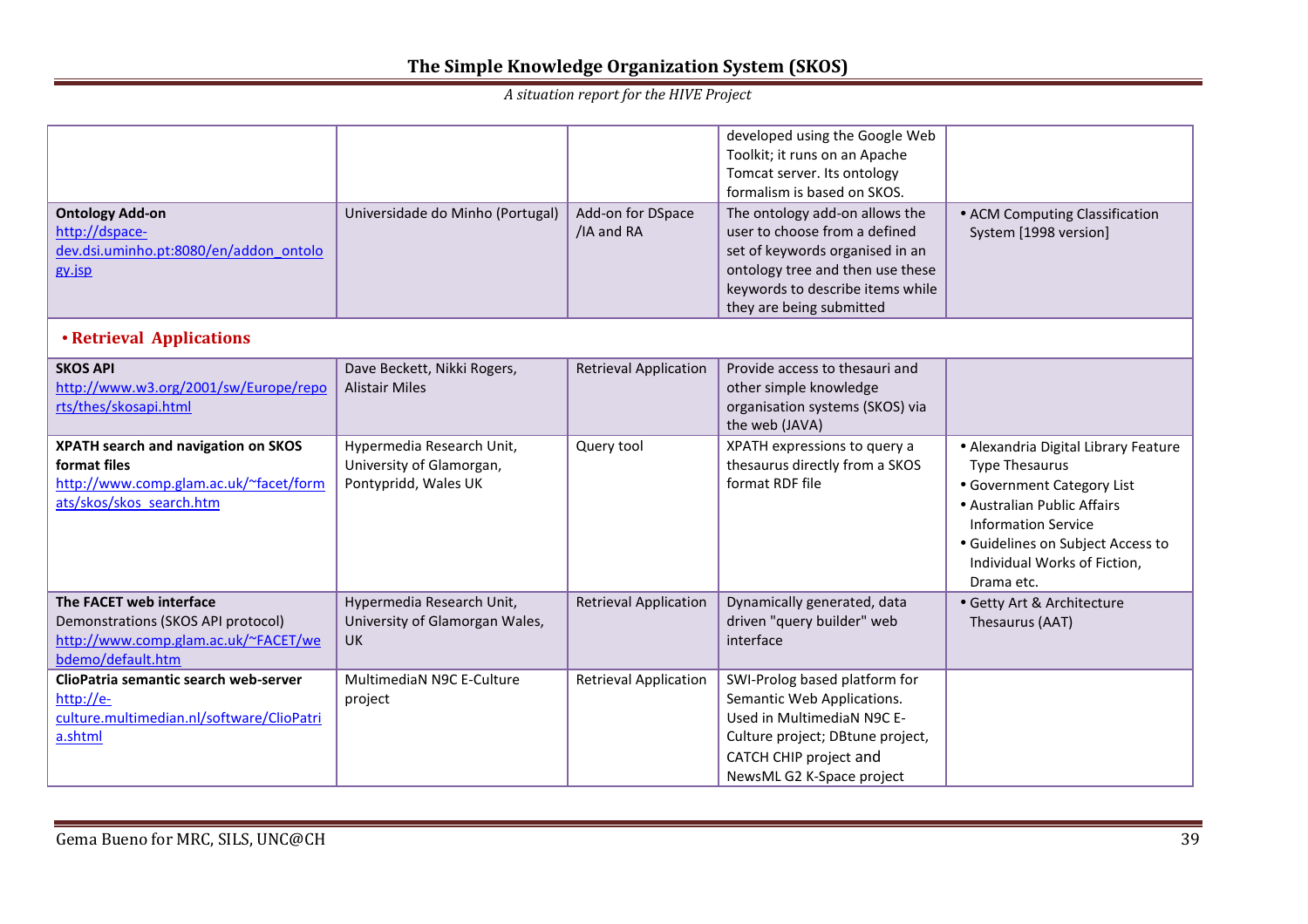| | | | | |
|---|---|---|---|---|
| | | | developed using the Google Web Toolkit; it runs on an Apache Tomcat server. Its ontology formalism is based on SKOS. | |
| **Ontology Add-on** http://dspace-dev.dsi.uminho.pt:8080/en/addon_ontology.jsp | Universidade do Minho (Portugal) | Add-on for DSpace /IA and RA | The ontology add-on allows the user to choose from a defined set of keywords organised in an ontology tree and then use these keywords to describe items while they are being submitted | • ACM Computing Classification System [1998 version] |
| **• Retrieval Applications** | | | | |
| **SKOS API** http://www.w3.org/2001/sw/Europe/reports/thes/skosapi.html | Dave Beckett, Nikki Rogers, Alistair Miles | Retrieval Application | Provide access to thesauri and other simple knowledge organisation systems (SKOS) via the web (JAVA) | |
| **XPATH search and navigation on SKOS format files** http://www.comp.glam.ac.uk/~facet/formats/skos/skos_search.htm | Hypermedia Research Unit, University of Glamorgan, Pontypridd, Wales UK | Query tool | XPATH expressions to query a thesaurus directly from a SKOS format RDF file | • Alexandria Digital Library Feature Type Thesaurus<br>• Government Category List<br>• Australian Public Affairs Information Service<br>• Guidelines on Subject Access to Individual Works of Fiction, Drama etc. |
| **The FACET web interface** Demonstrations (SKOS API protocol) http://www.comp.glam.ac.uk/~FACET/webdemo/default.htm | Hypermedia Research Unit, University of Glamorgan Wales, UK | Retrieval Application | Dynamically generated, data driven "query builder" web interface | • Getty Art & Architecture Thesaurus (AAT) |
| **ClioPatria semantic search web-server** http://e-culture.multimedian.nl/software/ClioPatria.shtml | MultimediaN N9C E-Culture project | Retrieval Application | SWI-Prolog based platform for Semantic Web Applications. Used in MultimediaN N9C E-Culture project; DBtune project, CATCH CHIP project and NewsML G2 K-Space project | |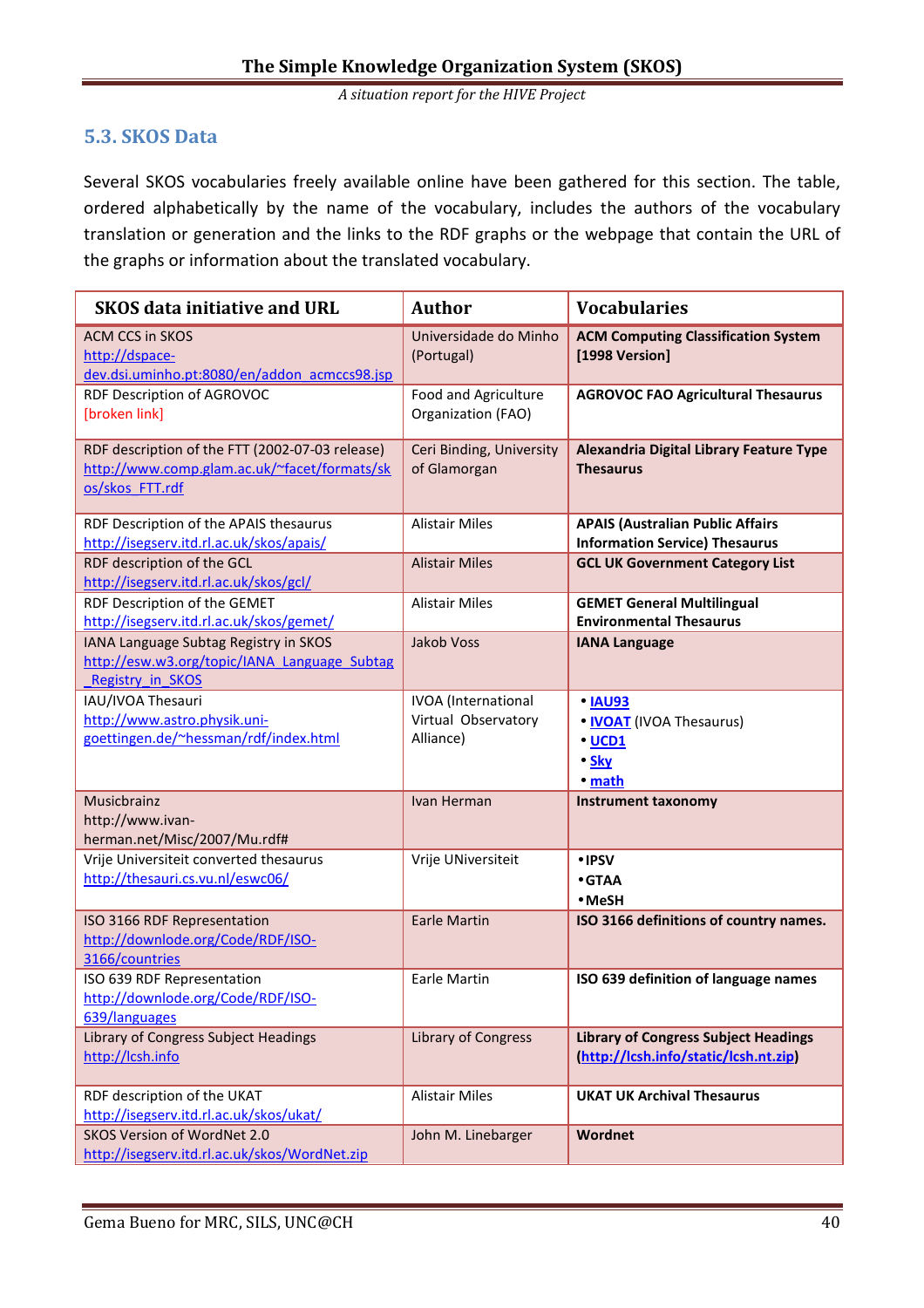## 5.3. SKOS Data

Several SKOS vocabularies freely available online have been gathered for this section. The table, ordered alphabetically by the name of the vocabulary, includes the authors of the vocabulary translation or generation and the links to the RDF graphs or the webpage that contain the URL of the graphs or information about the translated vocabulary.

| SKOS data initiative and URL | Author | Vocabularies |
|---|---|---|
| ACM CCS in SKOS<br>http://dspace-dev.dsi.uminho.pt:8080/en/addon_acmccs98.jsp | Universidade do Minho (Portugal) | **ACM Computing Classification System [1998 Version]** |
| RDF Description of AGROVOC<br>[broken link] | Food and Agriculture Organization (FAO) | **AGROVOC FAO Agricultural Thesaurus** |
| RDF description of the FTT (2002-07-03 release)<br>http://www.comp.glam.ac.uk/~facet/formats/skos/skos_FTT.rdf | Ceri Binding, University of Glamorgan | **Alexandria Digital Library Feature Type Thesaurus** |
| RDF Description of the APAIS thesaurus<br>http://isegserv.itd.rl.ac.uk/skos/apais/ | Alistair Miles | **APAIS (Australian Public Affairs Information Service) Thesaurus** |
| RDF description of the GCL<br>http://isegserv.itd.rl.ac.uk/skos/gcl/ | Alistair Miles | **GCL UK Government Category List** |
| RDF Description of the GEMET<br>http://isegserv.itd.rl.ac.uk/skos/gemet/ | Alistair Miles | **GEMET General Multilingual Environmental Thesaurus** |
| IANA Language Subtag Registry in SKOS<br>http://esw.w3.org/topic/IANA_Language_Subtag_Registry_in_SKOS | Jakob Voss | **IANA Language** |
| IAU/IVOA Thesauri<br>http://www.astro.physik.uni-goettingen.de/~hessman/rdf/index.html | IVOA (International Virtual Observatory Alliance) | • **IAU93**<br>• **IVOAT** (IVOA Thesaurus)<br>• **UCD1**<br>• **Sky**<br>• **math** |
| Musicbrainz<br>http://www.ivan-herman.net/Misc/2007/Mu.rdf# | Ivan Herman | **Instrument taxonomy** |
| Vrije Universiteit converted thesaurus<br>http://thesauri.cs.vu.nl/eswc06/ | Vrije UNiversiteit | • **IPSV**<br>• **GTAA**<br>• **MeSH** |
| ISO 3166 RDF Representation<br>http://downlode.org/Code/RDF/ISO-3166/countries | Earle Martin | **ISO 3166 definitions of country names.** |
| ISO 639 RDF Representation<br>http://downlode.org/Code/RDF/ISO-639/languages | Earle Martin | **ISO 639 definition of language names** |
| Library of Congress Subject Headings<br>http://lcsh.info | Library of Congress | **Library of Congress Subject Headings (http://lcsh.info/static/lcsh.nt.zip)** |
| RDF description of the UKAT<br>http://isegserv.itd.rl.ac.uk/skos/ukat/ | Alistair Miles | **UKAT UK Archival Thesaurus** |
| SKOS Version of WordNet 2.0<br>http://isegserv.itd.rl.ac.uk/skos/WordNet.zip | John M. Linebarger | **Wordnet** |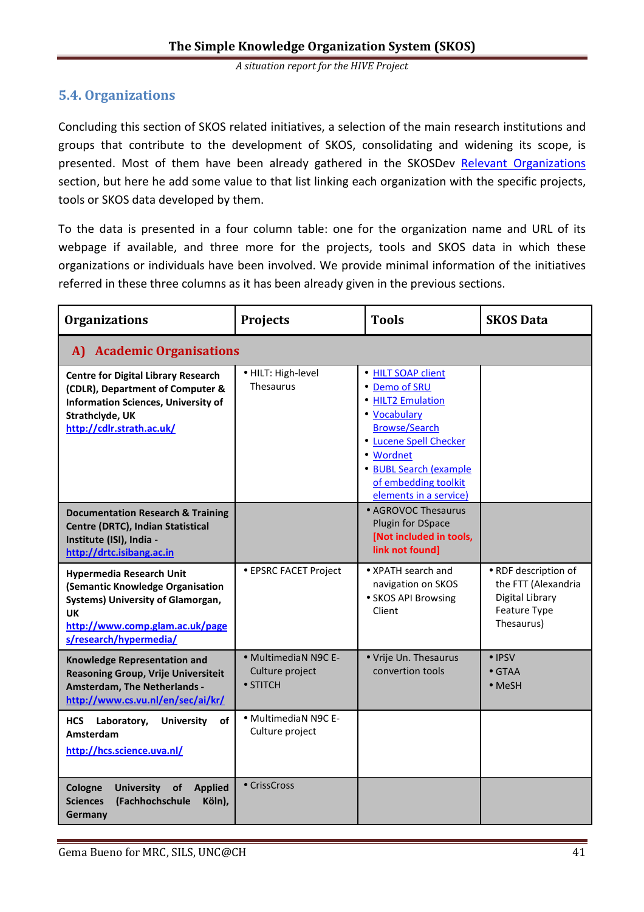## 5.4. Organizations

Concluding this section of SKOS related initiatives, a selection of the main research institutions and groups that contribute to the development of SKOS, consolidating and widening its scope, is presented. Most of them have been already gathered in the SKOSDev Relevant Organizations section, but here he add some value to that list linking each organization with the specific projects, tools or SKOS data developed by them.

To the data is presented in a four column table: one for the organization name and URL of its webpage if available, and three more for the projects, tools and SKOS data in which these organizations or individuals have been involved. We provide minimal information of the initiatives referred in these three columns as it has been already given in the previous sections.

| Organizations | Projects | Tools | SKOS Data |
|---|---|---|---|
| **A) Academic Organisations** | | | |
| **Centre for Digital Library Research (CDLR), Department of Computer & Information Sciences, University of Strathclyde, UK** **http://cdlr.strath.ac.uk/** | • HILT: High-level Thesaurus | • HILT SOAP client<br>• Demo of SRU<br>• HILT2 Emulation<br>• Vocabulary Browse/Search<br>• Lucene Spell Checker<br>• Wordnet<br>• BUBL Search (example of embedding toolkit elements in a service) | |
| **Documentation Research & Training Centre (DRTC), Indian Statistical Institute (ISI), India - http://drtc.isibang.ac.in** | | • AGROVOC Thesaurus Plugin for DSpace **[Not included in tools, link not found]** | |
| **Hypermedia Research Unit (Semantic Knowledge Organisation Systems) University of Glamorgan, UK** **http://www.comp.glam.ac.uk/pages/research/hypermedia/** | • EPSRC FACET Project | • XPATH search and navigation on SKOS<br>• SKOS API Browsing Client | • RDF description of the FTT (Alexandria Digital Library Feature Type Thesaurus) |
| **Knowledge Representation and Reasoning Group, Vrije Universiteit Amsterdam, The Netherlands - http://www.cs.vu.nl/en/sec/ai/kr/** | • MultimediaN N9C E-Culture project<br>• STITCH | • Vrije Un. Thesaurus convertion tools | • IPSV<br>• GTAA<br>• MeSH |
| **HCS Laboratory, University of Amsterdam** **http://hcs.science.uva.nl/** | • MultimediaN N9C E-Culture project | | |
| **Cologne University of Applied Sciences (Fachhochschule Köln), Germany** | • CrissCross | | |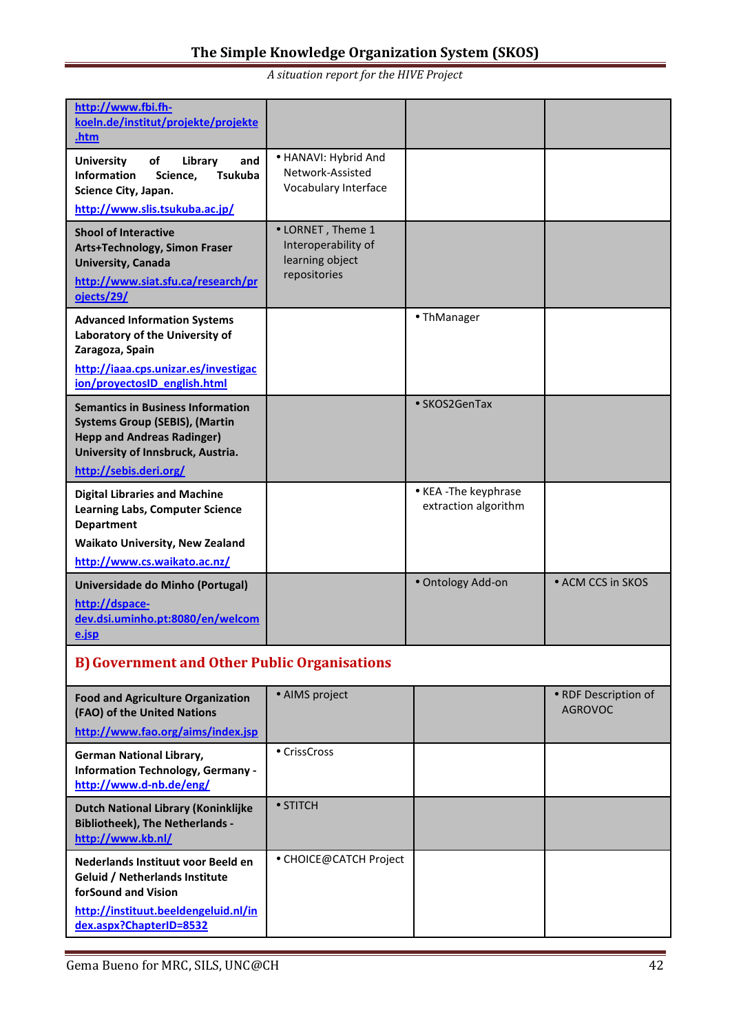| | | | |
|---|---|---|---|
| [http://www.fbi.fh-koeln.de/institut/projekte/projekte.htm](http://www.fbi.fh-koeln.de/institut/projekte/projekte.htm) | | | |
| **University of Library and Information Science, Tsukuba Science City, Japan.** [http://www.slis.tsukuba.ac.jp/](http://www.slis.tsukuba.ac.jp/) | • HANAVI: Hybrid And Network-Assisted Vocabulary Interface | | |
| **Shool of Interactive Arts+Technology, Simon Fraser University, Canada** [http://www.siat.sfu.ca/research/pr ojects/29/](http://www.siat.sfu.ca/research/projects/29/) | • LORNET , Theme 1 Interoperability of learning object repositories | | |
| **Advanced Information Systems Laboratory of the University of Zaragoza, Spain** [http://iaaa.cps.unizar.es/investigacion/proyectosID_english.html](http://iaaa.cps.unizar.es/investigacion/proyectosID_english.html) | | • ThManager | |
| **Semantics in Business Information Systems Group (SEBIS), (Martin Hepp and Andreas Radinger) University of Innsbruck, Austria.** [http://sebis.deri.org/](http://sebis.deri.org/) | | • SKOS2GenTax | |
| **Digital Libraries and Machine Learning Labs, Computer Science Department** **Waikato University, New Zealand** [http://www.cs.waikato.ac.nz/](http://www.cs.waikato.ac.nz/) | | • KEA -The keyphrase extraction algorithm | |
| **Universidade do Minho (Portugal)** [http://dspace-dev.dsi.uminho.pt:8080/en/welcome.jsp](http://dspace-dev.dsi.uminho.pt:8080/en/welcome.jsp) | | • Ontology Add-on | • ACM CCS in SKOS |
| **B) Government and Other Public Organisations** | | | |
| **Food and Agriculture Organization (FAO) of the United Nations** [http://www.fao.org/aims/index.jsp](http://www.fao.org/aims/index.jsp) | • AIMS project | | • RDF Description of AGROVOC |
| **German National Library, Information Technology, Germany -** [http://www.d-nb.de/eng/](http://www.d-nb.de/eng/) | • CrissCross | | |
| **Dutch National Library (Koninklijke Bibliotheek), The Netherlands -** [http://www.kb.nl/](http://www.kb.nl/) | • STITCH | | |
| **Nederlands Instituut voor Beeld en Geluid / Netherlands Institute forSound and Vision** [http://instituut.beeldengeluid.nl/index.aspx?ChapterID=8532](http://instituut.beeldengeluid.nl/index.aspx?ChapterID=8532) | • CHOICE@CATCH Project | | |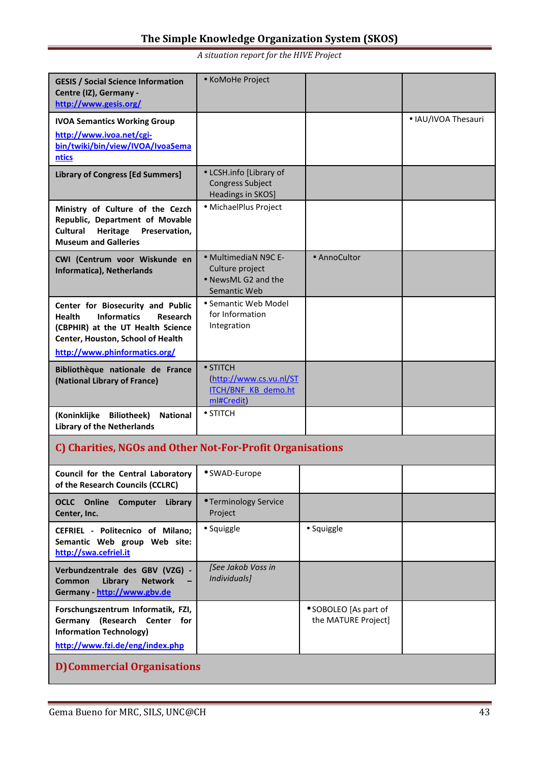| | | | |
|---|---|---|---|
| **GESIS / Social Science Information Centre (IZ), Germany - http://www.gesis.org/** | • KoMoHe Project | | |
| **IVOA Semantics Working Group** http://www.ivoa.net/cgi-bin/twiki/bin/view/IVOA/IvoaSemantics | | | • IAU/IVOA Thesauri |
| **Library of Congress [Ed Summers]** | • LCSH.info [Library of Congress Subject Headings in SKOS] | | |
| **Ministry of Culture of the Czech Republic, Department of Movable Cultural Heritage Preservation, Museum and Galleries** | • MichaelPlus Project | | |
| **CWI (Centrum voor Wiskunde en Informatica), Netherlands** | • MultimediaN N9C E-Culture project<br>• NewsML G2 and the Semantic Web | • AnnoCultor | |
| **Center for Biosecurity and Public Health Informatics Research (CBPHIR) at the UT Health Science Center, Houston, School of Health** http://www.phinformatics.org/ | • Semantic Web Model for Information Integration | | |
| **Bibliothèque nationale de France (National Library of France)** | • STITCH (http://www.cs.vu.nl/STITCH/BNF_KB_demo.html#Credit) | | |
| **(Koninklijke Biliotheek) National Library of the Netherlands** | • STITCH | | |
| **C) Charities, NGOs and Other Not-For-Profit Organisations** | | | |
| **Council for the Central Laboratory of the Research Councils (CCLRC)** | • SWAD-Europe | | |
| **OCLC Online Computer Library Center, Inc.** | • Terminology Service Project | | |
| **CEFRIEL - Politecnico of Milano; Semantic Web group Web site: http://swa.cefriel.it** | • Squiggle | • Squiggle | |
| **Verbundzentrale des GBV (VZG) - Common Library Network – Germany - http://www.gbv.de** | *[See Jakob Voss in Individuals]* | | |
| **Forschungszentrum Informatik, FZI, Germany (Research Center for Information Technology)** http://www.fzi.de/eng/index.php | | • SOBOLEO [As part of the MATURE Project] | |
| **D) Commercial Organisations** | | | |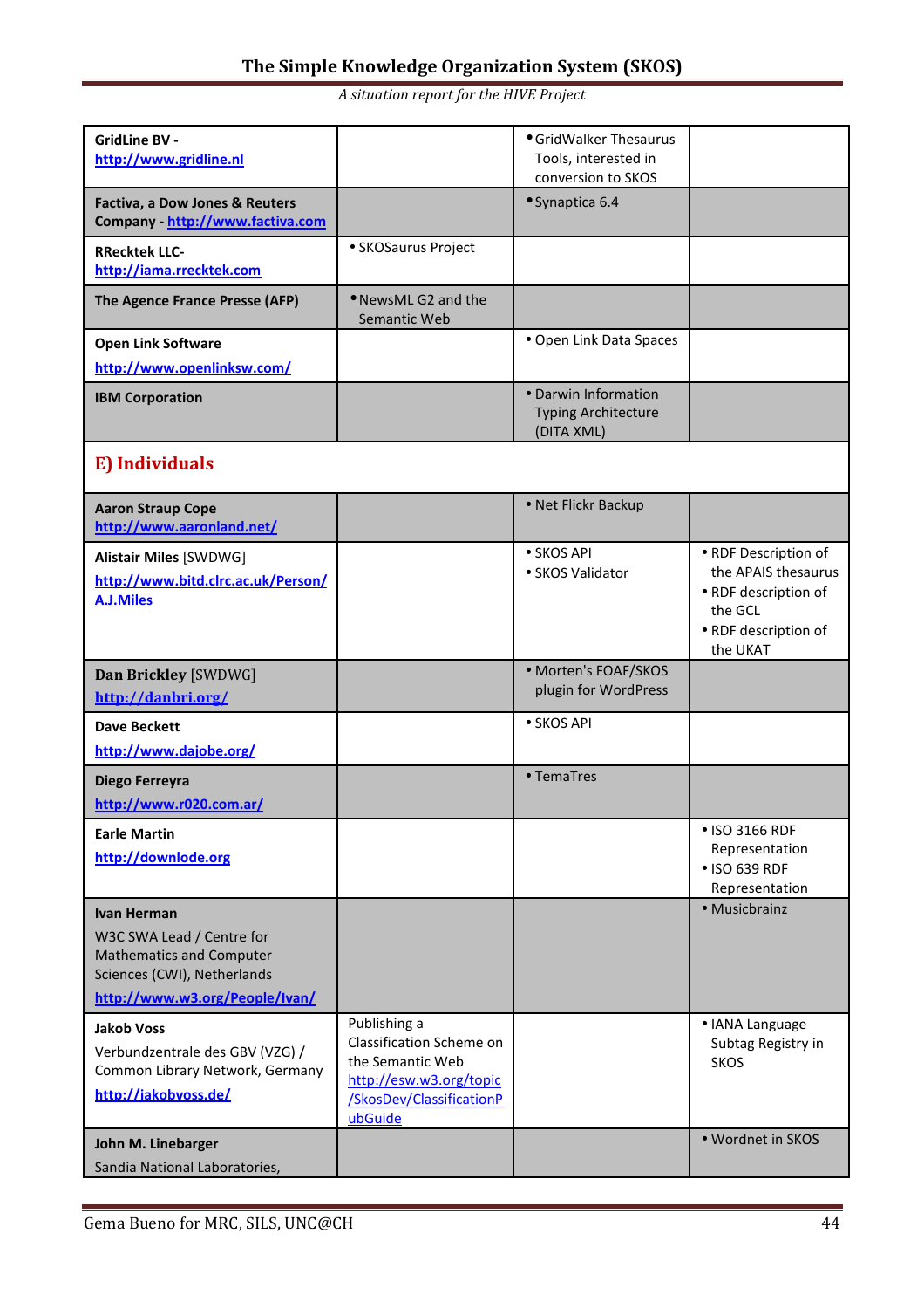| | | | |
|---|---|---|---|
| **GridLine BV -** **http://www.gridline.nl** | | • GridWalker Thesaurus Tools, interested in conversion to SKOS | |
| **Factiva, a Dow Jones & Reuters Company - http://www.factiva.com** | | • Synaptica 6.4 | |
| **RRecktek LLC-** **http://iama.rrecktek.com** | • SKOSaurus Project | | |
| **The Agence France Presse (AFP)** | • NewsML G2 and the Semantic Web | | |
| **Open Link Software** **http://www.openlinksw.com/** | | • Open Link Data Spaces | |
| **IBM Corporation** | | • Darwin Information Typing Architecture (DITA XML) | |

## E) Individuals

| | | | |
|---|---|---|---|
| **Aaron Straup Cope** **http://www.aaronland.net/** | | • Net Flickr Backup | |
| **Alistair Miles** [SWDWG] **http://www.bitd.clrc.ac.uk/Person/A.J.Miles** | | • SKOS API<br>• SKOS Validator | • RDF Description of the APAIS thesaurus<br>• RDF description of the GCL<br>• RDF description of the UKAT |
| **Dan Brickley** [SWDWG] **http://danbri.org/** | | • Morten's FOAF/SKOS plugin for WordPress | |
| **Dave Beckett** **http://www.dajobe.org/** | | • SKOS API | |
| **Diego Ferreyra** **http://www.r020.com.ar/** | | • TemaTres | |
| **Earle Martin** **http://downlode.org** | | | • ISO 3166 RDF Representation<br>• ISO 639 RDF Representation |
| **Ivan Herman** W3C SWA Lead / Centre for Mathematics and Computer Sciences (CWI), Netherlands **http://www.w3.org/People/Ivan/** | | | • Musicbrainz |
| **Jakob Voss** Verbundzentrale des GBV (VZG) / Common Library Network, Germany **http://jakobvoss.de/** | Publishing a Classification Scheme on the Semantic Web http://esw.w3.org/topic/SkosDev/ClassificationPubGuide | | • IANA Language Subtag Registry in SKOS |
| **John M. Linebarger** Sandia National Laboratories, | | | • Wordnet in SKOS |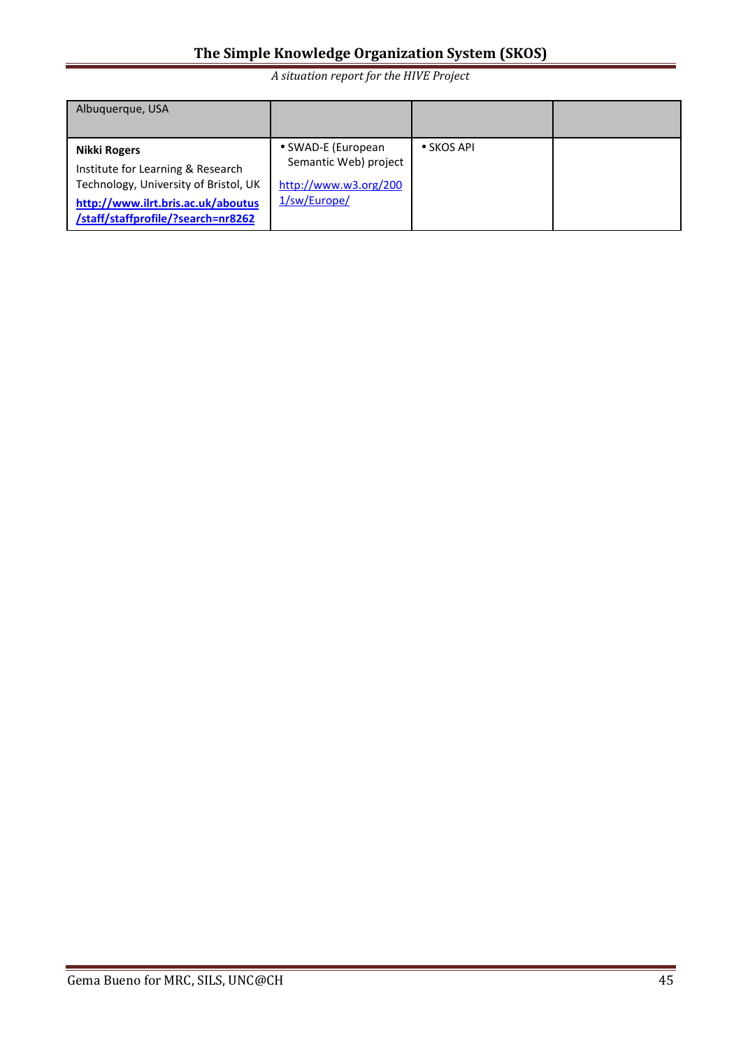| Albuquerque, USA | | | |
|---|---|---|---|
| **Nikki Rogers** Institute for Learning & Research Technology, University of Bristol, UK **http://www.ilrt.bris.ac.uk/aboutus/staff/staffprofile/?search=nr8262** | • SWAD-E (European Semantic Web) project http://www.w3.org/2001/sw/Europe/ | • SKOS API | |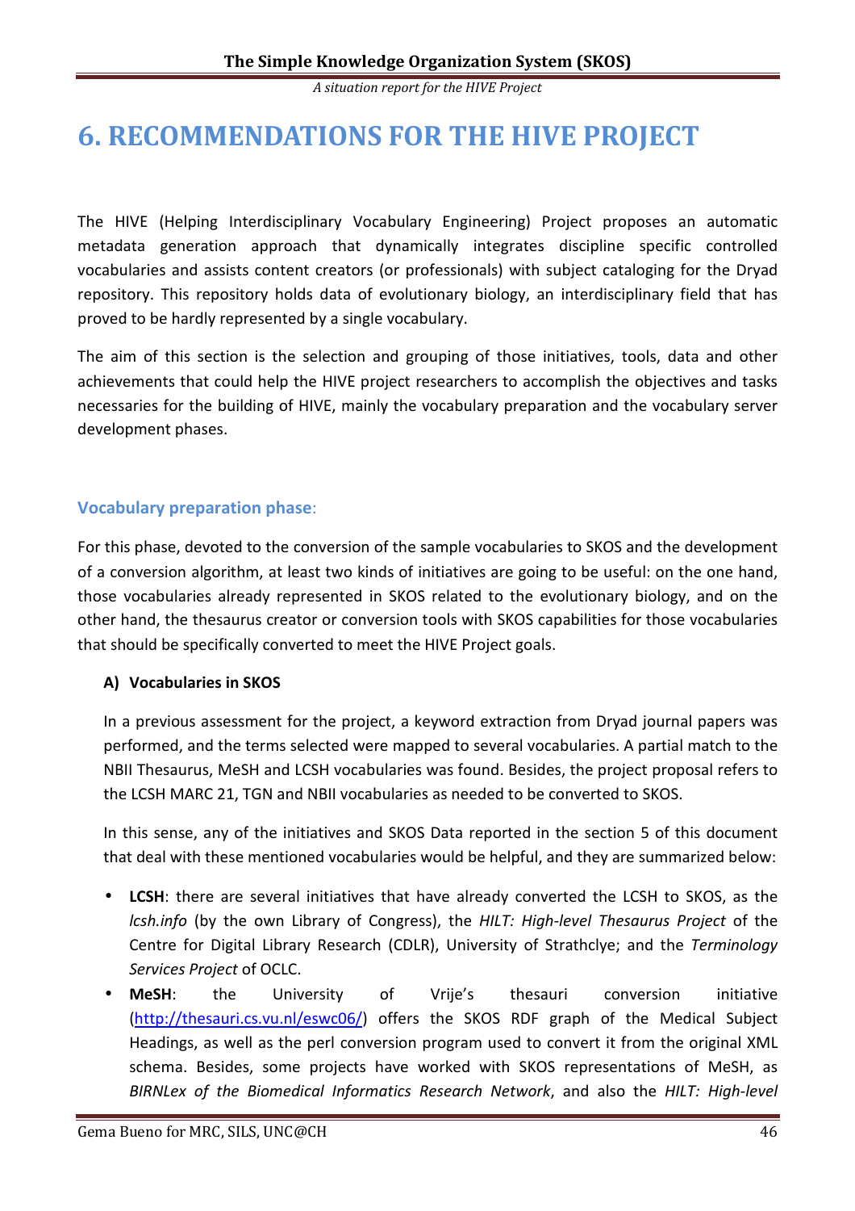# 6. RECOMMENDATIONS FOR THE HIVE PROJECT

The HIVE (Helping Interdisciplinary Vocabulary Engineering) Project proposes an automatic metadata generation approach that dynamically integrates discipline specific controlled vocabularies and assists content creators (or professionals) with subject cataloging for the Dryad repository. This repository holds data of evolutionary biology, an interdisciplinary field that has proved to be hardly represented by a single vocabulary.

The aim of this section is the selection and grouping of those initiatives, tools, data and other achievements that could help the HIVE project researchers to accomplish the objectives and tasks necessaries for the building of HIVE, mainly the vocabulary preparation and the vocabulary server development phases.

### Vocabulary preparation phase:

For this phase, devoted to the conversion of the sample vocabularies to SKOS and the development of a conversion algorithm, at least two kinds of initiatives are going to be useful: on the one hand, those vocabularies already represented in SKOS related to the evolutionary biology, and on the other hand, the thesaurus creator or conversion tools with SKOS capabilities for those vocabularies that should be specifically converted to meet the HIVE Project goals.

**A) Vocabularies in SKOS**

In a previous assessment for the project, a keyword extraction from Dryad journal papers was performed, and the terms selected were mapped to several vocabularies. A partial match to the NBII Thesaurus, MeSH and LCSH vocabularies was found. Besides, the project proposal refers to the LCSH MARC 21, TGN and NBII vocabularies as needed to be converted to SKOS.

In this sense, any of the initiatives and SKOS Data reported in the section 5 of this document that deal with these mentioned vocabularies would be helpful, and they are summarized below:

- **LCSH**: there are several initiatives that have already converted the LCSH to SKOS, as the *lcsh.info* (by the own Library of Congress), the *HILT: High-level Thesaurus Project* of the Centre for Digital Library Research (CDLR), University of Strathclye; and the *Terminology Services Project* of OCLC.
- **MeSH**: the University of Vrije's thesauri conversion initiative (http://thesauri.cs.vu.nl/eswc06/) offers the SKOS RDF graph of the Medical Subject Headings, as well as the perl conversion program used to convert it from the original XML schema. Besides, some projects have worked with SKOS representations of MeSH, as *BIRNLex of the Biomedical Informatics Research Network*, and also the *HILT: High-level*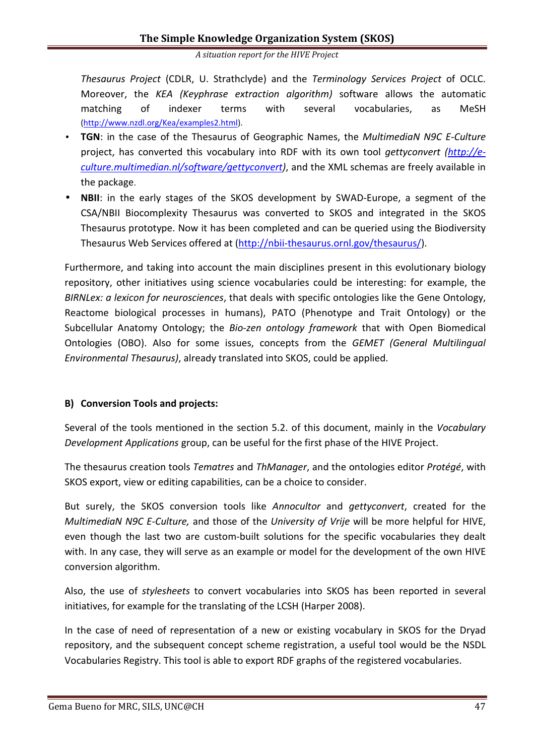*Thesaurus Project* (CDLR, U. Strathclyde) and the *Terminology Services Project* of OCLC. Moreover, the *KEA (Keyphrase extraction algorithm)* software allows the automatic matching of indexer terms with several vocabularies, as MeSH (http://www.nzdl.org/Kea/examples2.html).

- **TGN**: in the case of the Thesaurus of Geographic Names, the *MultimediaN N9C E-Culture* project, has converted this vocabulary into RDF with its own tool *gettyconvert (http://e-culture.multimedian.nl/software/gettyconvert)*, and the XML schemas are freely available in the package.
- **NBII**: in the early stages of the SKOS development by SWAD-Europe, a segment of the CSA/NBII Biocomplexity Thesaurus was converted to SKOS and integrated in the SKOS Thesaurus prototype. Now it has been completed and can be queried using the Biodiversity Thesaurus Web Services offered at (http://nbii-thesaurus.ornl.gov/thesaurus/).

Furthermore, and taking into account the main disciplines present in this evolutionary biology repository, other initiatives using science vocabularies could be interesting: for example, the *BIRNLex: a lexicon for neurosciences*, that deals with specific ontologies like the Gene Ontology, Reactome biological processes in humans), PATO (Phenotype and Trait Ontology) or the Subcellular Anatomy Ontology; the *Bio-zen ontology framework* that with Open Biomedical Ontologies (OBO). Also for some issues, concepts from the *GEMET (General Multilingual Environmental Thesaurus)*, already translated into SKOS, could be applied.

**B) Conversion Tools and projects:**

Several of the tools mentioned in the section 5.2. of this document, mainly in the *Vocabulary Development Applications* group, can be useful for the first phase of the HIVE Project.

The thesaurus creation tools *Tematres* and *ThManager*, and the ontologies editor *Protégé*, with SKOS export, view or editing capabilities, can be a choice to consider.

But surely, the SKOS conversion tools like *Annocultor* and *gettyconvert*, created for the *MultimediaN N9C E-Culture,* and those of the *University of Vrije* will be more helpful for HIVE, even though the last two are custom-built solutions for the specific vocabularies they dealt with. In any case, they will serve as an example or model for the development of the own HIVE conversion algorithm.

Also, the use of *stylesheets* to convert vocabularies into SKOS has been reported in several initiatives, for example for the translating of the LCSH (Harper 2008).

In the case of need of representation of a new or existing vocabulary in SKOS for the Dryad repository, and the subsequent concept scheme registration, a useful tool would be the NSDL Vocabularies Registry. This tool is able to export RDF graphs of the registered vocabularies.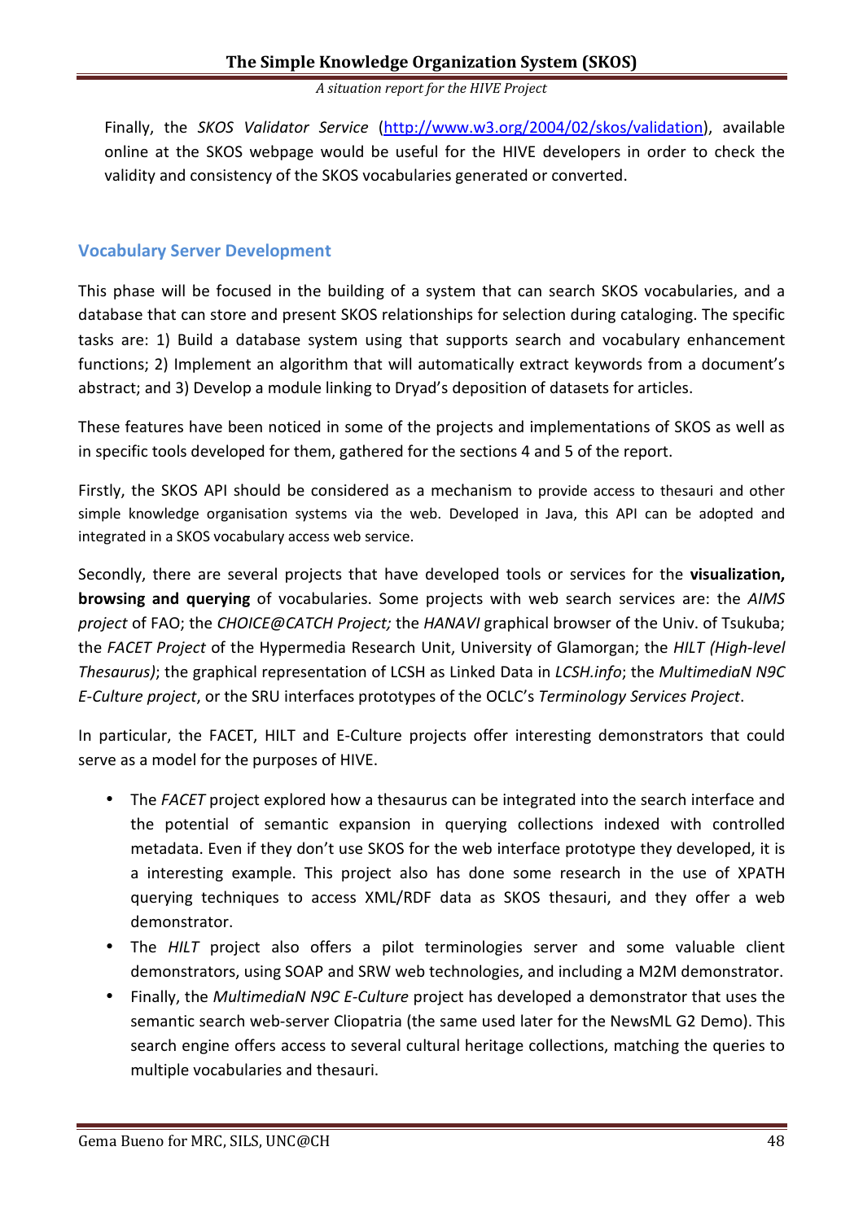Finally, the *SKOS Validator Service* (http://www.w3.org/2004/02/skos/validation), available online at the SKOS webpage would be useful for the HIVE developers in order to check the validity and consistency of the SKOS vocabularies generated or converted.

## Vocabulary Server Development

This phase will be focused in the building of a system that can search SKOS vocabularies, and a database that can store and present SKOS relationships for selection during cataloging. The specific tasks are: 1) Build a database system using that supports search and vocabulary enhancement functions; 2) Implement an algorithm that will automatically extract keywords from a document's abstract; and 3) Develop a module linking to Dryad's deposition of datasets for articles.

These features have been noticed in some of the projects and implementations of SKOS as well as in specific tools developed for them, gathered for the sections 4 and 5 of the report.

Firstly, the SKOS API should be considered as a mechanism to provide access to thesauri and other simple knowledge organisation systems via the web. Developed in Java, this API can be adopted and integrated in a SKOS vocabulary access web service.

Secondly, there are several projects that have developed tools or services for the **visualization, browsing and querying** of vocabularies. Some projects with web search services are: the *AIMS project* of FAO; the *CHOICE@CATCH Project;* the *HANAVI* graphical browser of the Univ. of Tsukuba; the *FACET Project* of the Hypermedia Research Unit, University of Glamorgan; the *HILT (High-level Thesaurus)*; the graphical representation of LCSH as Linked Data in *LCSH.info*; the *MultimediaN N9C E-Culture project*, or the SRU interfaces prototypes of the OCLC's *Terminology Services Project*.

In particular, the FACET, HILT and E-Culture projects offer interesting demonstrators that could serve as a model for the purposes of HIVE.

- The *FACET* project explored how a thesaurus can be integrated into the search interface and the potential of semantic expansion in querying collections indexed with controlled metadata. Even if they don't use SKOS for the web interface prototype they developed, it is a interesting example. This project also has done some research in the use of XPATH querying techniques to access XML/RDF data as SKOS thesauri, and they offer a web demonstrator.
- The *HILT* project also offers a pilot terminologies server and some valuable client demonstrators, using SOAP and SRW web technologies, and including a M2M demonstrator.
- Finally, the *MultimediaN N9C E-Culture* project has developed a demonstrator that uses the semantic search web-server Cliopatria (the same used later for the NewsML G2 Demo). This search engine offers access to several cultural heritage collections, matching the queries to multiple vocabularies and thesauri.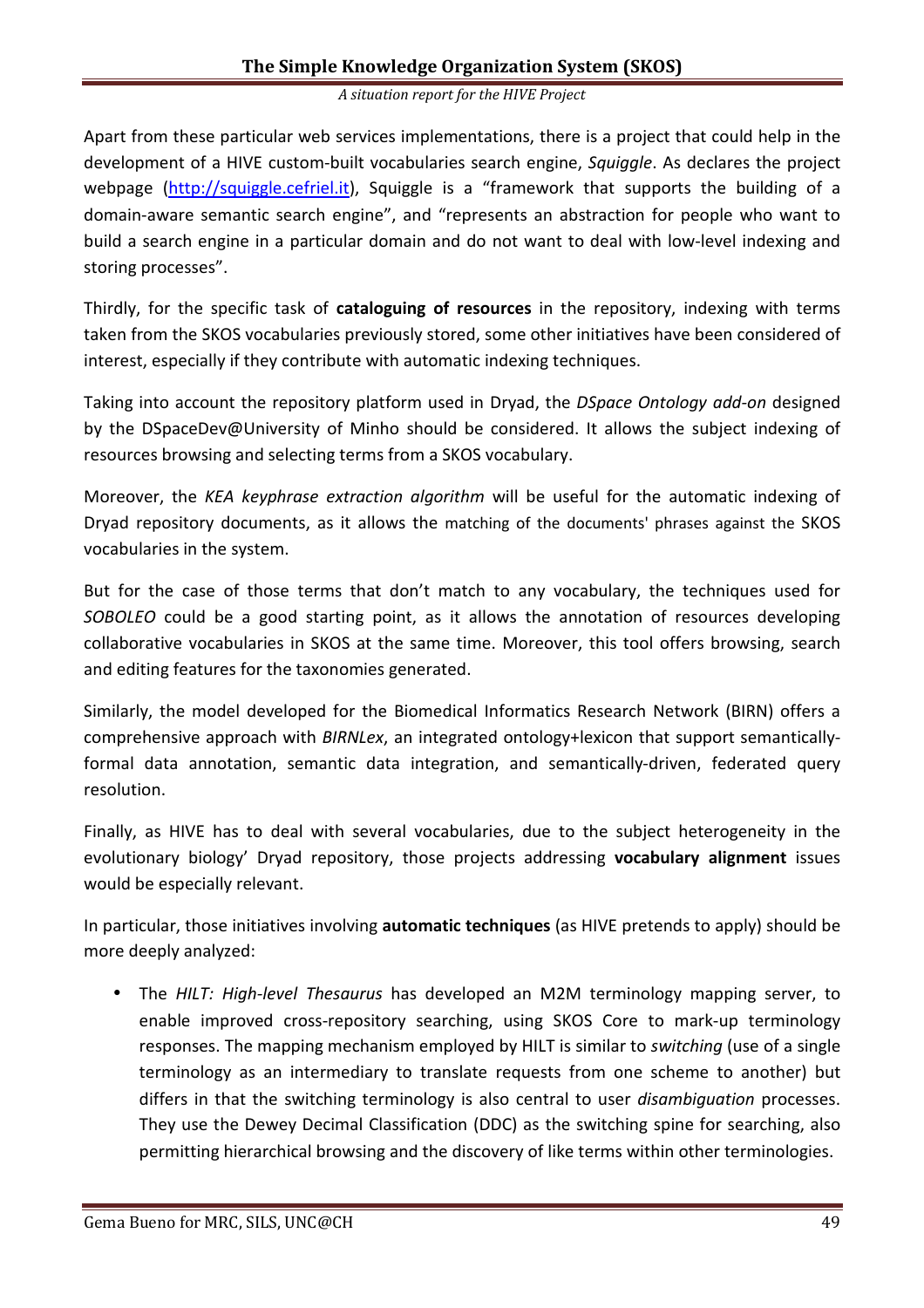Apart from these particular web services implementations, there is a project that could help in the development of a HIVE custom-built vocabularies search engine, *Squiggle*. As declares the project webpage (http://squiggle.cefriel.it), Squiggle is a "framework that supports the building of a domain-aware semantic search engine", and "represents an abstraction for people who want to build a search engine in a particular domain and do not want to deal with low-level indexing and storing processes".

Thirdly, for the specific task of **cataloguing of resources** in the repository, indexing with terms taken from the SKOS vocabularies previously stored, some other initiatives have been considered of interest, especially if they contribute with automatic indexing techniques.

Taking into account the repository platform used in Dryad, the *DSpace Ontology add-on* designed by the DSpaceDev@University of Minho should be considered. It allows the subject indexing of resources browsing and selecting terms from a SKOS vocabulary.

Moreover, the *KEA keyphrase extraction algorithm* will be useful for the automatic indexing of Dryad repository documents, as it allows the matching of the documents' phrases against the SKOS vocabularies in the system.

But for the case of those terms that don't match to any vocabulary, the techniques used for *SOBOLEO* could be a good starting point, as it allows the annotation of resources developing collaborative vocabularies in SKOS at the same time. Moreover, this tool offers browsing, search and editing features for the taxonomies generated.

Similarly, the model developed for the Biomedical Informatics Research Network (BIRN) offers a comprehensive approach with *BIRNLex*, an integrated ontology+lexicon that support semantically-formal data annotation, semantic data integration, and semantically-driven, federated query resolution.

Finally, as HIVE has to deal with several vocabularies, due to the subject heterogeneity in the evolutionary biology' Dryad repository, those projects addressing **vocabulary alignment** issues would be especially relevant.

In particular, those initiatives involving **automatic techniques** (as HIVE pretends to apply) should be more deeply analyzed:

- The *HILT: High-level Thesaurus* has developed an M2M terminology mapping server, to enable improved cross-repository searching, using SKOS Core to mark-up terminology responses. The mapping mechanism employed by HILT is similar to *switching* (use of a single terminology as an intermediary to translate requests from one scheme to another) but differs in that the switching terminology is also central to user *disambiguation* processes. They use the Dewey Decimal Classification (DDC) as the switching spine for searching, also permitting hierarchical browsing and the discovery of like terms within other terminologies.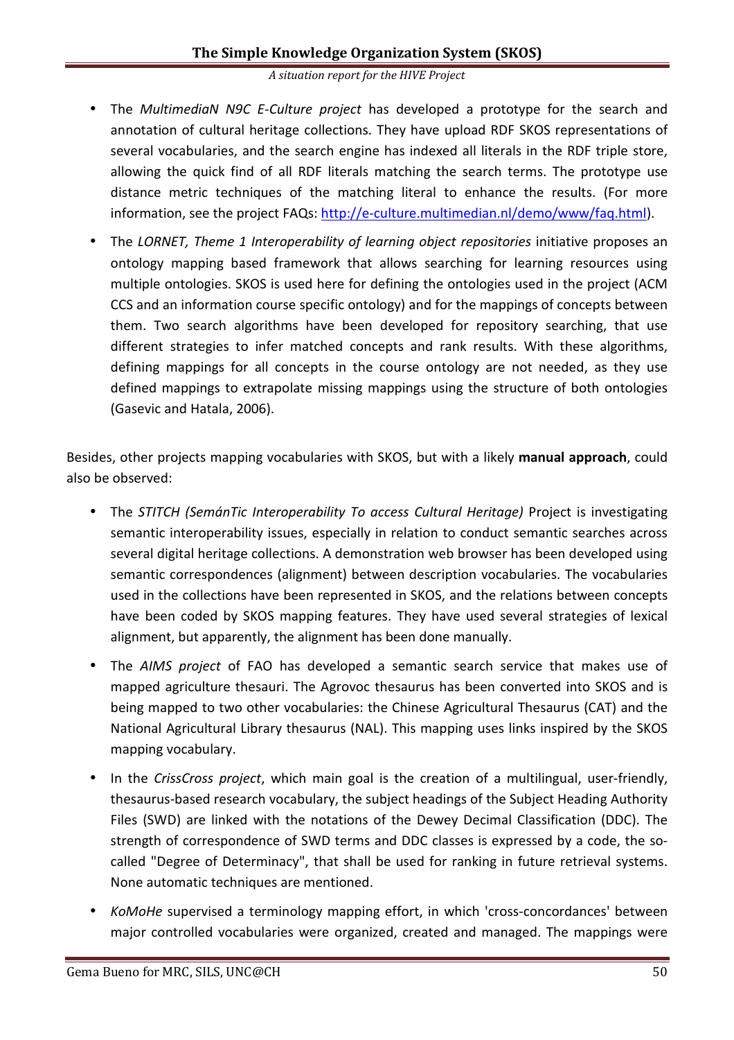- The *MultimediaN N9C E-Culture project* has developed a prototype for the search and annotation of cultural heritage collections. They have upload RDF SKOS representations of several vocabularies, and the search engine has indexed all literals in the RDF triple store, allowing the quick find of all RDF literals matching the search terms. The prototype use distance metric techniques of the matching literal to enhance the results. (For more information, see the project FAQs: http://e-culture.multimedian.nl/demo/www/faq.html).

- The *LORNET, Theme 1 Interoperability of learning object repositories* initiative proposes an ontology mapping based framework that allows searching for learning resources using multiple ontologies. SKOS is used here for defining the ontologies used in the project (ACM CCS and an information course specific ontology) and for the mappings of concepts between them. Two search algorithms have been developed for repository searching, that use different strategies to infer matched concepts and rank results. With these algorithms, defining mappings for all concepts in the course ontology are not needed, as they use defined mappings to extrapolate missing mappings using the structure of both ontologies (Gasevic and Hatala, 2006).

Besides, other projects mapping vocabularies with SKOS, but with a likely **manual approach**, could also be observed:

- The *STITCH (SemánTic Interoperability To access Cultural Heritage)* Project is investigating semantic interoperability issues, especially in relation to conduct semantic searches across several digital heritage collections. A demonstration web browser has been developed using semantic correspondences (alignment) between description vocabularies. The vocabularies used in the collections have been represented in SKOS, and the relations between concepts have been coded by SKOS mapping features. They have used several strategies of lexical alignment, but apparently, the alignment has been done manually.

- The *AIMS project* of FAO has developed a semantic search service that makes use of mapped agriculture thesauri. The Agrovoc thesaurus has been converted into SKOS and is being mapped to two other vocabularies: the Chinese Agricultural Thesaurus (CAT) and the National Agricultural Library thesaurus (NAL). This mapping uses links inspired by the SKOS mapping vocabulary.

- In the *CrissCross project*, which main goal is the creation of a multilingual, user-friendly, thesaurus-based research vocabulary, the subject headings of the Subject Heading Authority Files (SWD) are linked with the notations of the Dewey Decimal Classification (DDC). The strength of correspondence of SWD terms and DDC classes is expressed by a code, the so-called "Degree of Determinacy", that shall be used for ranking in future retrieval systems. None automatic techniques are mentioned.

- *KoMoHe* supervised a terminology mapping effort, in which 'cross-concordances' between major controlled vocabularies were organized, created and managed. The mappings were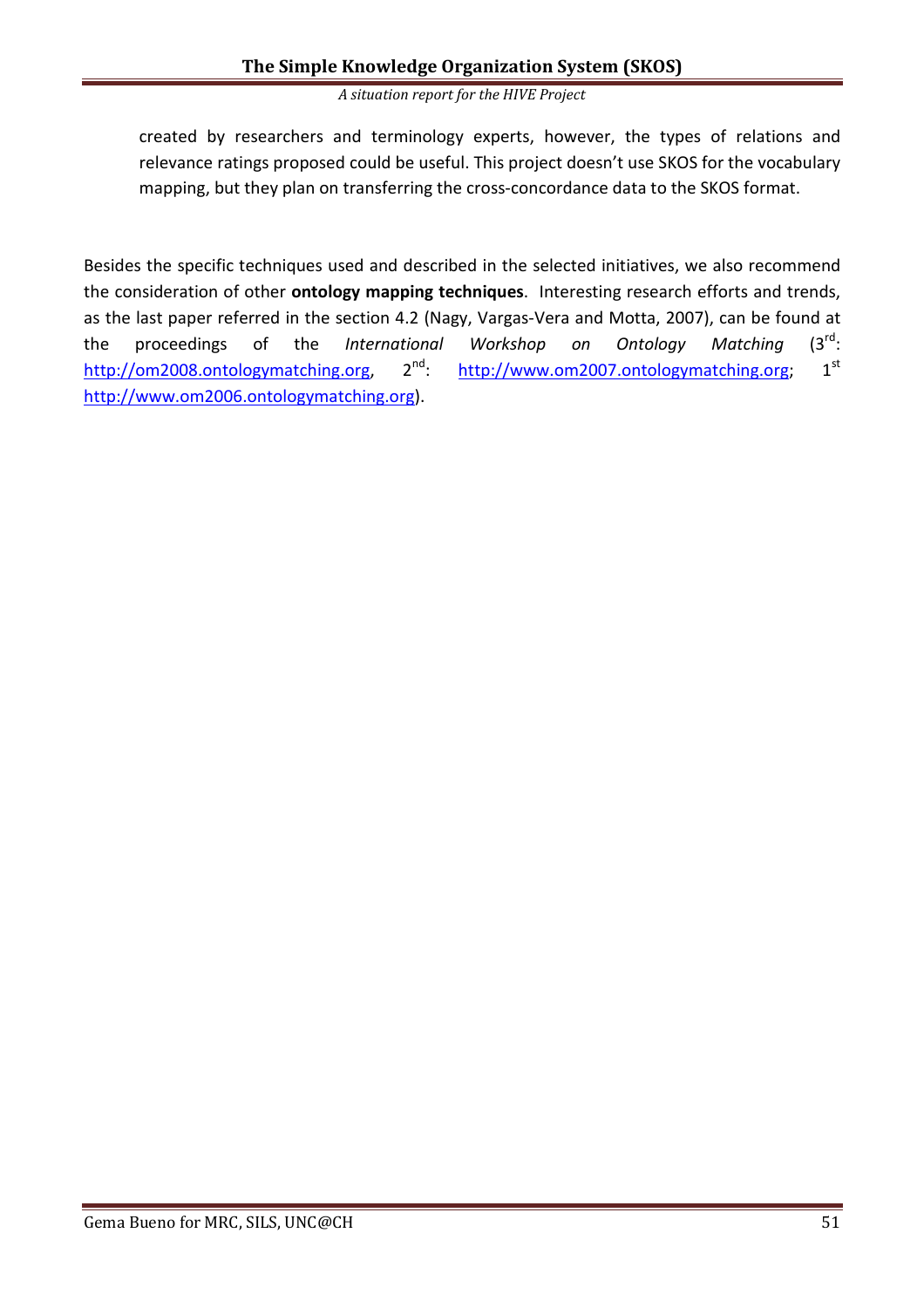created by researchers and terminology experts, however, the types of relations and relevance ratings proposed could be useful. This project doesn't use SKOS for the vocabulary mapping, but they plan on transferring the cross-concordance data to the SKOS format.

Besides the specific techniques used and described in the selected initiatives, we also recommend the consideration of other **ontology mapping techniques**. Interesting research efforts and trends, as the last paper referred in the section 4.2 (Nagy, Vargas-Vera and Motta, 2007), can be found at the proceedings of the *International Workshop on Ontology Matching* (3rd: http://om2008.ontologymatching.org, 2nd: http://www.om2007.ontologymatching.org; 1st http://www.om2006.ontologymatching.org).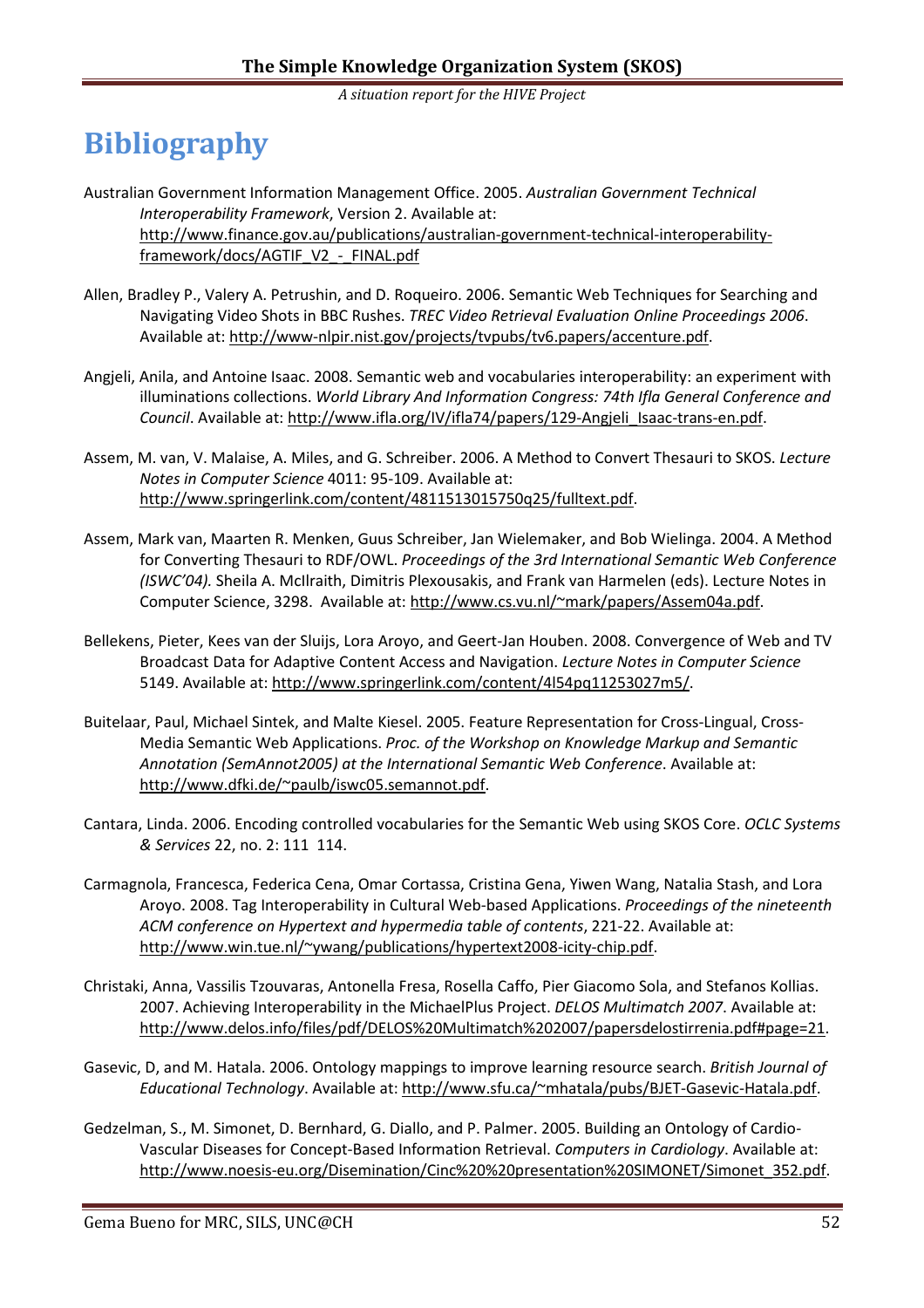# Bibliography

Australian Government Information Management Office. 2005. *Australian Government Technical Interoperability Framework*, Version 2. Available at: http://www.finance.gov.au/publications/australian-government-technical-interoperability-framework/docs/AGTIF_V2_-_FINAL.pdf

Allen, Bradley P., Valery A. Petrushin, and D. Roqueiro. 2006. Semantic Web Techniques for Searching and Navigating Video Shots in BBC Rushes. *TREC Video Retrieval Evaluation Online Proceedings 2006*. Available at: http://www-nlpir.nist.gov/projects/tvpubs/tv6.papers/accenture.pdf.

Angjeli, Anila, and Antoine Isaac. 2008. Semantic web and vocabularies interoperability: an experiment with illuminations collections. *World Library And Information Congress: 74th Ifla General Conference and Council*. Available at: http://www.ifla.org/IV/ifla74/papers/129-Angjeli_Isaac-trans-en.pdf.

Assem, M. van, V. Malaise, A. Miles, and G. Schreiber. 2006. A Method to Convert Thesauri to SKOS. *Lecture Notes in Computer Science* 4011: 95-109. Available at: http://www.springerlink.com/content/4811513015750q25/fulltext.pdf.

Assem, Mark van, Maarten R. Menken, Guus Schreiber, Jan Wielemaker, and Bob Wielinga. 2004. A Method for Converting Thesauri to RDF/OWL. *Proceedings of the 3rd International Semantic Web Conference (ISWC'04).* Sheila A. McIlraith, Dimitris Plexousakis, and Frank van Harmelen (eds). Lecture Notes in Computer Science, 3298. Available at: http://www.cs.vu.nl/~mark/papers/Assem04a.pdf.

Bellekens, Pieter, Kees van der Sluijs, Lora Aroyo, and Geert-Jan Houben. 2008. Convergence of Web and TV Broadcast Data for Adaptive Content Access and Navigation. *Lecture Notes in Computer Science* 5149. Available at: http://www.springerlink.com/content/4l54pq11253027m5/.

Buitelaar, Paul, Michael Sintek, and Malte Kiesel. 2005. Feature Representation for Cross-Lingual, Cross-Media Semantic Web Applications. *Proc. of the Workshop on Knowledge Markup and Semantic Annotation (SemAnnot2005) at the International Semantic Web Conference*. Available at: http://www.dfki.de/~paulb/iswc05.semannot.pdf.

Cantara, Linda. 2006. Encoding controlled vocabularies for the Semantic Web using SKOS Core. *OCLC Systems & Services* 22, no. 2: 111 114.

Carmagnola, Francesca, Federica Cena, Omar Cortassa, Cristina Gena, Yiwen Wang, Natalia Stash, and Lora Aroyo. 2008. Tag Interoperability in Cultural Web-based Applications. *Proceedings of the nineteenth ACM conference on Hypertext and hypermedia table of contents*, 221-22. Available at: http://www.win.tue.nl/~ywang/publications/hypertext2008-icity-chip.pdf.

Christaki, Anna, Vassilis Tzouvaras, Antonella Fresa, Rosella Caffo, Pier Giacomo Sola, and Stefanos Kollias. 2007. Achieving Interoperability in the MichaelPlus Project. *DELOS Multimatch 2007*. Available at: http://www.delos.info/files/pdf/DELOS%20Multimatch%202007/papersdelostirrenia.pdf#page=21.

Gasevic, D, and M. Hatala. 2006. Ontology mappings to improve learning resource search. *British Journal of Educational Technology*. Available at: http://www.sfu.ca/~mhatala/pubs/BJET-Gasevic-Hatala.pdf.

Gedzelman, S., M. Simonet, D. Bernhard, G. Diallo, and P. Palmer. 2005. Building an Ontology of Cardio-Vascular Diseases for Concept-Based Information Retrieval. *Computers in Cardiology*. Available at: http://www.noesis-eu.org/Disemination/Cinc%20%20presentation%20SIMONET/Simonet_352.pdf.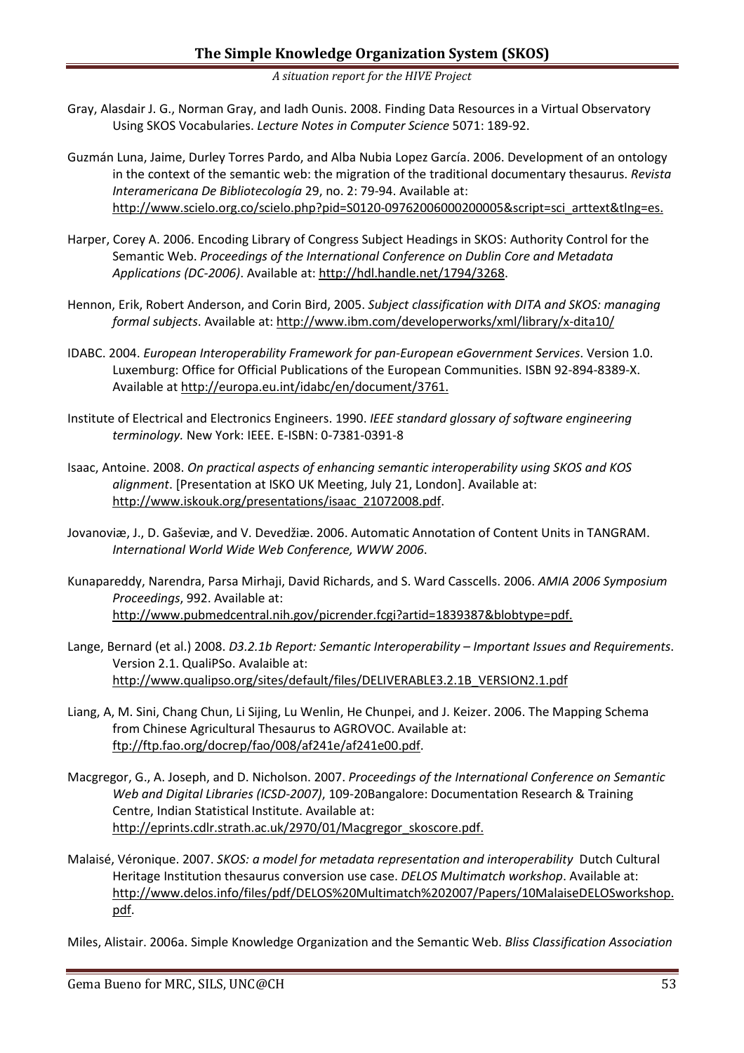Gray, Alasdair J. G., Norman Gray, and Iadh Ounis. 2008. Finding Data Resources in a Virtual Observatory Using SKOS Vocabularies. *Lecture Notes in Computer Science* 5071: 189-92.

Guzmán Luna, Jaime, Durley Torres Pardo, and Alba Nubia Lopez García. 2006. Development of an ontology in the context of the semantic web: the migration of the traditional documentary thesaurus. *Revista Interamericana De Bibliotecología* 29, no. 2: 79-94. Available at: http://www.scielo.org.co/scielo.php?pid=S0120-09762006000200005&script=sci_arttext&tlng=es.

Harper, Corey A. 2006. Encoding Library of Congress Subject Headings in SKOS: Authority Control for the Semantic Web. *Proceedings of the International Conference on Dublin Core and Metadata Applications (DC-2006)*. Available at: http://hdl.handle.net/1794/3268.

Hennon, Erik, Robert Anderson, and Corin Bird, 2005. *Subject classification with DITA and SKOS: managing formal subjects*. Available at: http://www.ibm.com/developerworks/xml/library/x-dita10/

IDABC. 2004. *European Interoperability Framework for pan-European eGovernment Services*. Version 1.0. Luxemburg: Office for Official Publications of the European Communities. ISBN 92-894-8389-X. Available at http://europa.eu.int/idabc/en/document/3761.

Institute of Electrical and Electronics Engineers. 1990. *IEEE standard glossary of software engineering terminology.* New York: IEEE. E-ISBN: 0-7381-0391-8

Isaac, Antoine. 2008. *On practical aspects of enhancing semantic interoperability using SKOS and KOS alignment*. [Presentation at ISKO UK Meeting, July 21, London]. Available at: http://www.iskouk.org/presentations/isaac_21072008.pdf.

Jovanoviæ, J., D. Gaševiæ, and V. Devedžiæ. 2006. Automatic Annotation of Content Units in TANGRAM. *International World Wide Web Conference, WWW 2006*.

Kunapareddy, Narendra, Parsa Mirhaji, David Richards, and S. Ward Casscells. 2006. *AMIA 2006 Symposium Proceedings*, 992. Available at: http://www.pubmedcentral.nih.gov/picrender.fcgi?artid=1839387&blobtype=pdf.

Lange, Bernard (et al.) 2008. *D3.2.1b Report: Semantic Interoperability – Important Issues and Requirements*. Version 2.1. QualiPSo. Avalaible at: http://www.qualipso.org/sites/default/files/DELIVERABLE3.2.1B_VERSION2.1.pdf

Liang, A, M. Sini, Chang Chun, Li Sijing, Lu Wenlin, He Chunpei, and J. Keizer. 2006. The Mapping Schema from Chinese Agricultural Thesaurus to AGROVOC. Available at: ftp://ftp.fao.org/docrep/fao/008/af241e/af241e00.pdf.

Macgregor, G., A. Joseph, and D. Nicholson. 2007. *Proceedings of the International Conference on Semantic Web and Digital Libraries (ICSD-2007)*, 109-20Bangalore: Documentation Research & Training Centre, Indian Statistical Institute. Available at: http://eprints.cdlr.strath.ac.uk/2970/01/Macgregor_skoscore.pdf.

Malaisé, Véronique. 2007. *SKOS: a model for metadata representation and interoperability* Dutch Cultural Heritage Institution thesaurus conversion use case. *DELOS Multimatch workshop*. Available at: http://www.delos.info/files/pdf/DELOS%20Multimatch%202007/Papers/10MalaiseDELOSworkshop.pdf.

Miles, Alistair. 2006a. Simple Knowledge Organization and the Semantic Web. *Bliss Classification Association*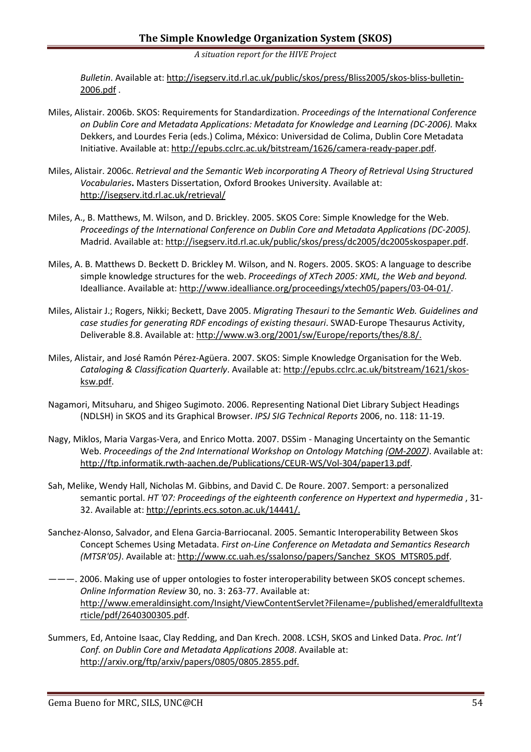*Bulletin*. Available at: http://isegserv.itd.rl.ac.uk/public/skos/press/Bliss2005/skos-bliss-bulletin-2006.pdf .

Miles, Alistair. 2006b. SKOS: Requirements for Standardization. *Proceedings of the International Conference on Dublin Core and Metadata Applications: Metadata for Knowledge and Learning (DC-2006).* Makx Dekkers, and Lourdes Feria (eds.) Colima, México: Universidad de Colima, Dublin Core Metadata Initiative. Available at: http://epubs.cclrc.ac.uk/bitstream/1626/camera-ready-paper.pdf.

Miles, Alistair. 2006c. *Retrieval and the Semantic Web incorporating A Theory of Retrieval Using Structured Vocabularies***.** Masters Dissertation, Oxford Brookes University. Available at: http://isegserv.itd.rl.ac.uk/retrieval/

Miles, A., B. Matthews, M. Wilson, and D. Brickley. 2005. SKOS Core: Simple Knowledge for the Web. *Proceedings of the International Conference on Dublin Core and Metadata Applications (DC-2005).* Madrid. Available at: http://isegserv.itd.rl.ac.uk/public/skos/press/dc2005/dc2005skospaper.pdf.

Miles, A. B. Matthews D. Beckett D. Brickley M. Wilson, and N. Rogers. 2005. SKOS: A language to describe simple knowledge structures for the web. *Proceedings of XTech 2005: XML, the Web and beyond.* Idealliance. Available at: http://www.idealliance.org/proceedings/xtech05/papers/03-04-01/.

Miles, Alistair J.; Rogers, Nikki; Beckett, Dave 2005. *Migrating Thesauri to the Semantic Web. Guidelines and case studies for generating RDF encodings of existing thesauri*. SWAD-Europe Thesaurus Activity, Deliverable 8.8. Available at: http://www.w3.org/2001/sw/Europe/reports/thes/8.8/.

Miles, Alistair, and José Ramón Pérez-Agüera. 2007. SKOS: Simple Knowledge Organisation for the Web. *Cataloging & Classification Quarterly*. Available at: http://epubs.cclrc.ac.uk/bitstream/1621/skos-ksw.pdf.

Nagamori, Mitsuharu, and Shigeo Sugimoto. 2006. Representing National Diet Library Subject Headings (NDLSH) in SKOS and its Graphical Browser. *IPSJ SIG Technical Reports* 2006, no. 118: 11-19.

Nagy, Miklos, Maria Vargas-Vera, and Enrico Motta. 2007. DSSim - Managing Uncertainty on the Semantic Web. *Proceedings of the 2nd International Workshop on Ontology Matching (OM-2007)*. Available at: http://ftp.informatik.rwth-aachen.de/Publications/CEUR-WS/Vol-304/paper13.pdf.

Sah, Melike, Wendy Hall, Nicholas M. Gibbins, and David C. De Roure. 2007. Semport: a personalized semantic portal. *HT '07: Proceedings of the eighteenth conference on Hypertext and hypermedia* , 31-32. Available at: http://eprints.ecs.soton.ac.uk/14441/.

Sanchez-Alonso, Salvador, and Elena Garcia-Barriocanal. 2005. Semantic Interoperability Between Skos Concept Schemes Using Metadata. *First on-Line Conference on Metadata and Semantics Research (MTSR'05)*. Available at: http://www.cc.uah.es/ssalonso/papers/Sanchez_SKOS_MTSR05.pdf.

———. 2006. Making use of upper ontologies to foster interoperability between SKOS concept schemes. *Online Information Review* 30, no. 3: 263-77. Available at: http://www.emeraldinsight.com/Insight/ViewContentServlet?Filename=/published/emeraldfulltextarticle/pdf/2640300305.pdf.

Summers, Ed, Antoine Isaac, Clay Redding, and Dan Krech. 2008. LCSH, SKOS and Linked Data. *Proc. Int'l Conf. on Dublin Core and Metadata Applications 2008*. Available at: http://arxiv.org/ftp/arxiv/papers/0805/0805.2855.pdf.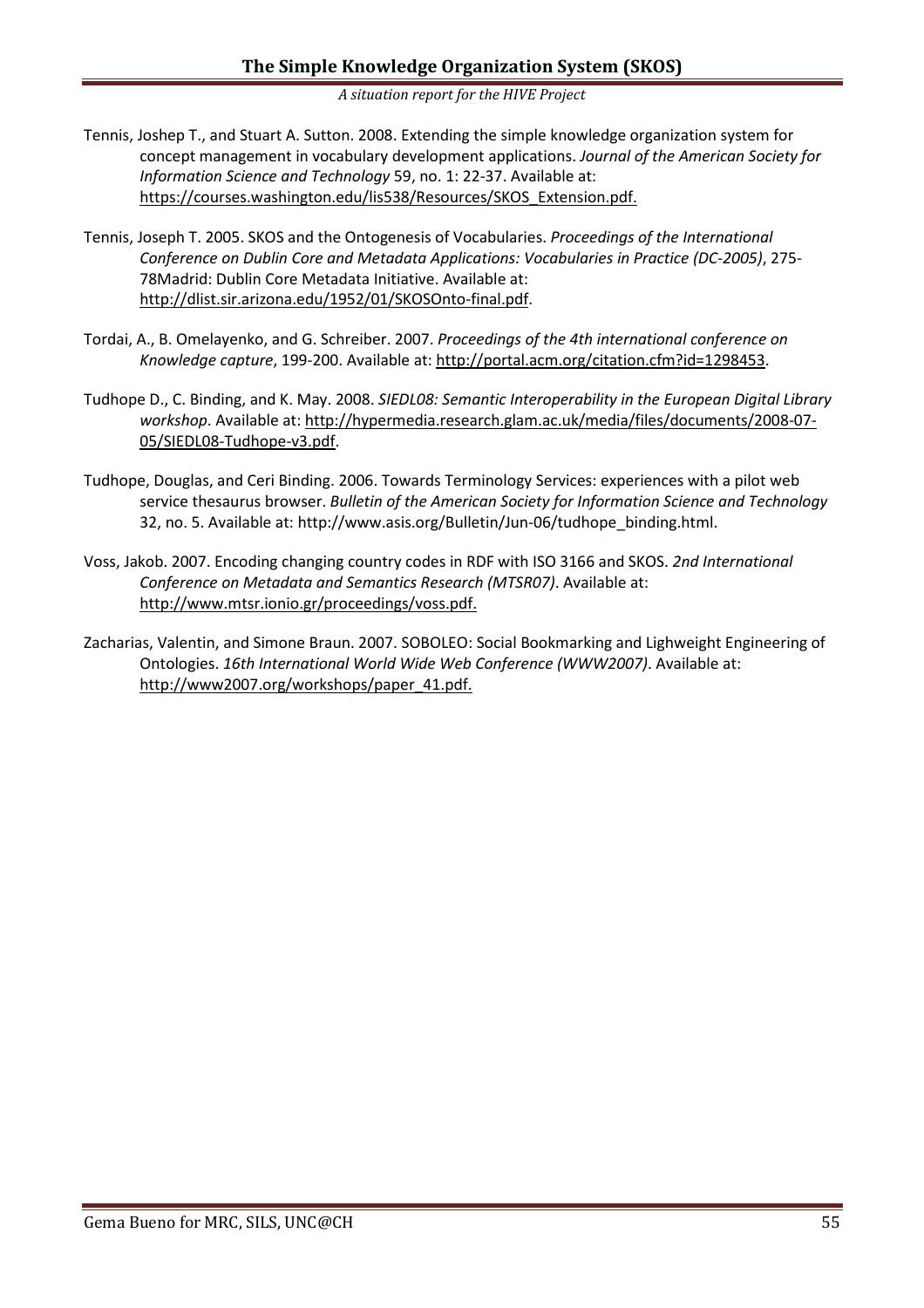Tennis, Joshep T., and Stuart A. Sutton. 2008. Extending the simple knowledge organization system for concept management in vocabulary development applications. *Journal of the American Society for Information Science and Technology* 59, no. 1: 22-37. Available at: https://courses.washington.edu/lis538/Resources/SKOS_Extension.pdf.

Tennis, Joseph T. 2005. SKOS and the Ontogenesis of Vocabularies. *Proceedings of the International Conference on Dublin Core and Metadata Applications: Vocabularies in Practice (DC-2005)*, 275-78Madrid: Dublin Core Metadata Initiative. Available at: http://dlist.sir.arizona.edu/1952/01/SKOSOnto-final.pdf.

Tordai, A., B. Omelayenko, and G. Schreiber. 2007. *Proceedings of the 4th international conference on Knowledge capture*, 199-200. Available at: http://portal.acm.org/citation.cfm?id=1298453.

Tudhope D., C. Binding, and K. May. 2008. *SIEDL08: Semantic Interoperability in the European Digital Library workshop*. Available at: http://hypermedia.research.glam.ac.uk/media/files/documents/2008-07-05/SIEDL08-Tudhope-v3.pdf.

Tudhope, Douglas, and Ceri Binding. 2006. Towards Terminology Services: experiences with a pilot web service thesaurus browser. *Bulletin of the American Society for Information Science and Technology* 32, no. 5. Available at: http://www.asis.org/Bulletin/Jun-06/tudhope_binding.html.

Voss, Jakob. 2007. Encoding changing country codes in RDF with ISO 3166 and SKOS. *2nd International Conference on Metadata and Semantics Research (MTSR07)*. Available at: http://www.mtsr.ionio.gr/proceedings/voss.pdf.

Zacharias, Valentin, and Simone Braun. 2007. SOBOLEO: Social Bookmarking and Lighweight Engineering of Ontologies. *16th International World Wide Web Conference (WWW2007)*. Available at: http://www2007.org/workshops/paper_41.pdf.